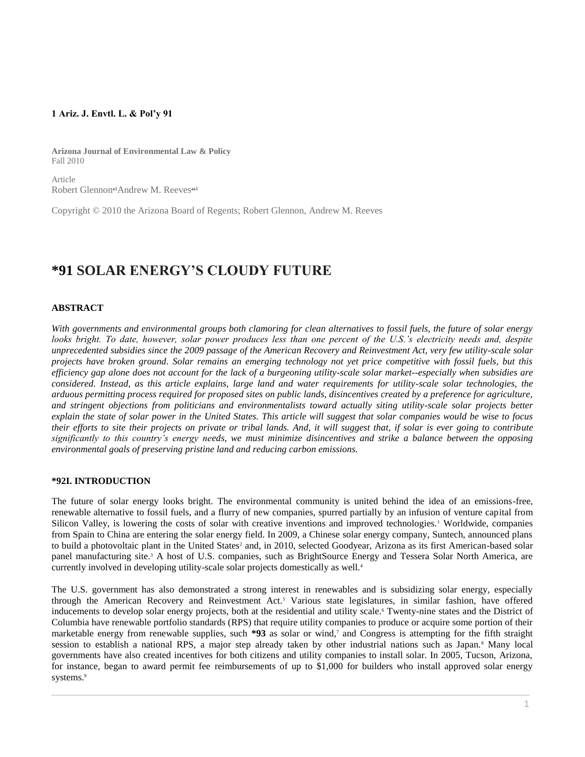**1 Ariz. J. Envtl. L. & Pol'y 91**

**Arizona Journal of Environmental Law & Policy**
Fall 2010

Article
Robert Glennon[a1] Andrew M. Reeves[aa1]

Copyright © 2010 the Arizona Board of Regents; Robert Glennon, Andrew M. Reeves

# *91 SOLAR ENERGY'S CLOUDY FUTURE

### ABSTRACT

*With governments and environmental groups both clamoring for clean alternatives to fossil fuels, the future of solar energy looks bright. To date, however, solar power produces less than one percent of the U.S.'s electricity needs and, despite unprecedented subsidies since the 2009 passage of the American Recovery and Reinvestment Act, very few utility-scale solar projects have broken ground. Solar remains an emerging technology not yet price competitive with fossil fuels, but this efficiency gap alone does not account for the lack of a burgeoning utility-scale solar market--especially when subsidies are considered. Instead, as this article explains, large land and water requirements for utility-scale solar technologies, the arduous permitting process required for proposed sites on public lands, disincentives created by a preference for agriculture, and stringent objections from politicians and environmentalists toward actually siting utility-scale solar projects better explain the state of solar power in the United States. This article will suggest that solar companies would be wise to focus their efforts to site their projects on private or tribal lands. And, it will suggest that, if solar is ever going to contribute significantly to this country's energy needs, we must minimize disincentives and strike a balance between the opposing environmental goals of preserving pristine land and reducing carbon emissions.*

### *92I. INTRODUCTION

The future of solar energy looks bright. The environmental community is united behind the idea of an emissions-free, renewable alternative to fossil fuels, and a flurry of new companies, spurred partially by an infusion of venture capital from Silicon Valley, is lowering the costs of solar with creative inventions and improved technologies.[1] Worldwide, companies from Spain to China are entering the solar energy field. In 2009, a Chinese solar energy company, Suntech, announced plans to build a photovoltaic plant in the United States[2] and, in 2010, selected Goodyear, Arizona as its first American-based solar panel manufacturing site.[3] A host of U.S. companies, such as BrightSource Energy and Tessera Solar North America, are currently involved in developing utility-scale solar projects domestically as well.[4]

The U.S. government has also demonstrated a strong interest in renewables and is subsidizing solar energy, especially through the American Recovery and Reinvestment Act.[5] Various state legislatures, in similar fashion, have offered inducements to develop solar energy projects, both at the residential and utility scale.[6] Twenty-nine states and the District of Columbia have renewable portfolio standards (RPS) that require utility companies to produce or acquire some portion of their marketable energy from renewable supplies, such **\*93** as solar or wind,[7] and Congress is attempting for the fifth straight session to establish a national RPS, a major step already taken by other industrial nations such as Japan.[8] Many local governments have also created incentives for both citizens and utility companies to install solar. In 2005, Tucson, Arizona, for instance, began to award permit fee reimbursements of up to $1,000 for builders who install approved solar energy systems.[9]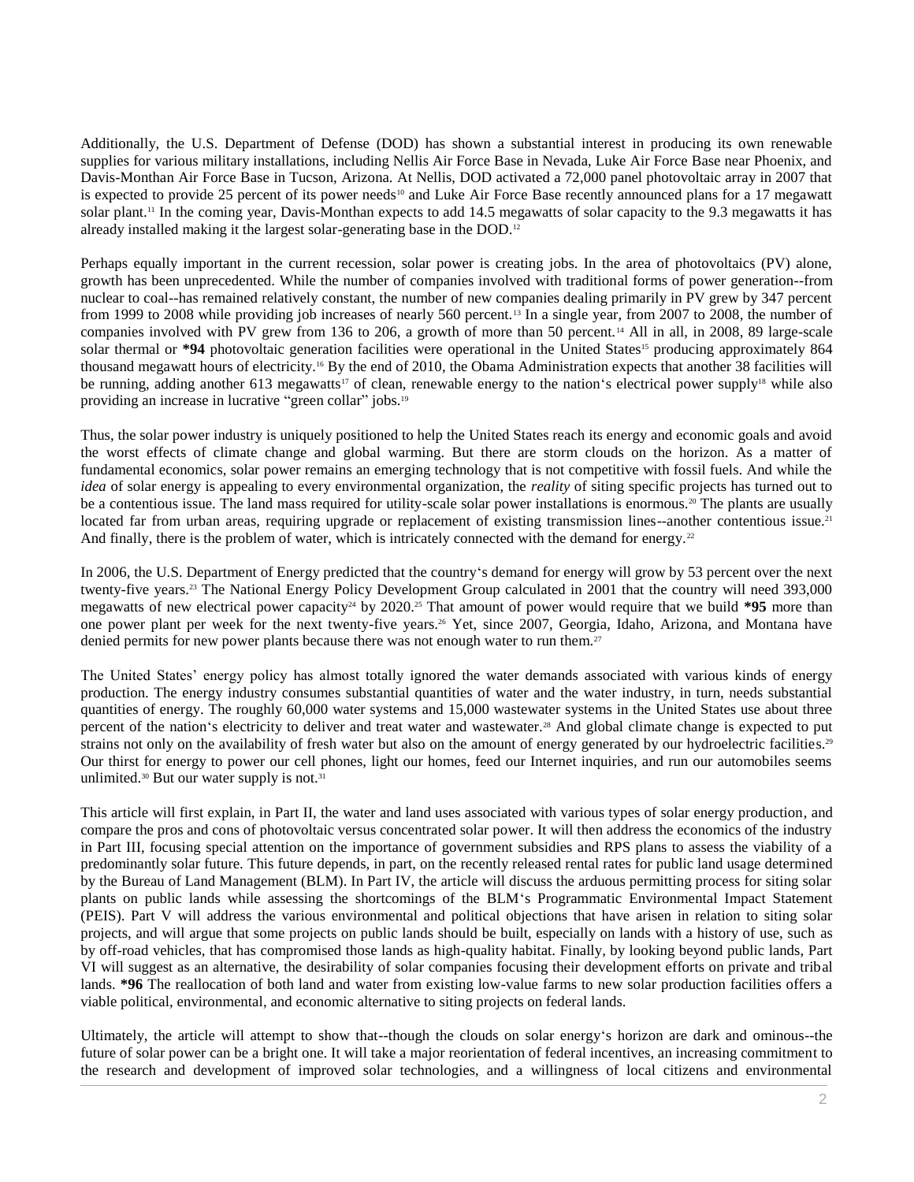Additionally, the U.S. Department of Defense (DOD) has shown a substantial interest in producing its own renewable supplies for various military installations, including Nellis Air Force Base in Nevada, Luke Air Force Base near Phoenix, and Davis-Monthan Air Force Base in Tucson, Arizona. At Nellis, DOD activated a 72,000 panel photovoltaic array in 2007 that is expected to provide 25 percent of its power needs[10] and Luke Air Force Base recently announced plans for a 17 megawatt solar plant.[11] In the coming year, Davis-Monthan expects to add 14.5 megawatts of solar capacity to the 9.3 megawatts it has already installed making it the largest solar-generating base in the DOD.[12]

Perhaps equally important in the current recession, solar power is creating jobs. In the area of photovoltaics (PV) alone, growth has been unprecedented. While the number of companies involved with traditional forms of power generation--from nuclear to coal--has remained relatively constant, the number of new companies dealing primarily in PV grew by 347 percent from 1999 to 2008 while providing job increases of nearly 560 percent.[13] In a single year, from 2007 to 2008, the number of companies involved with PV grew from 136 to 206, a growth of more than 50 percent.[14] All in all, in 2008, 89 large-scale solar thermal or **\*94** photovoltaic generation facilities were operational in the United States[15] producing approximately 864 thousand megawatt hours of electricity.[16] By the end of 2010, the Obama Administration expects that another 38 facilities will be running, adding another 613 megawatts[17] of clean, renewable energy to the nation's electrical power supply[18] while also providing an increase in lucrative "green collar" jobs.[19]

Thus, the solar power industry is uniquely positioned to help the United States reach its energy and economic goals and avoid the worst effects of climate change and global warming. But there are storm clouds on the horizon. As a matter of fundamental economics, solar power remains an emerging technology that is not competitive with fossil fuels. And while the *idea* of solar energy is appealing to every environmental organization, the *reality* of siting specific projects has turned out to be a contentious issue. The land mass required for utility-scale solar power installations is enormous.[20] The plants are usually located far from urban areas, requiring upgrade or replacement of existing transmission lines--another contentious issue.[21] And finally, there is the problem of water, which is intricately connected with the demand for energy.[22]

In 2006, the U.S. Department of Energy predicted that the country's demand for energy will grow by 53 percent over the next twenty-five years.[23] The National Energy Policy Development Group calculated in 2001 that the country will need 393,000 megawatts of new electrical power capacity[24] by 2020.[25] That amount of power would require that we build **\*95** more than one power plant per week for the next twenty-five years.[26] Yet, since 2007, Georgia, Idaho, Arizona, and Montana have denied permits for new power plants because there was not enough water to run them.[27]

The United States' energy policy has almost totally ignored the water demands associated with various kinds of energy production. The energy industry consumes substantial quantities of water and the water industry, in turn, needs substantial quantities of energy. The roughly 60,000 water systems and 15,000 wastewater systems in the United States use about three percent of the nation's electricity to deliver and treat water and wastewater.[28] And global climate change is expected to put strains not only on the availability of fresh water but also on the amount of energy generated by our hydroelectric facilities.[29] Our thirst for energy to power our cell phones, light our homes, feed our Internet inquiries, and run our automobiles seems unlimited.[30] But our water supply is not.[31]

This article will first explain, in Part II, the water and land uses associated with various types of solar energy production, and compare the pros and cons of photovoltaic versus concentrated solar power. It will then address the economics of the industry in Part III, focusing special attention on the importance of government subsidies and RPS plans to assess the viability of a predominantly solar future. This future depends, in part, on the recently released rental rates for public land usage determined by the Bureau of Land Management (BLM). In Part IV, the article will discuss the arduous permitting process for siting solar plants on public lands while assessing the shortcomings of the BLM's Programmatic Environmental Impact Statement (PEIS). Part V will address the various environmental and political objections that have arisen in relation to siting solar projects, and will argue that some projects on public lands should be built, especially on lands with a history of use, such as by off-road vehicles, that has compromised those lands as high-quality habitat. Finally, by looking beyond public lands, Part VI will suggest as an alternative, the desirability of solar companies focusing their development efforts on private and tribal lands. **\*96** The reallocation of both land and water from existing low-value farms to new solar production facilities offers a viable political, environmental, and economic alternative to siting projects on federal lands.

Ultimately, the article will attempt to show that--though the clouds on solar energy's horizon are dark and ominous--the future of solar power can be a bright one. It will take a major reorientation of federal incentives, an increasing commitment to the research and development of improved solar technologies, and a willingness of local citizens and environmental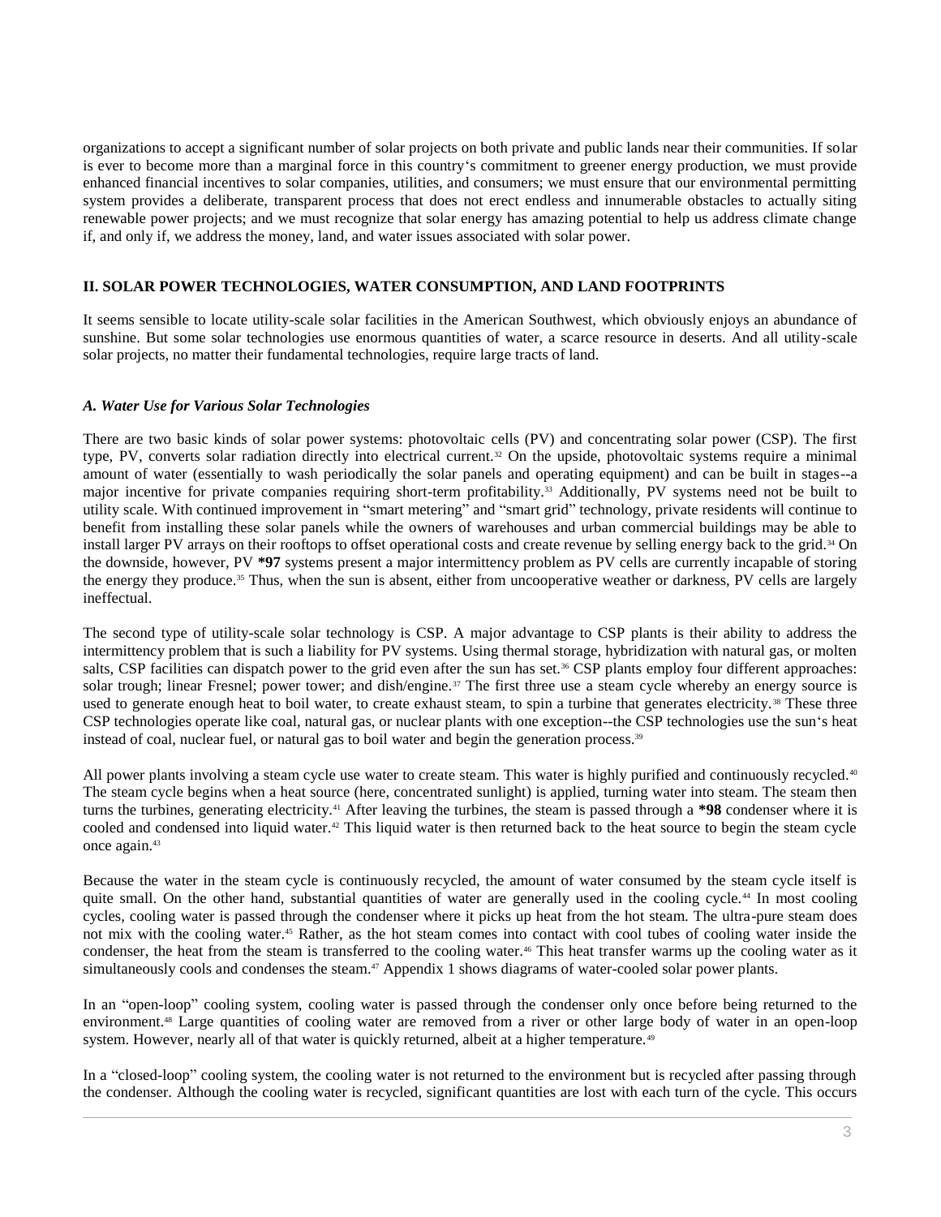organizations to accept a significant number of solar projects on both private and public lands near their communities. If solar is ever to become more than a marginal force in this country's commitment to greener energy production, we must provide enhanced financial incentives to solar companies, utilities, and consumers; we must ensure that our environmental permitting system provides a deliberate, transparent process that does not erect endless and innumerable obstacles to actually siting renewable power projects; and we must recognize that solar energy has amazing potential to help us address climate change if, and only if, we address the money, land, and water issues associated with solar power.

## II. SOLAR POWER TECHNOLOGIES, WATER CONSUMPTION, AND LAND FOOTPRINTS

It seems sensible to locate utility-scale solar facilities in the American Southwest, which obviously enjoys an abundance of sunshine. But some solar technologies use enormous quantities of water, a scarce resource in deserts. And all utility-scale solar projects, no matter their fundamental technologies, require large tracts of land.

### *A. Water Use for Various Solar Technologies*

There are two basic kinds of solar power systems: photovoltaic cells (PV) and concentrating solar power (CSP). The first type, PV, converts solar radiation directly into electrical current.[32] On the upside, photovoltaic systems require a minimal amount of water (essentially to wash periodically the solar panels and operating equipment) and can be built in stages--a major incentive for private companies requiring short-term profitability.[33] Additionally, PV systems need not be built to utility scale. With continued improvement in "smart metering" and "smart grid" technology, private residents will continue to benefit from installing these solar panels while the owners of warehouses and urban commercial buildings may be able to install larger PV arrays on their rooftops to offset operational costs and create revenue by selling energy back to the grid.[34] On the downside, however, PV **\*97** systems present a major intermittency problem as PV cells are currently incapable of storing the energy they produce.[35] Thus, when the sun is absent, either from uncooperative weather or darkness, PV cells are largely ineffectual.

The second type of utility-scale solar technology is CSP. A major advantage to CSP plants is their ability to address the intermittency problem that is such a liability for PV systems. Using thermal storage, hybridization with natural gas, or molten salts, CSP facilities can dispatch power to the grid even after the sun has set.[36] CSP plants employ four different approaches: solar trough; linear Fresnel; power tower; and dish/engine.[37] The first three use a steam cycle whereby an energy source is used to generate enough heat to boil water, to create exhaust steam, to spin a turbine that generates electricity.[38] These three CSP technologies operate like coal, natural gas, or nuclear plants with one exception--the CSP technologies use the sun's heat instead of coal, nuclear fuel, or natural gas to boil water and begin the generation process.[39]

All power plants involving a steam cycle use water to create steam. This water is highly purified and continuously recycled.[40] The steam cycle begins when a heat source (here, concentrated sunlight) is applied, turning water into steam. The steam then turns the turbines, generating electricity.[41] After leaving the turbines, the steam is passed through a **\*98** condenser where it is cooled and condensed into liquid water.[42] This liquid water is then returned back to the heat source to begin the steam cycle once again.[43]

Because the water in the steam cycle is continuously recycled, the amount of water consumed by the steam cycle itself is quite small. On the other hand, substantial quantities of water are generally used in the cooling cycle.[44] In most cooling cycles, cooling water is passed through the condenser where it picks up heat from the hot steam. The ultra-pure steam does not mix with the cooling water.[45] Rather, as the hot steam comes into contact with cool tubes of cooling water inside the condenser, the heat from the steam is transferred to the cooling water.[46] This heat transfer warms up the cooling water as it simultaneously cools and condenses the steam.[47] Appendix 1 shows diagrams of water-cooled solar power plants.

In an "open-loop" cooling system, cooling water is passed through the condenser only once before being returned to the environment.[48] Large quantities of cooling water are removed from a river or other large body of water in an open-loop system. However, nearly all of that water is quickly returned, albeit at a higher temperature.[49]

In a "closed-loop" cooling system, the cooling water is not returned to the environment but is recycled after passing through the condenser. Although the cooling water is recycled, significant quantities are lost with each turn of the cycle. This occurs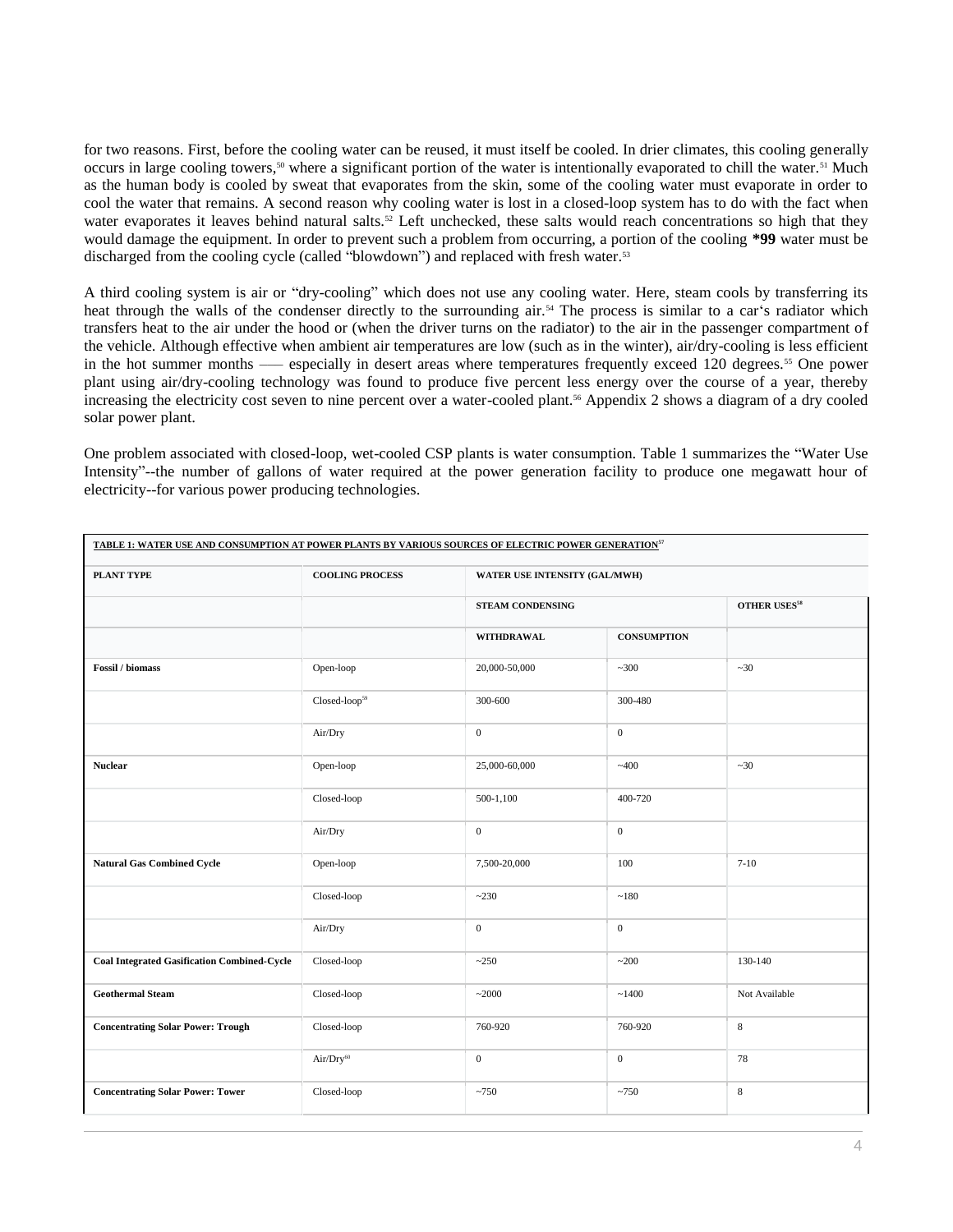for two reasons. First, before the cooling water can be reused, it must itself be cooled. In drier climates, this cooling generally occurs in large cooling towers,[50] where a significant portion of the water is intentionally evaporated to chill the water.[51] Much as the human body is cooled by sweat that evaporates from the skin, some of the cooling water must evaporate in order to cool the water that remains. A second reason why cooling water is lost in a closed-loop system has to do with the fact when water evaporates it leaves behind natural salts.[52] Left unchecked, these salts would reach concentrations so high that they would damage the equipment. In order to prevent such a problem from occurring, a portion of the cooling **\*99** water must be discharged from the cooling cycle (called "blowdown") and replaced with fresh water.[53]

A third cooling system is air or "dry-cooling" which does not use any cooling water. Here, steam cools by transferring its heat through the walls of the condenser directly to the surrounding air.[54] The process is similar to a car's radiator which transfers heat to the air under the hood or (when the driver turns on the radiator) to the air in the passenger compartment of the vehicle. Although effective when ambient air temperatures are low (such as in the winter), air/dry-cooling is less efficient in the hot summer months —– especially in desert areas where temperatures frequently exceed 120 degrees.[55] One power plant using air/dry-cooling technology was found to produce five percent less energy over the course of a year, thereby increasing the electricity cost seven to nine percent over a water-cooled plant.[56] Appendix 2 shows a diagram of a dry cooled solar power plant.

One problem associated with closed-loop, wet-cooled CSP plants is water consumption. Table 1 summarizes the "Water Use Intensity"--the number of gallons of water required at the power generation facility to produce one megawatt hour of electricity--for various power producing technologies.

**TABLE 1: WATER USE AND CONSUMPTION AT POWER PLANTS BY VARIOUS SOURCES OF ELECTRIC POWER GENERATION**[57]

| PLANT TYPE | COOLING PROCESS | WATER USE INTENSITY (GAL/MWH) | | |
|---|---|---|---|---|
| | | STEAM CONDENSING | | OTHER USES[58] |
| | | WITHDRAWAL | CONSUMPTION | |
| **Fossil / biomass** | Open-loop | 20,000-50,000 | ~300 | ~30 |
| | Closed-loop[59] | 300-600 | 300-480 | |
| | Air/Dry | 0 | 0 | |
| **Nuclear** | Open-loop | 25,000-60,000 | ~400 | ~30 |
| | Closed-loop | 500-1,100 | 400-720 | |
| | Air/Dry | 0 | 0 | |
| **Natural Gas Combined Cycle** | Open-loop | 7,500-20,000 | 100 | 7-10 |
| | Closed-loop | ~230 | ~180 | |
| | Air/Dry | 0 | 0 | |
| **Coal Integrated Gasification Combined-Cycle** | Closed-loop | ~250 | ~200 | 130-140 |
| **Geothermal Steam** | Closed-loop | ~2000 | ~1400 | Not Available |
| **Concentrating Solar Power: Trough** | Closed-loop | 760-920 | 760-920 | 8 |
| | Air/Dry[60] | 0 | 0 | 78 |
| **Concentrating Solar Power: Tower** | Closed-loop | ~750 | ~750 | 8 |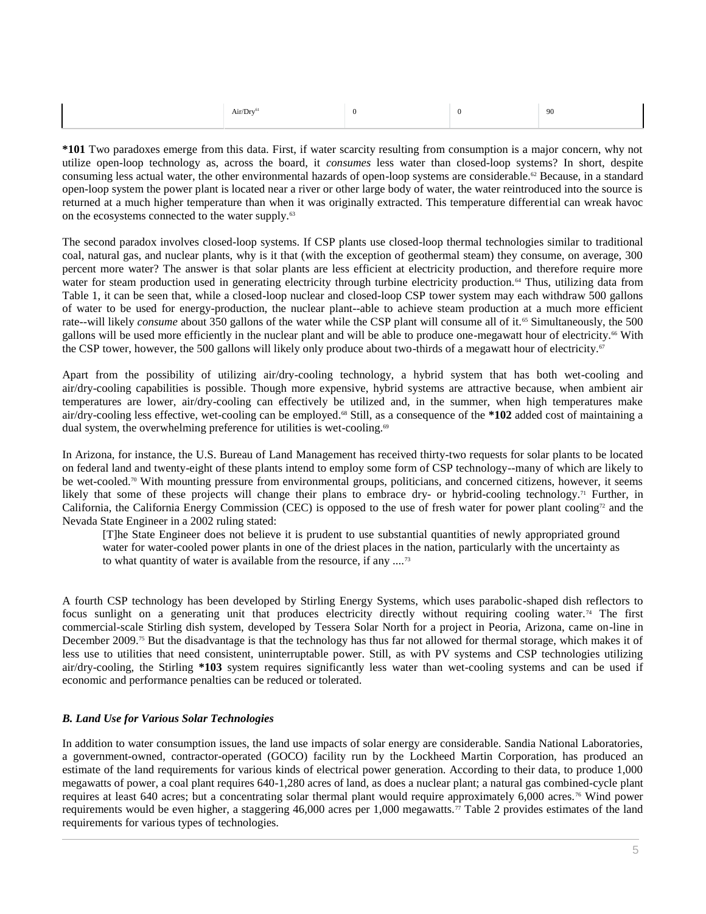| | Air/Dry[61] | 0 | 0 | 90 |
|---|---|---|---|---|

**\*101** Two paradoxes emerge from this data. First, if water scarcity resulting from consumption is a major concern, why not utilize open-loop technology as, across the board, it *consumes* less water than closed-loop systems? In short, despite consuming less actual water, the other environmental hazards of open-loop systems are considerable.[62] Because, in a standard open-loop system the power plant is located near a river or other large body of water, the water reintroduced into the source is returned at a much higher temperature than when it was originally extracted. This temperature differential can wreak havoc on the ecosystems connected to the water supply.[63]

The second paradox involves closed-loop systems. If CSP plants use closed-loop thermal technologies similar to traditional coal, natural gas, and nuclear plants, why is it that (with the exception of geothermal steam) they consume, on average, 300 percent more water? The answer is that solar plants are less efficient at electricity production, and therefore require more water for steam production used in generating electricity through turbine electricity production.[64] Thus, utilizing data from Table 1, it can be seen that, while a closed-loop nuclear and closed-loop CSP tower system may each withdraw 500 gallons of water to be used for energy-production, the nuclear plant--able to achieve steam production at a much more efficient rate--will likely *consume* about 350 gallons of the water while the CSP plant will consume all of it.[65] Simultaneously, the 500 gallons will be used more efficiently in the nuclear plant and will be able to produce one-megawatt hour of electricity.[66] With the CSP tower, however, the 500 gallons will likely only produce about two-thirds of a megawatt hour of electricity.[67]

Apart from the possibility of utilizing air/dry-cooling technology, a hybrid system that has both wet-cooling and air/dry-cooling capabilities is possible. Though more expensive, hybrid systems are attractive because, when ambient air temperatures are lower, air/dry-cooling can effectively be utilized and, in the summer, when high temperatures make air/dry-cooling less effective, wet-cooling can be employed.[68] Still, as a consequence of the **\*102** added cost of maintaining a dual system, the overwhelming preference for utilities is wet-cooling.[69]

In Arizona, for instance, the U.S. Bureau of Land Management has received thirty-two requests for solar plants to be located on federal land and twenty-eight of these plants intend to employ some form of CSP technology--many of which are likely to be wet-cooled.[70] With mounting pressure from environmental groups, politicians, and concerned citizens, however, it seems likely that some of these projects will change their plans to embrace dry- or hybrid-cooling technology.[71] Further, in California, the California Energy Commission (CEC) is opposed to the use of fresh water for power plant cooling[72] and the Nevada State Engineer in a 2002 ruling stated:

> [T]he State Engineer does not believe it is prudent to use substantial quantities of newly appropriated ground water for water-cooled power plants in one of the driest places in the nation, particularly with the uncertainty as to what quantity of water is available from the resource, if any ....[73]

A fourth CSP technology has been developed by Stirling Energy Systems, which uses parabolic-shaped dish reflectors to focus sunlight on a generating unit that produces electricity directly without requiring cooling water.[74] The first commercial-scale Stirling dish system, developed by Tessera Solar North for a project in Peoria, Arizona, came on-line in December 2009.[75] But the disadvantage is that the technology has thus far not allowed for thermal storage, which makes it of less use to utilities that need consistent, uninterruptable power. Still, as with PV systems and CSP technologies utilizing air/dry-cooling, the Stirling **\*103** system requires significantly less water than wet-cooling systems and can be used if economic and performance penalties can be reduced or tolerated.

### *B. Land Use for Various Solar Technologies*

In addition to water consumption issues, the land use impacts of solar energy are considerable. Sandia National Laboratories, a government-owned, contractor-operated (GOCO) facility run by the Lockheed Martin Corporation, has produced an estimate of the land requirements for various kinds of electrical power generation. According to their data, to produce 1,000 megawatts of power, a coal plant requires 640-1,280 acres of land, as does a nuclear plant; a natural gas combined-cycle plant requires at least 640 acres; but a concentrating solar thermal plant would require approximately 6,000 acres.[76] Wind power requirements would be even higher, a staggering 46,000 acres per 1,000 megawatts.[77] Table 2 provides estimates of the land requirements for various types of technologies.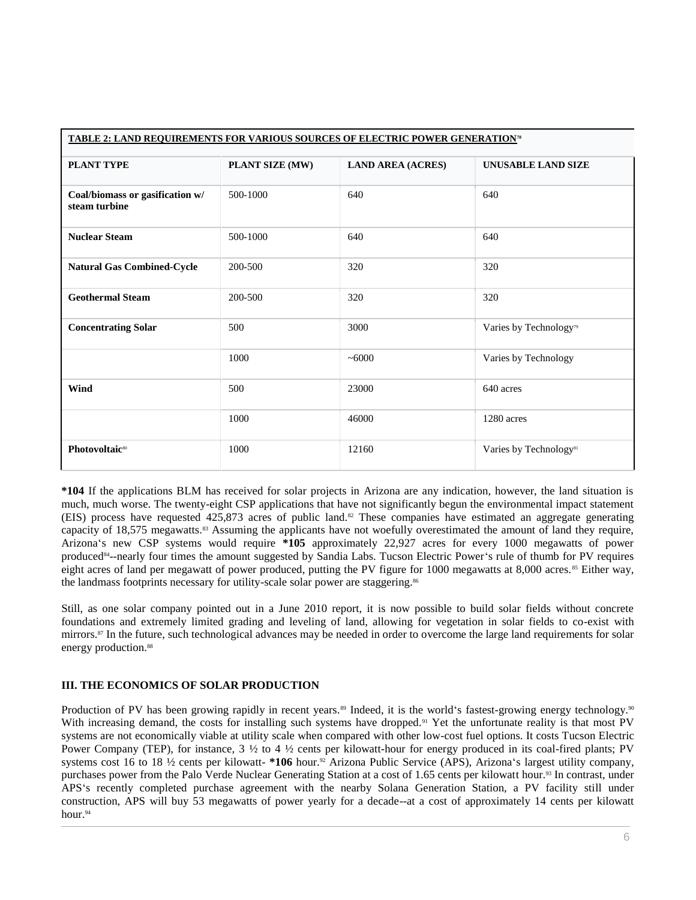| TABLE 2: LAND REQUIREMENTS FOR VARIOUS SOURCES OF ELECTRIC POWER GENERATION[78] | | | |
|---|---|---|---|
| **PLANT TYPE** | **PLANT SIZE (MW)** | **LAND AREA (ACRES)** | **UNUSABLE LAND SIZE** |
| **Coal/biomass or gasification w/ steam turbine** | 500-1000 | 640 | 640 |
| **Nuclear Steam** | 500-1000 | 640 | 640 |
| **Natural Gas Combined-Cycle** | 200-500 | 320 | 320 |
| **Geothermal Steam** | 200-500 | 320 | 320 |
| **Concentrating Solar** | 500 | 3000 | Varies by Technology[79] |
| | 1000 | ~6000 | Varies by Technology |
| **Wind** | 500 | 23000 | 640 acres |
| | 1000 | 46000 | 1280 acres |
| **Photovoltaic**[80] | 1000 | 12160 | Varies by Technology[81] |

**\*104** If the applications BLM has received for solar projects in Arizona are any indication, however, the land situation is much, much worse. The twenty-eight CSP applications that have not significantly begun the environmental impact statement (EIS) process have requested 425,873 acres of public land.[82] These companies have estimated an aggregate generating capacity of 18,575 megawatts.[83] Assuming the applicants have not woefully overestimated the amount of land they require, Arizona's new CSP systems would require **\*105** approximately 22,927 acres for every 1000 megawatts of power produced[84]--nearly four times the amount suggested by Sandia Labs. Tucson Electric Power's rule of thumb for PV requires eight acres of land per megawatt of power produced, putting the PV figure for 1000 megawatts at 8,000 acres.[85] Either way, the landmass footprints necessary for utility-scale solar power are staggering.[86]

Still, as one solar company pointed out in a June 2010 report, it is now possible to build solar fields without concrete foundations and extremely limited grading and leveling of land, allowing for vegetation in solar fields to co-exist with mirrors.[87] In the future, such technological advances may be needed in order to overcome the large land requirements for solar energy production.[88]

### III. THE ECONOMICS OF SOLAR PRODUCTION

Production of PV has been growing rapidly in recent years.[89] Indeed, it is the world's fastest-growing energy technology.[90] With increasing demand, the costs for installing such systems have dropped.[91] Yet the unfortunate reality is that most PV systems are not economically viable at utility scale when compared with other low-cost fuel options. It costs Tucson Electric Power Company (TEP), for instance, 3 ½ to 4 ½ cents per kilowatt-hour for energy produced in its coal-fired plants; PV systems cost 16 to 18 ½ cents per kilowatt- **\*106** hour.[92] Arizona Public Service (APS), Arizona's largest utility company, purchases power from the Palo Verde Nuclear Generating Station at a cost of 1.65 cents per kilowatt hour.[93] In contrast, under APS's recently completed purchase agreement with the nearby Solana Generation Station, a PV facility still under construction, APS will buy 53 megawatts of power yearly for a decade--at a cost of approximately 14 cents per kilowatt hour.[94]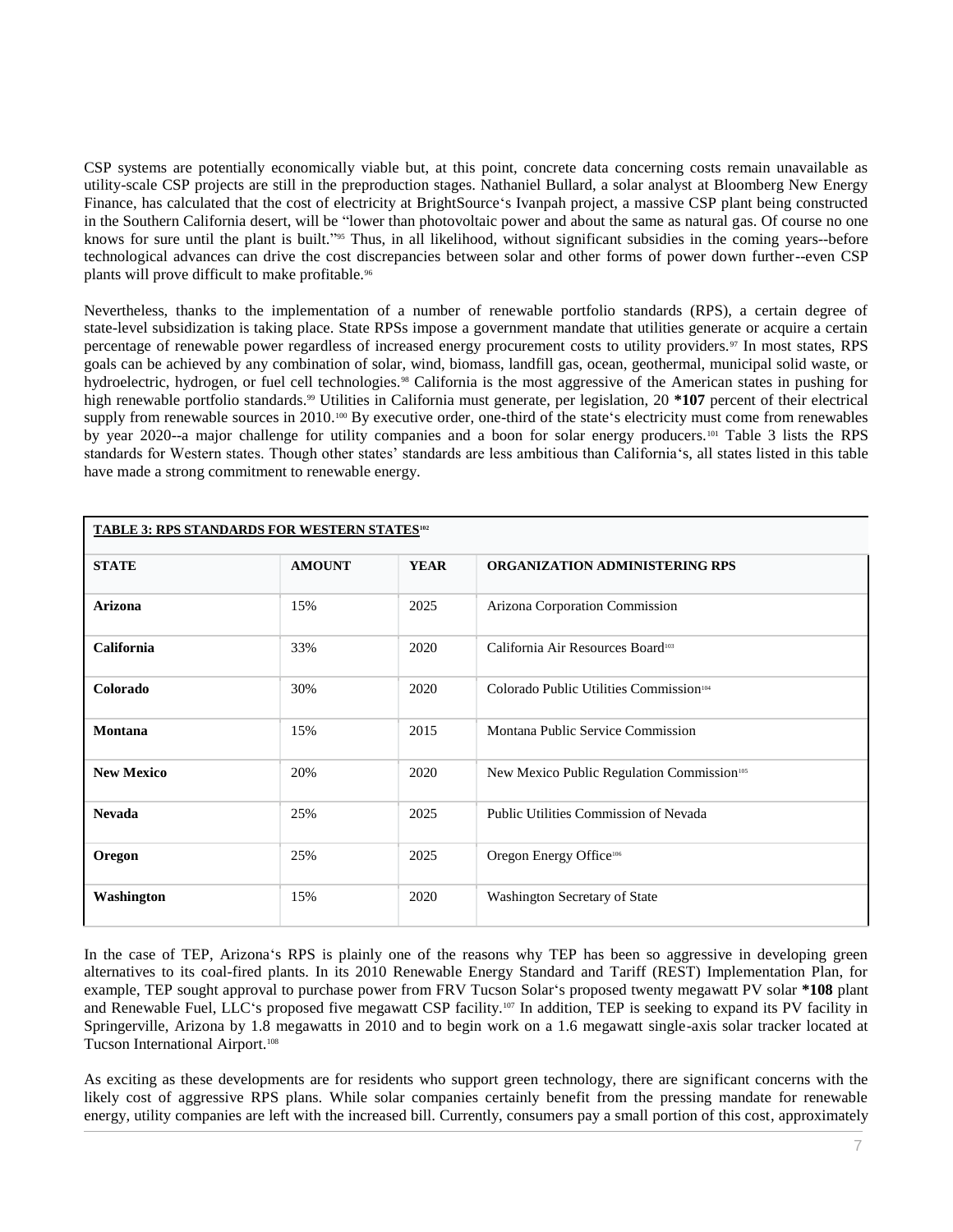CSP systems are potentially economically viable but, at this point, concrete data concerning costs remain unavailable as utility-scale CSP projects are still in the preproduction stages. Nathaniel Bullard, a solar analyst at Bloomberg New Energy Finance, has calculated that the cost of electricity at BrightSource's Ivanpah project, a massive CSP plant being constructed in the Southern California desert, will be "lower than photovoltaic power and about the same as natural gas. Of course no one knows for sure until the plant is built."[95] Thus, in all likelihood, without significant subsidies in the coming years--before technological advances can drive the cost discrepancies between solar and other forms of power down further--even CSP plants will prove difficult to make profitable.[96]

Nevertheless, thanks to the implementation of a number of renewable portfolio standards (RPS), a certain degree of state-level subsidization is taking place. State RPSs impose a government mandate that utilities generate or acquire a certain percentage of renewable power regardless of increased energy procurement costs to utility providers.[97] In most states, RPS goals can be achieved by any combination of solar, wind, biomass, landfill gas, ocean, geothermal, municipal solid waste, or hydroelectric, hydrogen, or fuel cell technologies.[98] California is the most aggressive of the American states in pushing for high renewable portfolio standards.[99] Utilities in California must generate, per legislation, 20 **\*107** percent of their electrical supply from renewable sources in 2010.[100] By executive order, one-third of the state's electricity must come from renewables by year 2020--a major challenge for utility companies and a boon for solar energy producers.[101] Table 3 lists the RPS standards for Western states. Though other states' standards are less ambitious than California's, all states listed in this table have made a strong commitment to renewable energy.

**TABLE 3: RPS STANDARDS FOR WESTERN STATES**[102]

| STATE | AMOUNT | YEAR | ORGANIZATION ADMINISTERING RPS |
|---|---|---|---|
| **Arizona** | 15% | 2025 | Arizona Corporation Commission |
| **California** | 33% | 2020 | California Air Resources Board[103] |
| **Colorado** | 30% | 2020 | Colorado Public Utilities Commission[104] |
| **Montana** | 15% | 2015 | Montana Public Service Commission |
| **New Mexico** | 20% | 2020 | New Mexico Public Regulation Commission[105] |
| **Nevada** | 25% | 2025 | Public Utilities Commission of Nevada |
| **Oregon** | 25% | 2025 | Oregon Energy Office[106] |
| **Washington** | 15% | 2020 | Washington Secretary of State |

In the case of TEP, Arizona's RPS is plainly one of the reasons why TEP has been so aggressive in developing green alternatives to its coal-fired plants. In its 2010 Renewable Energy Standard and Tariff (REST) Implementation Plan, for example, TEP sought approval to purchase power from FRV Tucson Solar's proposed twenty megawatt PV solar **\*108** plant and Renewable Fuel, LLC's proposed five megawatt CSP facility.[107] In addition, TEP is seeking to expand its PV facility in Springerville, Arizona by 1.8 megawatts in 2010 and to begin work on a 1.6 megawatt single-axis solar tracker located at Tucson International Airport.[108]

As exciting as these developments are for residents who support green technology, there are significant concerns with the likely cost of aggressive RPS plans. While solar companies certainly benefit from the pressing mandate for renewable energy, utility companies are left with the increased bill. Currently, consumers pay a small portion of this cost, approximately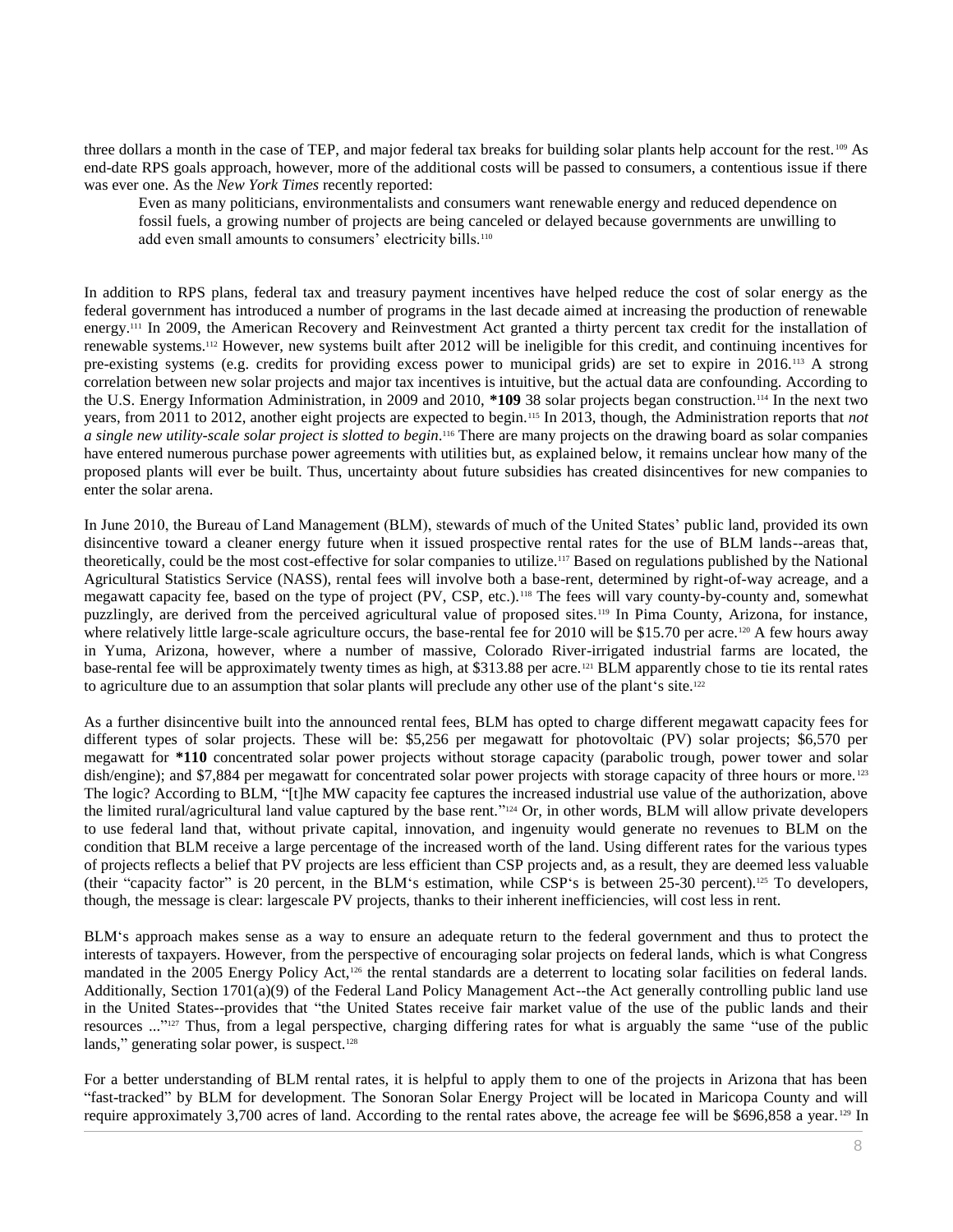three dollars a month in the case of TEP, and major federal tax breaks for building solar plants help account for the rest.[109] As end-date RPS goals approach, however, more of the additional costs will be passed to consumers, a contentious issue if there was ever one. As the *New York Times* recently reported:

> Even as many politicians, environmentalists and consumers want renewable energy and reduced dependence on fossil fuels, a growing number of projects are being canceled or delayed because governments are unwilling to add even small amounts to consumers' electricity bills.[110]

In addition to RPS plans, federal tax and treasury payment incentives have helped reduce the cost of solar energy as the federal government has introduced a number of programs in the last decade aimed at increasing the production of renewable energy.[111] In 2009, the American Recovery and Reinvestment Act granted a thirty percent tax credit for the installation of renewable systems.[112] However, new systems built after 2012 will be ineligible for this credit, and continuing incentives for pre-existing systems (e.g. credits for providing excess power to municipal grids) are set to expire in 2016.[113] A strong correlation between new solar projects and major tax incentives is intuitive, but the actual data are confounding. According to the U.S. Energy Information Administration, in 2009 and 2010, **\*109** 38 solar projects began construction.[114] In the next two years, from 2011 to 2012, another eight projects are expected to begin.[115] In 2013, though, the Administration reports that *not a single new utility-scale solar project is slotted to begin*.[116] There are many projects on the drawing board as solar companies have entered numerous purchase power agreements with utilities but, as explained below, it remains unclear how many of the proposed plants will ever be built. Thus, uncertainty about future subsidies has created disincentives for new companies to enter the solar arena.

In June 2010, the Bureau of Land Management (BLM), stewards of much of the United States' public land, provided its own disincentive toward a cleaner energy future when it issued prospective rental rates for the use of BLM lands--areas that, theoretically, could be the most cost-effective for solar companies to utilize.[117] Based on regulations published by the National Agricultural Statistics Service (NASS), rental fees will involve both a base-rent, determined by right-of-way acreage, and a megawatt capacity fee, based on the type of project (PV, CSP, etc.).[118] The fees will vary county-by-county and, somewhat puzzlingly, are derived from the perceived agricultural value of proposed sites.[119] In Pima County, Arizona, for instance, where relatively little large-scale agriculture occurs, the base-rental fee for 2010 will be $15.70 per acre.[120] A few hours away in Yuma, Arizona, however, where a number of massive, Colorado River-irrigated industrial farms are located, the base-rental fee will be approximately twenty times as high, at $313.88 per acre.[121] BLM apparently chose to tie its rental rates to agriculture due to an assumption that solar plants will preclude any other use of the plant's site.[122]

As a further disincentive built into the announced rental fees, BLM has opted to charge different megawatt capacity fees for different types of solar projects. These will be: $5,256 per megawatt for photovoltaic (PV) solar projects; $6,570 per megawatt for **\*110** concentrated solar power projects without storage capacity (parabolic trough, power tower and solar dish/engine); and $7,884 per megawatt for concentrated solar power projects with storage capacity of three hours or more.[123] The logic? According to BLM, "[t]he MW capacity fee captures the increased industrial use value of the authorization, above the limited rural/agricultural land value captured by the base rent."[124] Or, in other words, BLM will allow private developers to use federal land that, without private capital, innovation, and ingenuity would generate no revenues to BLM on the condition that BLM receive a large percentage of the increased worth of the land. Using different rates for the various types of projects reflects a belief that PV projects are less efficient than CSP projects and, as a result, they are deemed less valuable (their "capacity factor" is 20 percent, in the BLM's estimation, while CSP's is between 25-30 percent).[125] To developers, though, the message is clear: largescale PV projects, thanks to their inherent inefficiencies, will cost less in rent.

BLM's approach makes sense as a way to ensure an adequate return to the federal government and thus to protect the interests of taxpayers. However, from the perspective of encouraging solar projects on federal lands, which is what Congress mandated in the 2005 Energy Policy Act,[126] the rental standards are a deterrent to locating solar facilities on federal lands. Additionally, Section 1701(a)(9) of the Federal Land Policy Management Act--the Act generally controlling public land use in the United States--provides that "the United States receive fair market value of the use of the public lands and their resources ..."[127] Thus, from a legal perspective, charging differing rates for what is arguably the same "use of the public lands," generating solar power, is suspect.[128]

For a better understanding of BLM rental rates, it is helpful to apply them to one of the projects in Arizona that has been "fast-tracked" by BLM for development. The Sonoran Solar Energy Project will be located in Maricopa County and will require approximately 3,700 acres of land. According to the rental rates above, the acreage fee will be $696,858 a year.[129] In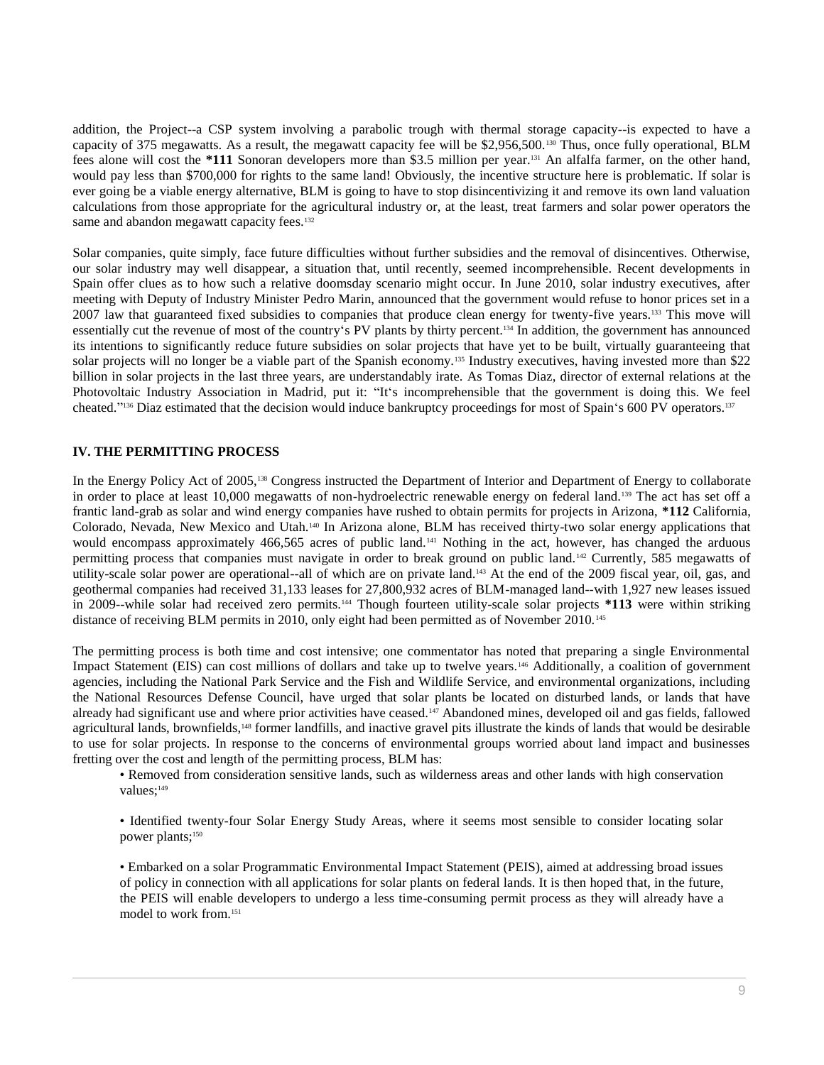addition, the Project--a CSP system involving a parabolic trough with thermal storage capacity--is expected to have a capacity of 375 megawatts. As a result, the megawatt capacity fee will be $2,956,500.[130] Thus, once fully operational, BLM fees alone will cost the **\*111** Sonoran developers more than $3.5 million per year.[131] An alfalfa farmer, on the other hand, would pay less than $700,000 for rights to the same land! Obviously, the incentive structure here is problematic. If solar is ever going be a viable energy alternative, BLM is going to have to stop disincentivizing it and remove its own land valuation calculations from those appropriate for the agricultural industry or, at the least, treat farmers and solar power operators the same and abandon megawatt capacity fees.[132]

Solar companies, quite simply, face future difficulties without further subsidies and the removal of disincentives. Otherwise, our solar industry may well disappear, a situation that, until recently, seemed incomprehensible. Recent developments in Spain offer clues as to how such a relative doomsday scenario might occur. In June 2010, solar industry executives, after meeting with Deputy of Industry Minister Pedro Marin, announced that the government would refuse to honor prices set in a 2007 law that guaranteed fixed subsidies to companies that produce clean energy for twenty-five years.[133] This move will essentially cut the revenue of most of the country's PV plants by thirty percent.[134] In addition, the government has announced its intentions to significantly reduce future subsidies on solar projects that have yet to be built, virtually guaranteeing that solar projects will no longer be a viable part of the Spanish economy.[135] Industry executives, having invested more than $22 billion in solar projects in the last three years, are understandably irate. As Tomas Diaz, director of external relations at the Photovoltaic Industry Association in Madrid, put it: "It's incomprehensible that the government is doing this. We feel cheated."[136] Diaz estimated that the decision would induce bankruptcy proceedings for most of Spain's 600 PV operators.[137]

## IV. THE PERMITTING PROCESS

In the Energy Policy Act of 2005,[138] Congress instructed the Department of Interior and Department of Energy to collaborate in order to place at least 10,000 megawatts of non-hydroelectric renewable energy on federal land.[139] The act has set off a frantic land-grab as solar and wind energy companies have rushed to obtain permits for projects in Arizona, **\*112** California, Colorado, Nevada, New Mexico and Utah.[140] In Arizona alone, BLM has received thirty-two solar energy applications that would encompass approximately 466,565 acres of public land.[141] Nothing in the act, however, has changed the arduous permitting process that companies must navigate in order to break ground on public land.[142] Currently, 585 megawatts of utility-scale solar power are operational--all of which are on private land.[143] At the end of the 2009 fiscal year, oil, gas, and geothermal companies had received 31,133 leases for 27,800,932 acres of BLM-managed land--with 1,927 new leases issued in 2009--while solar had received zero permits.[144] Though fourteen utility-scale solar projects **\*113** were within striking distance of receiving BLM permits in 2010, only eight had been permitted as of November 2010.[145]

The permitting process is both time and cost intensive; one commentator has noted that preparing a single Environmental Impact Statement (EIS) can cost millions of dollars and take up to twelve years.[146] Additionally, a coalition of government agencies, including the National Park Service and the Fish and Wildlife Service, and environmental organizations, including the National Resources Defense Council, have urged that solar plants be located on disturbed lands, or lands that have already had significant use and where prior activities have ceased.[147] Abandoned mines, developed oil and gas fields, fallowed agricultural lands, brownfields,[148] former landfills, and inactive gravel pits illustrate the kinds of lands that would be desirable to use for solar projects. In response to the concerns of environmental groups worried about land impact and businesses fretting over the cost and length of the permitting process, BLM has:

- Removed from consideration sensitive lands, such as wilderness areas and other lands with high conservation values;[149]

- Identified twenty-four Solar Energy Study Areas, where it seems most sensible to consider locating solar power plants;[150]

- Embarked on a solar Programmatic Environmental Impact Statement (PEIS), aimed at addressing broad issues of policy in connection with all applications for solar plants on federal lands. It is then hoped that, in the future, the PEIS will enable developers to undergo a less time-consuming permit process as they will already have a model to work from.[151]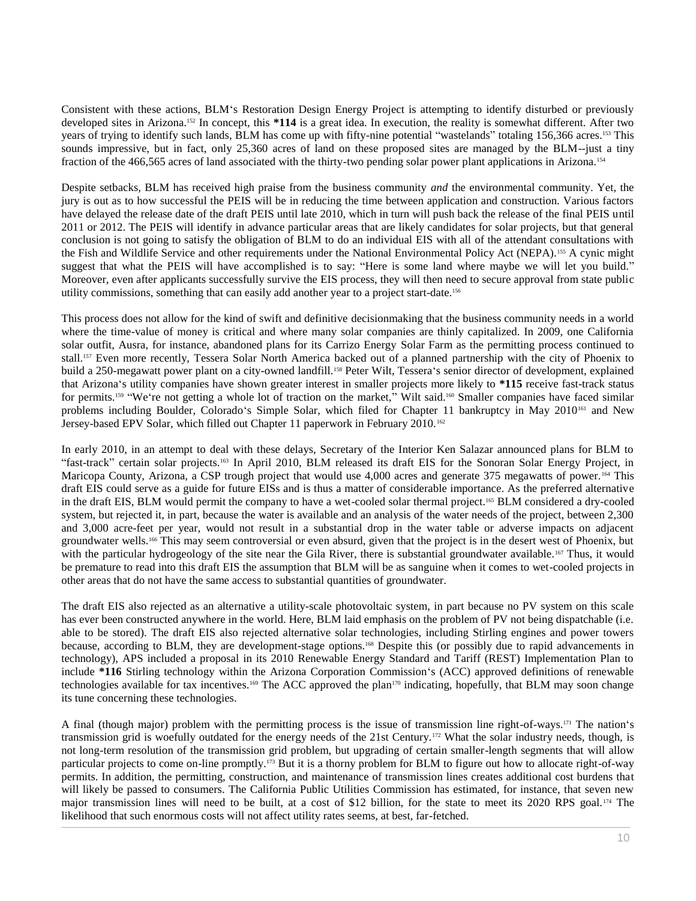Consistent with these actions, BLM's Restoration Design Energy Project is attempting to identify disturbed or previously developed sites in Arizona.[152] In concept, this **\*114** is a great idea. In execution, the reality is somewhat different. After two years of trying to identify such lands, BLM has come up with fifty-nine potential "wastelands" totaling 156,366 acres.[153] This sounds impressive, but in fact, only 25,360 acres of land on these proposed sites are managed by the BLM--just a tiny fraction of the 466,565 acres of land associated with the thirty-two pending solar power plant applications in Arizona.[154]

Despite setbacks, BLM has received high praise from the business community *and* the environmental community. Yet, the jury is out as to how successful the PEIS will be in reducing the time between application and construction. Various factors have delayed the release date of the draft PEIS until late 2010, which in turn will push back the release of the final PEIS until 2011 or 2012. The PEIS will identify in advance particular areas that are likely candidates for solar projects, but that general conclusion is not going to satisfy the obligation of BLM to do an individual EIS with all of the attendant consultations with the Fish and Wildlife Service and other requirements under the National Environmental Policy Act (NEPA).[155] A cynic might suggest that what the PEIS will have accomplished is to say: "Here is some land where maybe we will let you build." Moreover, even after applicants successfully survive the EIS process, they will then need to secure approval from state public utility commissions, something that can easily add another year to a project start-date.[156]

This process does not allow for the kind of swift and definitive decisionmaking that the business community needs in a world where the time-value of money is critical and where many solar companies are thinly capitalized. In 2009, one California solar outfit, Ausra, for instance, abandoned plans for its Carrizo Energy Solar Farm as the permitting process continued to stall.[157] Even more recently, Tessera Solar North America backed out of a planned partnership with the city of Phoenix to build a 250-megawatt power plant on a city-owned landfill.[158] Peter Wilt, Tessera's senior director of development, explained that Arizona's utility companies have shown greater interest in smaller projects more likely to **\*115** receive fast-track status for permits.[159] "We're not getting a whole lot of traction on the market," Wilt said.[160] Smaller companies have faced similar problems including Boulder, Colorado's Simple Solar, which filed for Chapter 11 bankruptcy in May 2010[161] and New Jersey-based EPV Solar, which filled out Chapter 11 paperwork in February 2010.[162]

In early 2010, in an attempt to deal with these delays, Secretary of the Interior Ken Salazar announced plans for BLM to "fast-track" certain solar projects.[163] In April 2010, BLM released its draft EIS for the Sonoran Solar Energy Project, in Maricopa County, Arizona, a CSP trough project that would use 4,000 acres and generate 375 megawatts of power.[164] This draft EIS could serve as a guide for future EISs and is thus a matter of considerable importance. As the preferred alternative in the draft EIS, BLM would permit the company to have a wet-cooled solar thermal project.[165] BLM considered a dry-cooled system, but rejected it, in part, because the water is available and an analysis of the water needs of the project, between 2,300 and 3,000 acre-feet per year, would not result in a substantial drop in the water table or adverse impacts on adjacent groundwater wells.[166] This may seem controversial or even absurd, given that the project is in the desert west of Phoenix, but with the particular hydrogeology of the site near the Gila River, there is substantial groundwater available.[167] Thus, it would be premature to read into this draft EIS the assumption that BLM will be as sanguine when it comes to wet-cooled projects in other areas that do not have the same access to substantial quantities of groundwater.

The draft EIS also rejected as an alternative a utility-scale photovoltaic system, in part because no PV system on this scale has ever been constructed anywhere in the world. Here, BLM laid emphasis on the problem of PV not being dispatchable (i.e. able to be stored). The draft EIS also rejected alternative solar technologies, including Stirling engines and power towers because, according to BLM, they are development-stage options.[168] Despite this (or possibly due to rapid advancements in technology), APS included a proposal in its 2010 Renewable Energy Standard and Tariff (REST) Implementation Plan to include **\*116** Stirling technology within the Arizona Corporation Commission's (ACC) approved definitions of renewable technologies available for tax incentives.[169] The ACC approved the plan[170] indicating, hopefully, that BLM may soon change its tune concerning these technologies.

A final (though major) problem with the permitting process is the issue of transmission line right-of-ways.[171] The nation's transmission grid is woefully outdated for the energy needs of the 21st Century.[172] What the solar industry needs, though, is not long-term resolution of the transmission grid problem, but upgrading of certain smaller-length segments that will allow particular projects to come on-line promptly.[173] But it is a thorny problem for BLM to figure out how to allocate right-of-way permits. In addition, the permitting, construction, and maintenance of transmission lines creates additional cost burdens that will likely be passed to consumers. The California Public Utilities Commission has estimated, for instance, that seven new major transmission lines will need to be built, at a cost of $12 billion, for the state to meet its 2020 RPS goal.[174] The likelihood that such enormous costs will not affect utility rates seems, at best, far-fetched.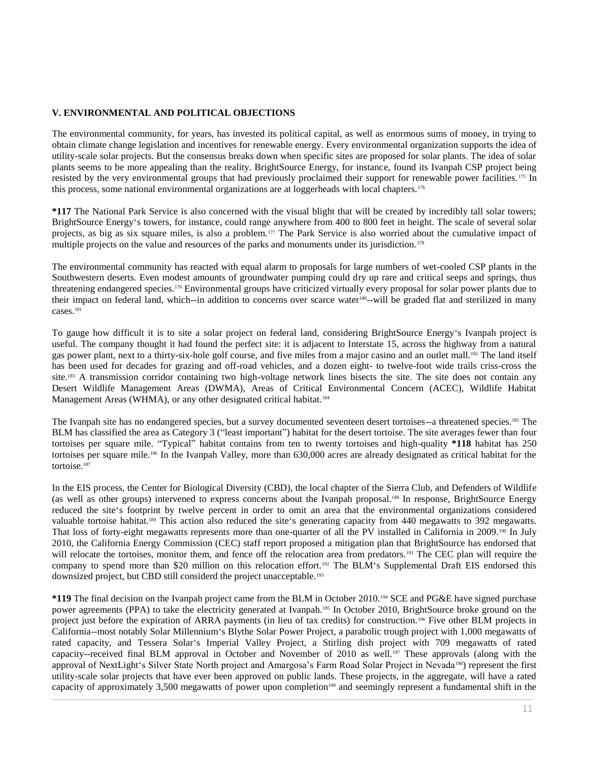## V. ENVIRONMENTAL AND POLITICAL OBJECTIONS

The environmental community, for years, has invested its political capital, as well as enormous sums of money, in trying to obtain climate change legislation and incentives for renewable energy. Every environmental organization supports the idea of utility-scale solar projects. But the consensus breaks down when specific sites are proposed for solar plants. The idea of solar plants seems to be more appealing than the reality. BrightSource Energy, for instance, found its Ivanpah CSP project being resisted by the very environmental groups that had previously proclaimed their support for renewable power facilities.[175] In this process, some national environmental organizations are at loggerheads with local chapters.[176]

**\*117** The National Park Service is also concerned with the visual blight that will be created by incredibly tall solar towers; BrightSource Energy's towers, for instance, could range anywhere from 400 to 800 feet in height. The scale of several solar projects, as big as six square miles, is also a problem.[177] The Park Service is also worried about the cumulative impact of multiple projects on the value and resources of the parks and monuments under its jurisdiction.[178]

The environmental community has reacted with equal alarm to proposals for large numbers of wet-cooled CSP plants in the Southwestern deserts. Even modest amounts of groundwater pumping could dry up rare and critical seeps and springs, thus threatening endangered species.[179] Environmental groups have criticized virtually every proposal for solar power plants due to their impact on federal land, which--in addition to concerns over scarce water[180]--will be graded flat and sterilized in many cases.[181]

To gauge how difficult it is to site a solar project on federal land, considering BrightSource Energy's Ivanpah project is useful. The company thought it had found the perfect site: it is adjacent to Interstate 15, across the highway from a natural gas power plant, next to a thirty-six-hole golf course, and five miles from a major casino and an outlet mall.[182] The land itself has been used for decades for grazing and off-road vehicles, and a dozen eight- to twelve-foot wide trails criss-cross the site.[183] A transmission corridor containing two high-voltage network lines bisects the site. The site does not contain any Desert Wildlife Management Areas (DWMA), Areas of Critical Environmental Concern (ACEC), Wildlife Habitat Management Areas (WHMA), or any other designated critical habitat.[184]

The Ivanpah site has no endangered species, but a survey documented seventeen desert tortoises--a threatened species.[185] The BLM has classified the area as Category 3 ("least important") habitat for the desert tortoise. The site averages fewer than four tortoises per square mile. "Typical" habitat contains from ten to twenty tortoises and high-quality **\*118** habitat has 250 tortoises per square mile.[186] In the Ivanpah Valley, more than 630,000 acres are already designated as critical habitat for the tortoise.[187]

In the EIS process, the Center for Biological Diversity (CBD), the local chapter of the Sierra Club, and Defenders of Wildlife (as well as other groups) intervened to express concerns about the Ivanpah proposal.[188] In response, BrightSource Energy reduced the site's footprint by twelve percent in order to omit an area that the environmental organizations considered valuable tortoise habitat.[189] This action also reduced the site's generating capacity from 440 megawatts to 392 megawatts. That loss of forty-eight megawatts represents more than one-quarter of all the PV installed in California in 2009.[190] In July 2010, the California Energy Commission (CEC) staff report proposed a mitigation plan that BrightSource has endorsed that will relocate the tortoises, monitor them, and fence off the relocation area from predators.[191] The CEC plan will require the company to spend more than $20 million on this relocation effort.[192] The BLM's Supplemental Draft EIS endorsed this downsized project, but CBD still considerd the project unacceptable.[193]

**\*119** The final decision on the Ivanpah project came from the BLM in October 2010.[194] SCE and PG&E have signed purchase power agreements (PPA) to take the electricity generated at Ivanpah.[195] In October 2010, BrightSource broke ground on the project just before the expiration of ARRA payments (in lieu of tax credits) for construction.[196] Five other BLM projects in California--most notably Solar Millennium's Blythe Solar Power Project, a parabolic trough project with 1,000 megawatts of rated capacity, and Tessera Solar's Imperial Valley Project, a Stirling dish project with 709 megawatts of rated capacity--received final BLM approval in October and November of 2010 as well.[197] These approvals (along with the approval of NextLight's Silver State North project and Amargosa's Farm Road Solar Project in Nevada[198]) represent the first utility-scale solar projects that have ever been approved on public lands. These projects, in the aggregate, will have a rated capacity of approximately 3,500 megawatts of power upon completion[199] and seemingly represent a fundamental shift in the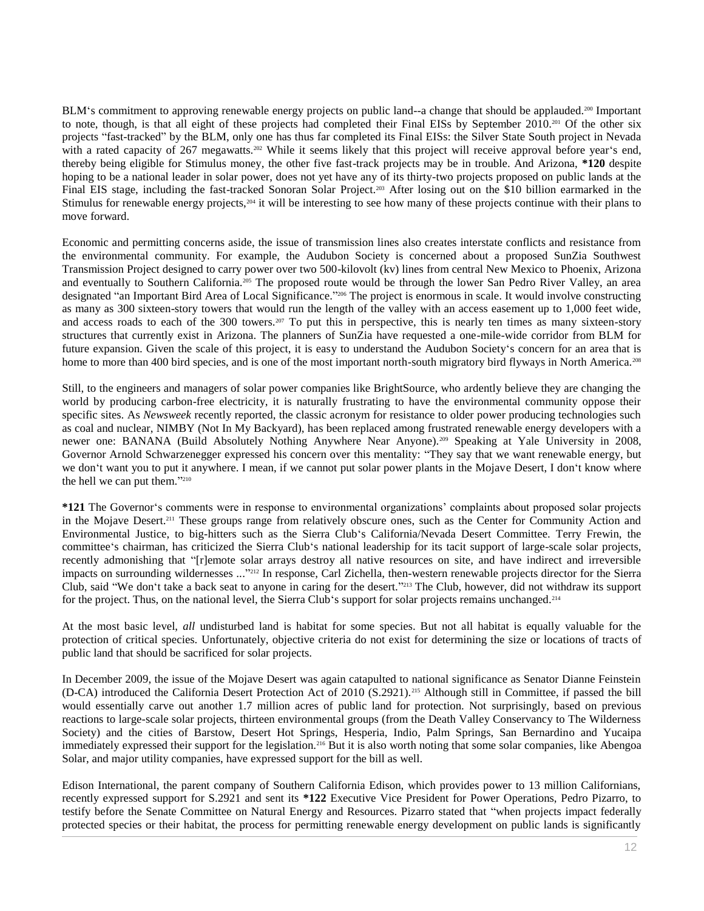BLM's commitment to approving renewable energy projects on public land--a change that should be applauded.[200] Important to note, though, is that all eight of these projects had completed their Final EISs by September 2010.[201] Of the other six projects "fast-tracked" by the BLM, only one has thus far completed its Final EISs: the Silver State South project in Nevada with a rated capacity of 267 megawatts.[202] While it seems likely that this project will receive approval before year's end, thereby being eligible for Stimulus money, the other five fast-track projects may be in trouble. And Arizona, **\*120** despite hoping to be a national leader in solar power, does not yet have any of its thirty-two projects proposed on public lands at the Final EIS stage, including the fast-tracked Sonoran Solar Project.[203] After losing out on the $10 billion earmarked in the Stimulus for renewable energy projects,[204] it will be interesting to see how many of these projects continue with their plans to move forward.

Economic and permitting concerns aside, the issue of transmission lines also creates interstate conflicts and resistance from the environmental community. For example, the Audubon Society is concerned about a proposed SunZia Southwest Transmission Project designed to carry power over two 500-kilovolt (kv) lines from central New Mexico to Phoenix, Arizona and eventually to Southern California.[205] The proposed route would be through the lower San Pedro River Valley, an area designated "an Important Bird Area of Local Significance."[206] The project is enormous in scale. It would involve constructing as many as 300 sixteen-story towers that would run the length of the valley with an access easement up to 1,000 feet wide, and access roads to each of the 300 towers.[207] To put this in perspective, this is nearly ten times as many sixteen-story structures that currently exist in Arizona. The planners of SunZia have requested a one-mile-wide corridor from BLM for future expansion. Given the scale of this project, it is easy to understand the Audubon Society's concern for an area that is home to more than 400 bird species, and is one of the most important north-south migratory bird flyways in North America.[208]

Still, to the engineers and managers of solar power companies like BrightSource, who ardently believe they are changing the world by producing carbon-free electricity, it is naturally frustrating to have the environmental community oppose their specific sites. As *Newsweek* recently reported, the classic acronym for resistance to older power producing technologies such as coal and nuclear, NIMBY (Not In My Backyard), has been replaced among frustrated renewable energy developers with a newer one: BANANA (Build Absolutely Nothing Anywhere Near Anyone).[209] Speaking at Yale University in 2008, Governor Arnold Schwarzenegger expressed his concern over this mentality: "They say that we want renewable energy, but we don't want you to put it anywhere. I mean, if we cannot put solar power plants in the Mojave Desert, I don't know where the hell we can put them."[210]

**\*121** The Governor's comments were in response to environmental organizations' complaints about proposed solar projects in the Mojave Desert.[211] These groups range from relatively obscure ones, such as the Center for Community Action and Environmental Justice, to big-hitters such as the Sierra Club's California/Nevada Desert Committee. Terry Frewin, the committee's chairman, has criticized the Sierra Club's national leadership for its tacit support of large-scale solar projects, recently admonishing that "[r]emote solar arrays destroy all native resources on site, and have indirect and irreversible impacts on surrounding wildernesses ..."[212] In response, Carl Zichella, then-western renewable projects director for the Sierra Club, said "We don't take a back seat to anyone in caring for the desert."[213] The Club, however, did not withdraw its support for the project. Thus, on the national level, the Sierra Club's support for solar projects remains unchanged.[214]

At the most basic level, *all* undisturbed land is habitat for some species. But not all habitat is equally valuable for the protection of critical species. Unfortunately, objective criteria do not exist for determining the size or locations of tracts of public land that should be sacrificed for solar projects.

In December 2009, the issue of the Mojave Desert was again catapulted to national significance as Senator Dianne Feinstein (D-CA) introduced the California Desert Protection Act of 2010 (S.2921).[215] Although still in Committee, if passed the bill would essentially carve out another 1.7 million acres of public land for protection. Not surprisingly, based on previous reactions to large-scale solar projects, thirteen environmental groups (from the Death Valley Conservancy to The Wilderness Society) and the cities of Barstow, Desert Hot Springs, Hesperia, Indio, Palm Springs, San Bernardino and Yucaipa immediately expressed their support for the legislation.[216] But it is also worth noting that some solar companies, like Abengoa Solar, and major utility companies, have expressed support for the bill as well.

Edison International, the parent company of Southern California Edison, which provides power to 13 million Californians, recently expressed support for S.2921 and sent its **\*122** Executive Vice President for Power Operations, Pedro Pizarro, to testify before the Senate Committee on Natural Energy and Resources. Pizarro stated that "when projects impact federally protected species or their habitat, the process for permitting renewable energy development on public lands is significantly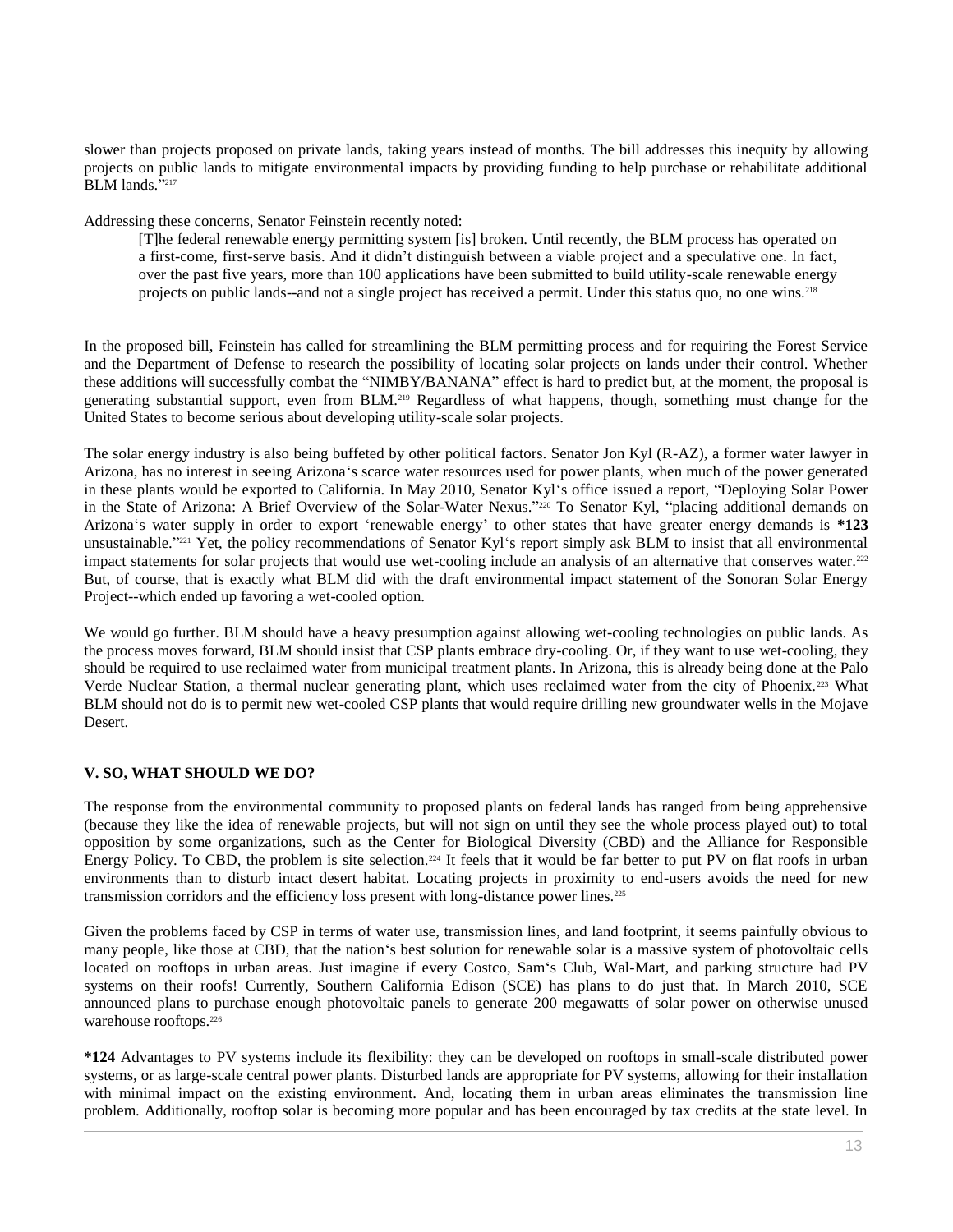slower than projects proposed on private lands, taking years instead of months. The bill addresses this inequity by allowing projects on public lands to mitigate environmental impacts by providing funding to help purchase or rehabilitate additional BLM lands."[217]

Addressing these concerns, Senator Feinstein recently noted:

> [T]he federal renewable energy permitting system [is] broken. Until recently, the BLM process has operated on a first-come, first-serve basis. And it didn't distinguish between a viable project and a speculative one. In fact, over the past five years, more than 100 applications have been submitted to build utility-scale renewable energy projects on public lands--and not a single project has received a permit. Under this status quo, no one wins.[218]

In the proposed bill, Feinstein has called for streamlining the BLM permitting process and for requiring the Forest Service and the Department of Defense to research the possibility of locating solar projects on lands under their control. Whether these additions will successfully combat the "NIMBY/BANANA" effect is hard to predict but, at the moment, the proposal is generating substantial support, even from BLM.[219] Regardless of what happens, though, something must change for the United States to become serious about developing utility-scale solar projects.

The solar energy industry is also being buffeted by other political factors. Senator Jon Kyl (R-AZ), a former water lawyer in Arizona, has no interest in seeing Arizona's scarce water resources used for power plants, when much of the power generated in these plants would be exported to California. In May 2010, Senator Kyl's office issued a report, "Deploying Solar Power in the State of Arizona: A Brief Overview of the Solar-Water Nexus."[220] To Senator Kyl, "placing additional demands on Arizona's water supply in order to export 'renewable energy' to other states that have greater energy demands is **\*123** unsustainable."[221] Yet, the policy recommendations of Senator Kyl's report simply ask BLM to insist that all environmental impact statements for solar projects that would use wet-cooling include an analysis of an alternative that conserves water.[222] But, of course, that is exactly what BLM did with the draft environmental impact statement of the Sonoran Solar Energy Project--which ended up favoring a wet-cooled option.

We would go further. BLM should have a heavy presumption against allowing wet-cooling technologies on public lands. As the process moves forward, BLM should insist that CSP plants embrace dry-cooling. Or, if they want to use wet-cooling, they should be required to use reclaimed water from municipal treatment plants. In Arizona, this is already being done at the Palo Verde Nuclear Station, a thermal nuclear generating plant, which uses reclaimed water from the city of Phoenix.[223] What BLM should not do is to permit new wet-cooled CSP plants that would require drilling new groundwater wells in the Mojave Desert.

## V. SO, WHAT SHOULD WE DO?

The response from the environmental community to proposed plants on federal lands has ranged from being apprehensive (because they like the idea of renewable projects, but will not sign on until they see the whole process played out) to total opposition by some organizations, such as the Center for Biological Diversity (CBD) and the Alliance for Responsible Energy Policy. To CBD, the problem is site selection.[224] It feels that it would be far better to put PV on flat roofs in urban environments than to disturb intact desert habitat. Locating projects in proximity to end-users avoids the need for new transmission corridors and the efficiency loss present with long-distance power lines.[225]

Given the problems faced by CSP in terms of water use, transmission lines, and land footprint, it seems painfully obvious to many people, like those at CBD, that the nation's best solution for renewable solar is a massive system of photovoltaic cells located on rooftops in urban areas. Just imagine if every Costco, Sam's Club, Wal-Mart, and parking structure had PV systems on their roofs! Currently, Southern California Edison (SCE) has plans to do just that. In March 2010, SCE announced plans to purchase enough photovoltaic panels to generate 200 megawatts of solar power on otherwise unused warehouse rooftops.[226]

**\*124** Advantages to PV systems include its flexibility: they can be developed on rooftops in small-scale distributed power systems, or as large-scale central power plants. Disturbed lands are appropriate for PV systems, allowing for their installation with minimal impact on the existing environment. And, locating them in urban areas eliminates the transmission line problem. Additionally, rooftop solar is becoming more popular and has been encouraged by tax credits at the state level. In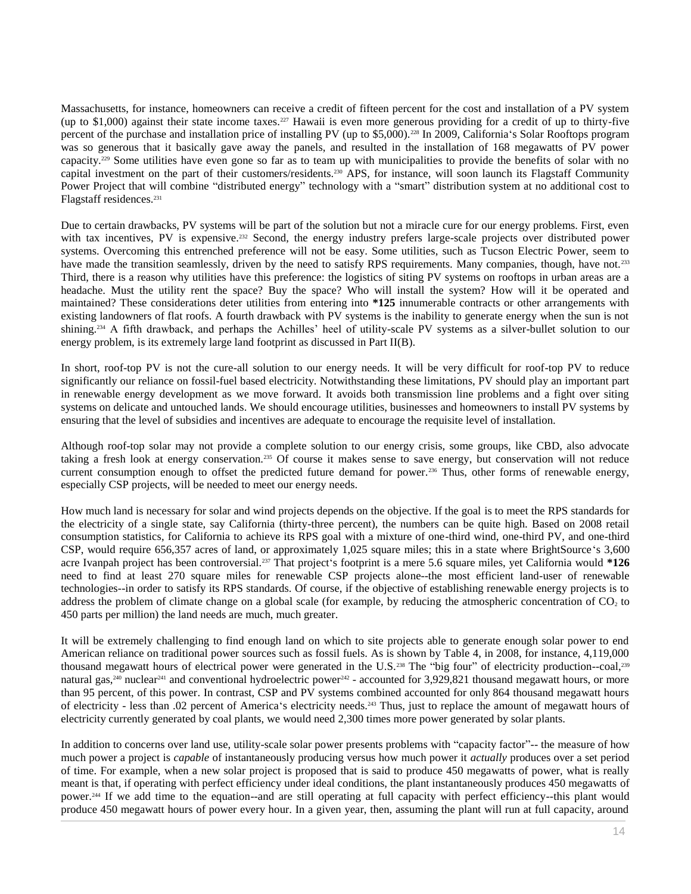Massachusetts, for instance, homeowners can receive a credit of fifteen percent for the cost and installation of a PV system (up to $1,000) against their state income taxes.[227] Hawaii is even more generous providing for a credit of up to thirty-five percent of the purchase and installation price of installing PV (up to $5,000).[228] In 2009, California's Solar Rooftops program was so generous that it basically gave away the panels, and resulted in the installation of 168 megawatts of PV power capacity.[229] Some utilities have even gone so far as to team up with municipalities to provide the benefits of solar with no capital investment on the part of their customers/residents.[230] APS, for instance, will soon launch its Flagstaff Community Power Project that will combine "distributed energy" technology with a "smart" distribution system at no additional cost to Flagstaff residences.[231]

Due to certain drawbacks, PV systems will be part of the solution but not a miracle cure for our energy problems. First, even with tax incentives, PV is expensive.[232] Second, the energy industry prefers large-scale projects over distributed power systems. Overcoming this entrenched preference will not be easy. Some utilities, such as Tucson Electric Power, seem to have made the transition seamlessly, driven by the need to satisfy RPS requirements. Many companies, though, have not.[233] Third, there is a reason why utilities have this preference: the logistics of siting PV systems on rooftops in urban areas are a headache. Must the utility rent the space? Buy the space? Who will install the system? How will it be operated and maintained? These considerations deter utilities from entering into **\*125** innumerable contracts or other arrangements with existing landowners of flat roofs. A fourth drawback with PV systems is the inability to generate energy when the sun is not shining.[234] A fifth drawback, and perhaps the Achilles' heel of utility-scale PV systems as a silver-bullet solution to our energy problem, is its extremely large land footprint as discussed in Part II(B).

In short, roof-top PV is not the cure-all solution to our energy needs. It will be very difficult for roof-top PV to reduce significantly our reliance on fossil-fuel based electricity. Notwithstanding these limitations, PV should play an important part in renewable energy development as we move forward. It avoids both transmission line problems and a fight over siting systems on delicate and untouched lands. We should encourage utilities, businesses and homeowners to install PV systems by ensuring that the level of subsidies and incentives are adequate to encourage the requisite level of installation.

Although roof-top solar may not provide a complete solution to our energy crisis, some groups, like CBD, also advocate taking a fresh look at energy conservation.[235] Of course it makes sense to save energy, but conservation will not reduce current consumption enough to offset the predicted future demand for power.[236] Thus, other forms of renewable energy, especially CSP projects, will be needed to meet our energy needs.

How much land is necessary for solar and wind projects depends on the objective. If the goal is to meet the RPS standards for the electricity of a single state, say California (thirty-three percent), the numbers can be quite high. Based on 2008 retail consumption statistics, for California to achieve its RPS goal with a mixture of one-third wind, one-third PV, and one-third CSP, would require 656,357 acres of land, or approximately 1,025 square miles; this in a state where BrightSource's 3,600 acre Ivanpah project has been controversial.[237] That project's footprint is a mere 5.6 square miles, yet California would **\*126** need to find at least 270 square miles for renewable CSP projects alone--the most efficient land-user of renewable technologies--in order to satisfy its RPS standards. Of course, if the objective of establishing renewable energy projects is to address the problem of climate change on a global scale (for example, by reducing the atmospheric concentration of $CO_2$ to 450 parts per million) the land needs are much, much greater.

It will be extremely challenging to find enough land on which to site projects able to generate enough solar power to end American reliance on traditional power sources such as fossil fuels. As is shown by Table 4, in 2008, for instance, 4,119,000 thousand megawatt hours of electrical power were generated in the U.S.[238] The "big four" of electricity production--coal,[239] natural gas,[240] nuclear[241] and conventional hydroelectric power[242] - accounted for 3,929,821 thousand megawatt hours, or more than 95 percent, of this power. In contrast, CSP and PV systems combined accounted for only 864 thousand megawatt hours of electricity - less than .02 percent of America's electricity needs.[243] Thus, just to replace the amount of megawatt hours of electricity currently generated by coal plants, we would need 2,300 times more power generated by solar plants.

In addition to concerns over land use, utility-scale solar power presents problems with "capacity factor"-- the measure of how much power a project is *capable* of instantaneously producing versus how much power it *actually* produces over a set period of time. For example, when a new solar project is proposed that is said to produce 450 megawatts of power, what is really meant is that, if operating with perfect efficiency under ideal conditions, the plant instantaneously produces 450 megawatts of power.[244] If we add time to the equation--and are still operating at full capacity with perfect efficiency--this plant would produce 450 megawatt hours of power every hour. In a given year, then, assuming the plant will run at full capacity, around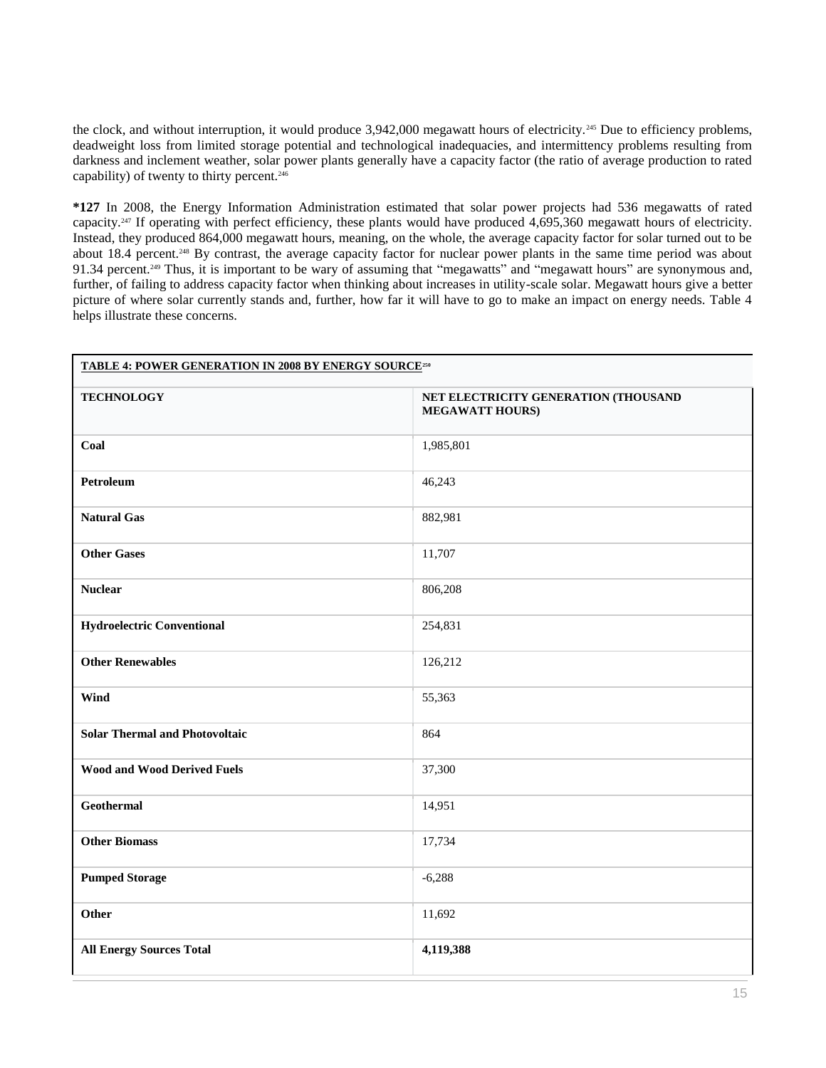the clock, and without interruption, it would produce 3,942,000 megawatt hours of electricity.[245] Due to efficiency problems, deadweight loss from limited storage potential and technological inadequacies, and intermittency problems resulting from darkness and inclement weather, solar power plants generally have a capacity factor (the ratio of average production to rated capability) of twenty to thirty percent.[246]

**\*127** In 2008, the Energy Information Administration estimated that solar power projects had 536 megawatts of rated capacity.[247] If operating with perfect efficiency, these plants would have produced 4,695,360 megawatt hours of electricity. Instead, they produced 864,000 megawatt hours, meaning, on the whole, the average capacity factor for solar turned out to be about 18.4 percent.[248] By contrast, the average capacity factor for nuclear power plants in the same time period was about 91.34 percent.[249] Thus, it is important to be wary of assuming that "megawatts" and "megawatt hours" are synonymous and, further, of failing to address capacity factor when thinking about increases in utility-scale solar. Megawatt hours give a better picture of where solar currently stands and, further, how far it will have to go to make an impact on energy needs. Table 4 helps illustrate these concerns.

**TABLE 4: POWER GENERATION IN 2008 BY ENERGY SOURCE**[250]

| TECHNOLOGY | NET ELECTRICITY GENERATION (THOUSAND MEGAWATT HOURS) |
| --- | --- |
| **Coal** | 1,985,801 |
| **Petroleum** | 46,243 |
| **Natural Gas** | 882,981 |
| **Other Gases** | 11,707 |
| **Nuclear** | 806,208 |
| **Hydroelectric Conventional** | 254,831 |
| **Other Renewables** | 126,212 |
| **Wind** | 55,363 |
| **Solar Thermal and Photovoltaic** | 864 |
| **Wood and Wood Derived Fuels** | 37,300 |
| **Geothermal** | 14,951 |
| **Other Biomass** | 17,734 |
| **Pumped Storage** | -6,288 |
| **Other** | 11,692 |
| **All Energy Sources Total** | **4,119,388** |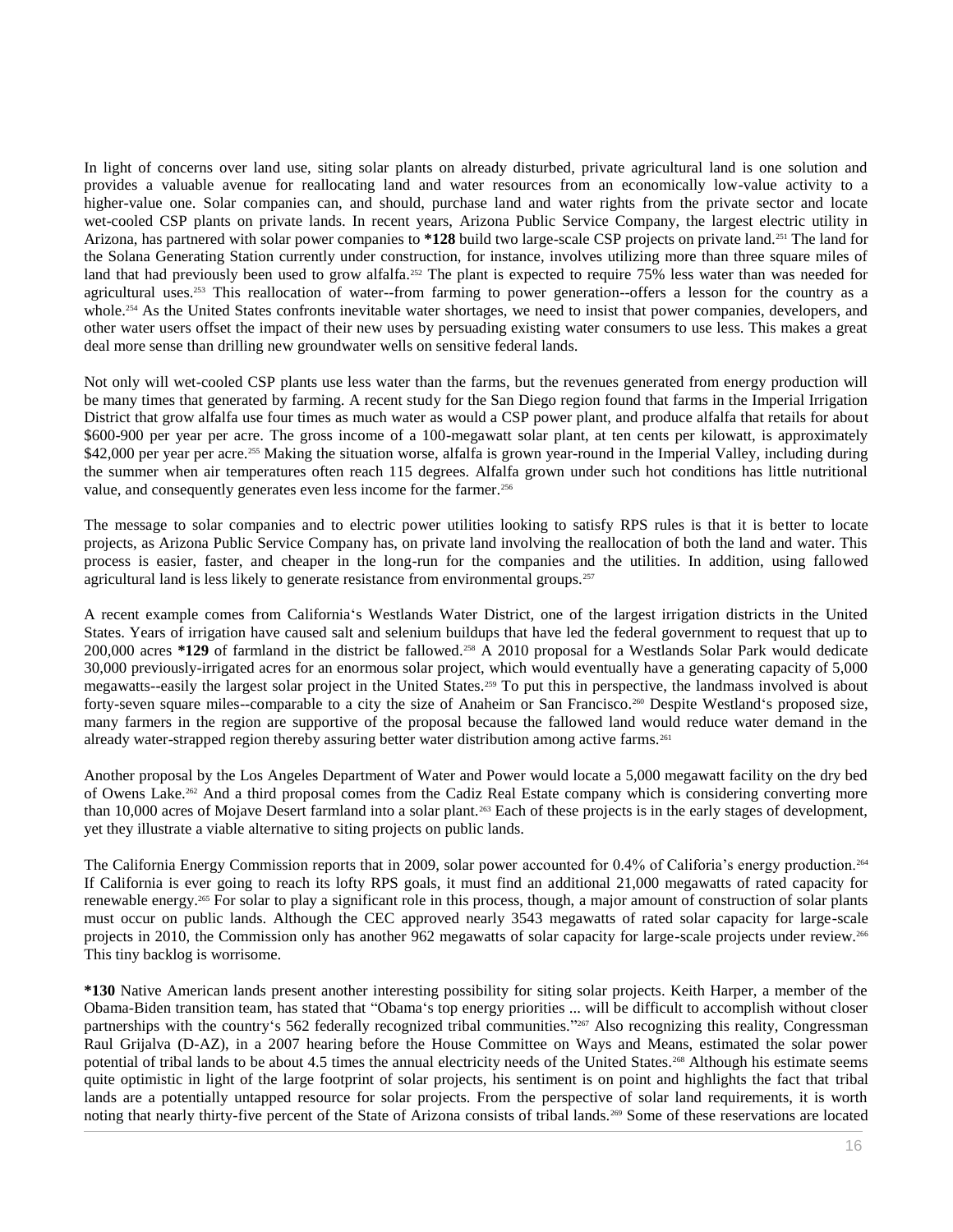In light of concerns over land use, siting solar plants on already disturbed, private agricultural land is one solution and provides a valuable avenue for reallocating land and water resources from an economically low-value activity to a higher-value one. Solar companies can, and should, purchase land and water rights from the private sector and locate wet-cooled CSP plants on private lands. In recent years, Arizona Public Service Company, the largest electric utility in Arizona, has partnered with solar power companies to **\*128** build two large-scale CSP projects on private land.[251] The land for the Solana Generating Station currently under construction, for instance, involves utilizing more than three square miles of land that had previously been used to grow alfalfa.[252] The plant is expected to require 75% less water than was needed for agricultural uses.[253] This reallocation of water--from farming to power generation--offers a lesson for the country as a whole.[254] As the United States confronts inevitable water shortages, we need to insist that power companies, developers, and other water users offset the impact of their new uses by persuading existing water consumers to use less. This makes a great deal more sense than drilling new groundwater wells on sensitive federal lands.

Not only will wet-cooled CSP plants use less water than the farms, but the revenues generated from energy production will be many times that generated by farming. A recent study for the San Diego region found that farms in the Imperial Irrigation District that grow alfalfa use four times as much water as would a CSP power plant, and produce alfalfa that retails for about $600-900 per year per acre. The gross income of a 100-megawatt solar plant, at ten cents per kilowatt, is approximately $42,000 per year per acre.[255] Making the situation worse, alfalfa is grown year-round in the Imperial Valley, including during the summer when air temperatures often reach 115 degrees. Alfalfa grown under such hot conditions has little nutritional value, and consequently generates even less income for the farmer.[256]

The message to solar companies and to electric power utilities looking to satisfy RPS rules is that it is better to locate projects, as Arizona Public Service Company has, on private land involving the reallocation of both the land and water. This process is easier, faster, and cheaper in the long-run for the companies and the utilities. In addition, using fallowed agricultural land is less likely to generate resistance from environmental groups.[257]

A recent example comes from California's Westlands Water District, one of the largest irrigation districts in the United States. Years of irrigation have caused salt and selenium buildups that have led the federal government to request that up to 200,000 acres **\*129** of farmland in the district be fallowed.[258] A 2010 proposal for a Westlands Solar Park would dedicate 30,000 previously-irrigated acres for an enormous solar project, which would eventually have a generating capacity of 5,000 megawatts--easily the largest solar project in the United States.[259] To put this in perspective, the landmass involved is about forty-seven square miles--comparable to a city the size of Anaheim or San Francisco.[260] Despite Westland's proposed size, many farmers in the region are supportive of the proposal because the fallowed land would reduce water demand in the already water-strapped region thereby assuring better water distribution among active farms.[261]

Another proposal by the Los Angeles Department of Water and Power would locate a 5,000 megawatt facility on the dry bed of Owens Lake.[262] And a third proposal comes from the Cadiz Real Estate company which is considering converting more than 10,000 acres of Mojave Desert farmland into a solar plant.[263] Each of these projects is in the early stages of development, yet they illustrate a viable alternative to siting projects on public lands.

The California Energy Commission reports that in 2009, solar power accounted for 0.4% of Califoria's energy production.[264] If California is ever going to reach its lofty RPS goals, it must find an additional 21,000 megawatts of rated capacity for renewable energy.[265] For solar to play a significant role in this process, though, a major amount of construction of solar plants must occur on public lands. Although the CEC approved nearly 3543 megawatts of rated solar capacity for large-scale projects in 2010, the Commission only has another 962 megawatts of solar capacity for large-scale projects under review.[266] This tiny backlog is worrisome.

**\*130** Native American lands present another interesting possibility for siting solar projects. Keith Harper, a member of the Obama-Biden transition team, has stated that "Obama's top energy priorities ... will be difficult to accomplish without closer partnerships with the country's 562 federally recognized tribal communities."[267] Also recognizing this reality, Congressman Raul Grijalva (D-AZ), in a 2007 hearing before the House Committee on Ways and Means, estimated the solar power potential of tribal lands to be about 4.5 times the annual electricity needs of the United States.[268] Although his estimate seems quite optimistic in light of the large footprint of solar projects, his sentiment is on point and highlights the fact that tribal lands are a potentially untapped resource for solar projects. From the perspective of solar land requirements, it is worth noting that nearly thirty-five percent of the State of Arizona consists of tribal lands.[269] Some of these reservations are located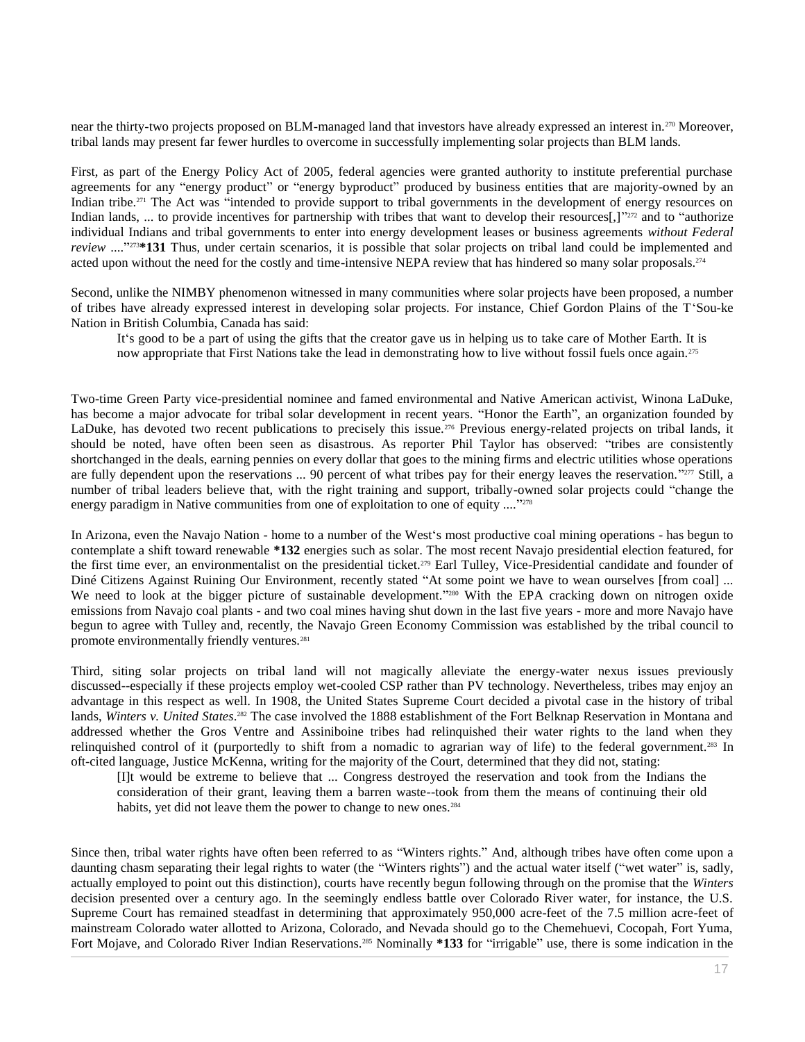near the thirty-two projects proposed on BLM-managed land that investors have already expressed an interest in.[270] Moreover, tribal lands may present far fewer hurdles to overcome in successfully implementing solar projects than BLM lands.

First, as part of the Energy Policy Act of 2005, federal agencies were granted authority to institute preferential purchase agreements for any "energy product" or "energy byproduct" produced by business entities that are majority-owned by an Indian tribe.[271] The Act was "intended to provide support to tribal governments in the development of energy resources on Indian lands, ... to provide incentives for partnership with tribes that want to develop their resources[,]"[272] and to "authorize individual Indians and tribal governments to enter into energy development leases or business agreements *without Federal review* ...."[273]**\*131** Thus, under certain scenarios, it is possible that solar projects on tribal land could be implemented and acted upon without the need for the costly and time-intensive NEPA review that has hindered so many solar proposals.[274]

Second, unlike the NIMBY phenomenon witnessed in many communities where solar projects have been proposed, a number of tribes have already expressed interest in developing solar projects. For instance, Chief Gordon Plains of the T'Sou-ke Nation in British Columbia, Canada has said:

> It's good to be a part of using the gifts that the creator gave us in helping us to take care of Mother Earth. It is now appropriate that First Nations take the lead in demonstrating how to live without fossil fuels once again.[275]

Two-time Green Party vice-presidential nominee and famed environmental and Native American activist, Winona LaDuke, has become a major advocate for tribal solar development in recent years. "Honor the Earth", an organization founded by LaDuke, has devoted two recent publications to precisely this issue.[276] Previous energy-related projects on tribal lands, it should be noted, have often been seen as disastrous. As reporter Phil Taylor has observed: "tribes are consistently shortchanged in the deals, earning pennies on every dollar that goes to the mining firms and electric utilities whose operations are fully dependent upon the reservations ... 90 percent of what tribes pay for their energy leaves the reservation."[277] Still, a number of tribal leaders believe that, with the right training and support, tribally-owned solar projects could "change the energy paradigm in Native communities from one of exploitation to one of equity ...."[278]

In Arizona, even the Navajo Nation - home to a number of the West's most productive coal mining operations - has begun to contemplate a shift toward renewable **\*132** energies such as solar. The most recent Navajo presidential election featured, for the first time ever, an environmentalist on the presidential ticket.[279] Earl Tulley, Vice-Presidential candidate and founder of Diné Citizens Against Ruining Our Environment, recently stated "At some point we have to wean ourselves [from coal] ... We need to look at the bigger picture of sustainable development."[280] With the EPA cracking down on nitrogen oxide emissions from Navajo coal plants - and two coal mines having shut down in the last five years - more and more Navajo have begun to agree with Tulley and, recently, the Navajo Green Economy Commission was established by the tribal council to promote environmentally friendly ventures.[281]

Third, siting solar projects on tribal land will not magically alleviate the energy-water nexus issues previously discussed--especially if these projects employ wet-cooled CSP rather than PV technology. Nevertheless, tribes may enjoy an advantage in this respect as well. In 1908, the United States Supreme Court decided a pivotal case in the history of tribal lands, *Winters v. United States*.[282] The case involved the 1888 establishment of the Fort Belknap Reservation in Montana and addressed whether the Gros Ventre and Assiniboine tribes had relinquished their water rights to the land when they relinquished control of it (purportedly to shift from a nomadic to agrarian way of life) to the federal government.[283] In oft-cited language, Justice McKenna, writing for the majority of the Court, determined that they did not, stating:

> [I]t would be extreme to believe that ... Congress destroyed the reservation and took from the Indians the consideration of their grant, leaving them a barren waste--took from them the means of continuing their old habits, yet did not leave them the power to change to new ones.[284]

Since then, tribal water rights have often been referred to as "Winters rights." And, although tribes have often come upon a daunting chasm separating their legal rights to water (the "Winters rights") and the actual water itself ("wet water" is, sadly, actually employed to point out this distinction), courts have recently begun following through on the promise that the *Winters* decision presented over a century ago. In the seemingly endless battle over Colorado River water, for instance, the U.S. Supreme Court has remained steadfast in determining that approximately 950,000 acre-feet of the 7.5 million acre-feet of mainstream Colorado water allotted to Arizona, Colorado, and Nevada should go to the Chemehuevi, Cocopah, Fort Yuma, Fort Mojave, and Colorado River Indian Reservations.[285] Nominally **\*133** for "irrigable" use, there is some indication in the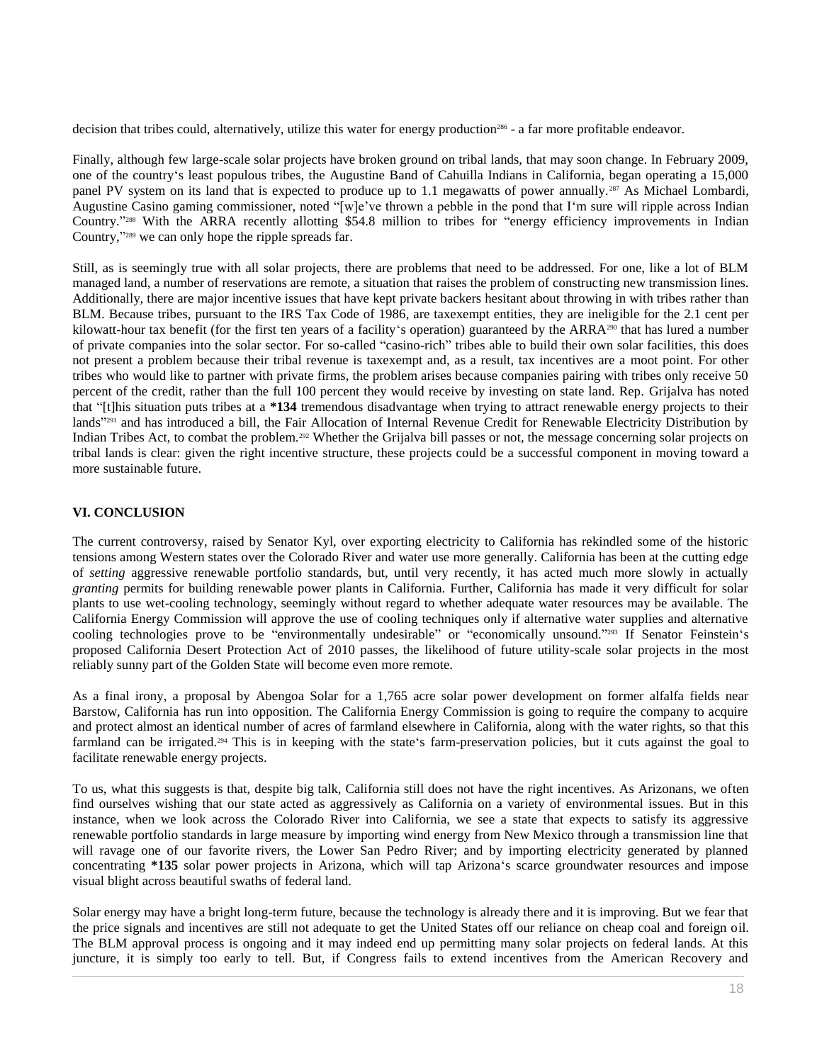decision that tribes could, alternatively, utilize this water for energy production[286] - a far more profitable endeavor.

Finally, although few large-scale solar projects have broken ground on tribal lands, that may soon change. In February 2009, one of the country's least populous tribes, the Augustine Band of Cahuilla Indians in California, began operating a 15,000 panel PV system on its land that is expected to produce up to 1.1 megawatts of power annually.[287] As Michael Lombardi, Augustine Casino gaming commissioner, noted "[w]e've thrown a pebble in the pond that I'm sure will ripple across Indian Country."[288] With the ARRA recently allotting $54.8 million to tribes for "energy efficiency improvements in Indian Country,"[289] we can only hope the ripple spreads far.

Still, as is seemingly true with all solar projects, there are problems that need to be addressed. For one, like a lot of BLM managed land, a number of reservations are remote, a situation that raises the problem of constructing new transmission lines. Additionally, there are major incentive issues that have kept private backers hesitant about throwing in with tribes rather than BLM. Because tribes, pursuant to the IRS Tax Code of 1986, are taxexempt entities, they are ineligible for the 2.1 cent per kilowatt-hour tax benefit (for the first ten years of a facility's operation) guaranteed by the ARRA[290] that has lured a number of private companies into the solar sector. For so-called "casino-rich" tribes able to build their own solar facilities, this does not present a problem because their tribal revenue is taxexempt and, as a result, tax incentives are a moot point. For other tribes who would like to partner with private firms, the problem arises because companies pairing with tribes only receive 50 percent of the credit, rather than the full 100 percent they would receive by investing on state land. Rep. Grijalva has noted that "[t]his situation puts tribes at a **\*134** tremendous disadvantage when trying to attract renewable energy projects to their lands"[291] and has introduced a bill, the Fair Allocation of Internal Revenue Credit for Renewable Electricity Distribution by Indian Tribes Act, to combat the problem.[292] Whether the Grijalva bill passes or not, the message concerning solar projects on tribal lands is clear: given the right incentive structure, these projects could be a successful component in moving toward a more sustainable future.

## VI. CONCLUSION

The current controversy, raised by Senator Kyl, over exporting electricity to California has rekindled some of the historic tensions among Western states over the Colorado River and water use more generally. California has been at the cutting edge of *setting* aggressive renewable portfolio standards, but, until very recently, it has acted much more slowly in actually *granting* permits for building renewable power plants in California. Further, California has made it very difficult for solar plants to use wet-cooling technology, seemingly without regard to whether adequate water resources may be available. The California Energy Commission will approve the use of cooling techniques only if alternative water supplies and alternative cooling technologies prove to be "environmentally undesirable" or "economically unsound."[293] If Senator Feinstein's proposed California Desert Protection Act of 2010 passes, the likelihood of future utility-scale solar projects in the most reliably sunny part of the Golden State will become even more remote.

As a final irony, a proposal by Abengoa Solar for a 1,765 acre solar power development on former alfalfa fields near Barstow, California has run into opposition. The California Energy Commission is going to require the company to acquire and protect almost an identical number of acres of farmland elsewhere in California, along with the water rights, so that this farmland can be irrigated.[294] This is in keeping with the state's farm-preservation policies, but it cuts against the goal to facilitate renewable energy projects.

To us, what this suggests is that, despite big talk, California still does not have the right incentives. As Arizonans, we often find ourselves wishing that our state acted as aggressively as California on a variety of environmental issues. But in this instance, when we look across the Colorado River into California, we see a state that expects to satisfy its aggressive renewable portfolio standards in large measure by importing wind energy from New Mexico through a transmission line that will ravage one of our favorite rivers, the Lower San Pedro River; and by importing electricity generated by planned concentrating **\*135** solar power projects in Arizona, which will tap Arizona's scarce groundwater resources and impose visual blight across beautiful swaths of federal land.

Solar energy may have a bright long-term future, because the technology is already there and it is improving. But we fear that the price signals and incentives are still not adequate to get the United States off our reliance on cheap coal and foreign oil. The BLM approval process is ongoing and it may indeed end up permitting many solar projects on federal lands. At this juncture, it is simply too early to tell. But, if Congress fails to extend incentives from the American Recovery and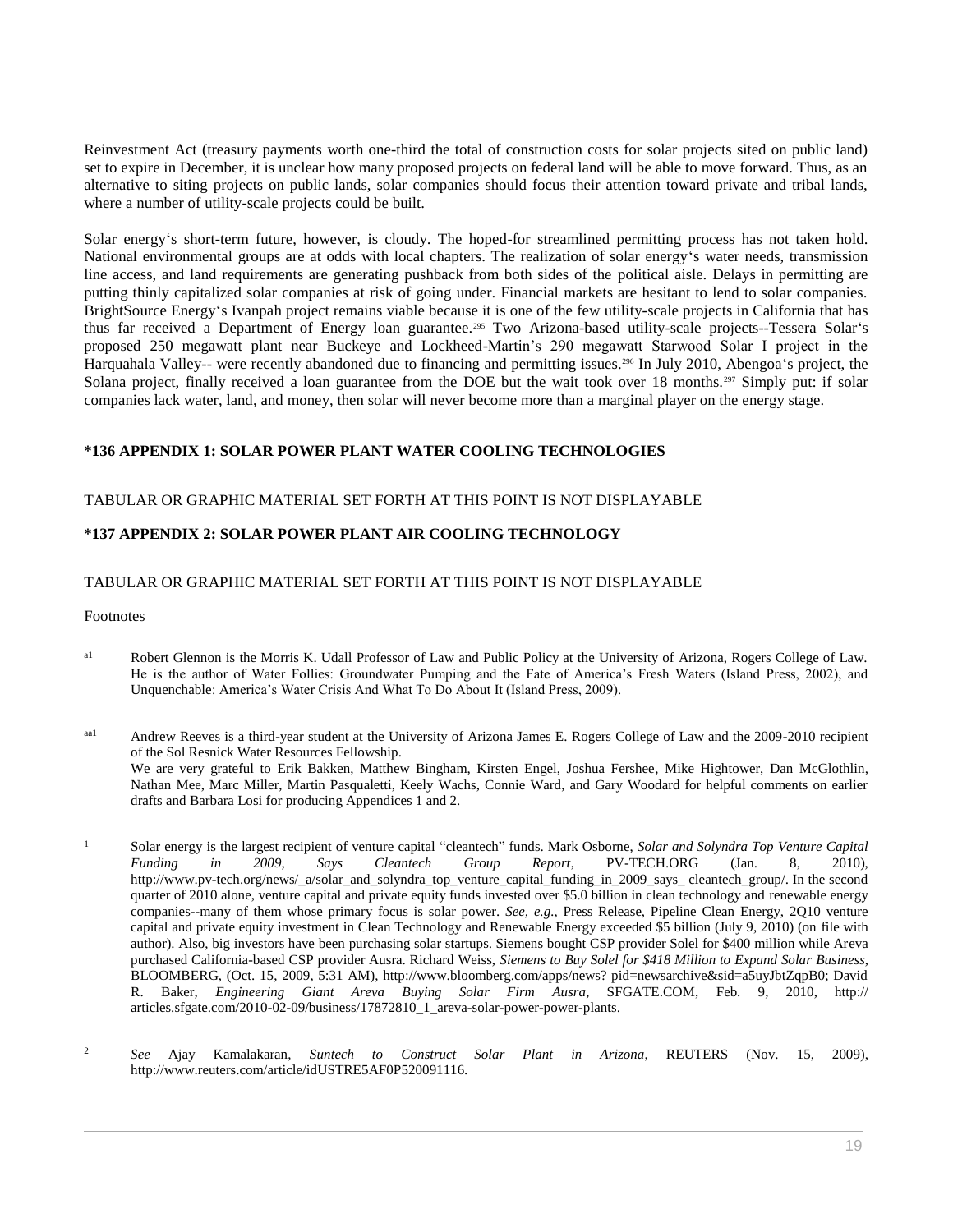Reinvestment Act (treasury payments worth one-third the total of construction costs for solar projects sited on public land) set to expire in December, it is unclear how many proposed projects on federal land will be able to move forward. Thus, as an alternative to siting projects on public lands, solar companies should focus their attention toward private and tribal lands, where a number of utility-scale projects could be built.

Solar energy's short-term future, however, is cloudy. The hoped-for streamlined permitting process has not taken hold. National environmental groups are at odds with local chapters. The realization of solar energy's water needs, transmission line access, and land requirements are generating pushback from both sides of the political aisle. Delays in permitting are putting thinly capitalized solar companies at risk of going under. Financial markets are hesitant to lend to solar companies. BrightSource Energy's Ivanpah project remains viable because it is one of the few utility-scale projects in California that has thus far received a Department of Energy loan guarantee.[295] Two Arizona-based utility-scale projects--Tessera Solar's proposed 250 megawatt plant near Buckeye and Lockheed-Martin's 290 megawatt Starwood Solar I project in the Harquahala Valley-- were recently abandoned due to financing and permitting issues.[296] In July 2010, Abengoa's project, the Solana project, finally received a loan guarantee from the DOE but the wait took over 18 months.[297] Simply put: if solar companies lack water, land, and money, then solar will never become more than a marginal player on the energy stage.

### *136 APPENDIX 1: SOLAR POWER PLANT WATER COOLING TECHNOLOGIES

TABULAR OR GRAPHIC MATERIAL SET FORTH AT THIS POINT IS NOT DISPLAYABLE

### *137 APPENDIX 2: SOLAR POWER PLANT AIR COOLING TECHNOLOGY

TABULAR OR GRAPHIC MATERIAL SET FORTH AT THIS POINT IS NOT DISPLAYABLE

Footnotes

[a1] Robert Glennon is the Morris K. Udall Professor of Law and Public Policy at the University of Arizona, Rogers College of Law. He is the author of Water Follies: Groundwater Pumping and the Fate of America's Fresh Waters (Island Press, 2002), and Unquenchable: America's Water Crisis And What To Do About It (Island Press, 2009).

[aa1] Andrew Reeves is a third-year student at the University of Arizona James E. Rogers College of Law and the 2009-2010 recipient of the Sol Resnick Water Resources Fellowship.
We are very grateful to Erik Bakken, Matthew Bingham, Kirsten Engel, Joshua Fershee, Mike Hightower, Dan McGlothlin, Nathan Mee, Marc Miller, Martin Pasqualetti, Keely Wachs, Connie Ward, and Gary Woodard for helpful comments on earlier drafts and Barbara Losi for producing Appendices 1 and 2.

[1] Solar energy is the largest recipient of venture capital "cleantech" funds. Mark Osborne, *Solar and Solyndra Top Venture Capital Funding in 2009, Says Cleantech Group Report*, PV-TECH.ORG (Jan. 8, 2010), http://www.pv-tech.org/news/_a/solar_and_solyndra_top_venture_capital_funding_in_2009_says_ cleantech_group/. In the second quarter of 2010 alone, venture capital and private equity funds invested over $5.0 billion in clean technology and renewable energy companies--many of them whose primary focus is solar power. *See, e.g.*, Press Release, Pipeline Clean Energy, 2Q10 venture capital and private equity investment in Clean Technology and Renewable Energy exceeded $5 billion (July 9, 2010) (on file with author). Also, big investors have been purchasing solar startups. Siemens bought CSP provider Solel for $400 million while Areva purchased California-based CSP provider Ausra. Richard Weiss, *Siemens to Buy Solel for $418 Million to Expand Solar Business*, BLOOMBERG, (Oct. 15, 2009, 5:31 AM), http://www.bloomberg.com/apps/news? pid=newsarchive&sid=a5uyJbtZqpB0; David R. Baker, *Engineering Giant Areva Buying Solar Firm Ausra*, SFGATE.COM, Feb. 9, 2010, http:// articles.sfgate.com/2010-02-09/business/17872810_1_areva-solar-power-power-plants.

[2] *See* Ajay Kamalakaran, *Suntech to Construct Solar Plant in Arizona*, REUTERS (Nov. 15, 2009), http://www.reuters.com/article/idUSTRE5AF0P520091116.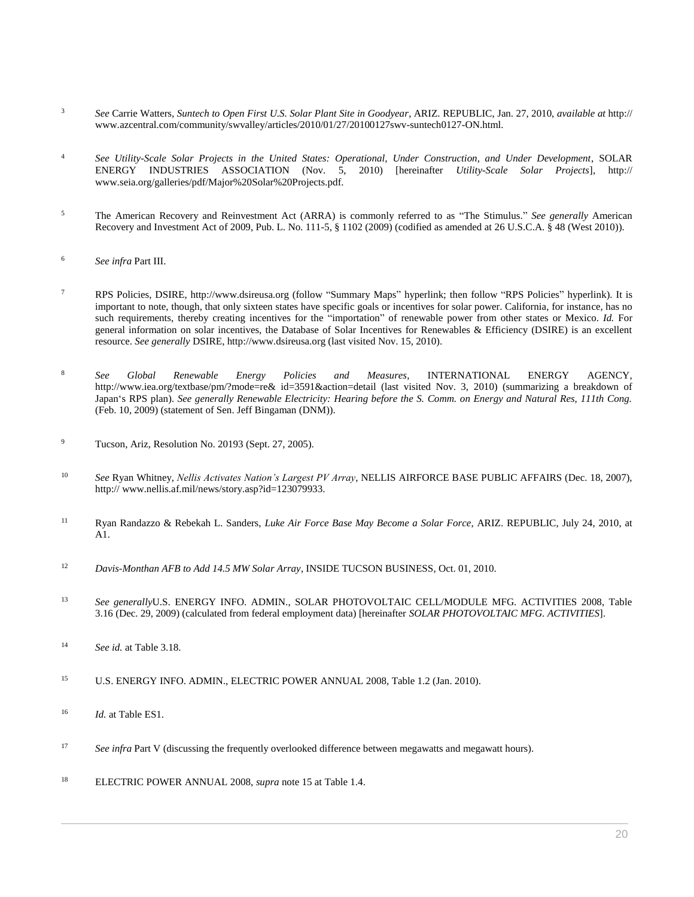3 *See* Carrie Watters, *Suntech to Open First U.S. Solar Plant Site in Goodyear*, ARIZ. REPUBLIC, Jan. 27, 2010, *available at* http:// www.azcentral.com/community/swvalley/articles/2010/01/27/20100127swv-suntech0127-ON.html.

4 *See Utility-Scale Solar Projects in the United States: Operational, Under Construction, and Under Development*, SOLAR ENERGY INDUSTRIES ASSOCIATION (Nov. 5, 2010) [hereinafter *Utility-Scale Solar Projects*], http:// www.seia.org/galleries/pdf/Major%20Solar%20Projects.pdf.

5 The American Recovery and Reinvestment Act (ARRA) is commonly referred to as "The Stimulus." *See generally* American Recovery and Investment Act of 2009, Pub. L. No. 111-5, § 1102 (2009) (codified as amended at 26 U.S.C.A. § 48 (West 2010)).

6 *See infra* Part III.

7 RPS Policies, DSIRE, http://www.dsireusa.org (follow "Summary Maps" hyperlink; then follow "RPS Policies" hyperlink). It is important to note, though, that only sixteen states have specific goals or incentives for solar power. California, for instance, has no such requirements, thereby creating incentives for the "importation" of renewable power from other states or Mexico. *Id.* For general information on solar incentives, the Database of Solar Incentives for Renewables & Efficiency (DSIRE) is an excellent resource. *See generally* DSIRE, http://www.dsireusa.org (last visited Nov. 15, 2010).

8 *See Global Renewable Energy Policies and Measures*, INTERNATIONAL ENERGY AGENCY, http://www.iea.org/textbase/pm/?mode=re& id=3591&action=detail (last visited Nov. 3, 2010) (summarizing a breakdown of Japan's RPS plan). *See generally Renewable Electricity: Hearing before the S. Comm. on Energy and Natural Res, 111th Cong.* (Feb. 10, 2009) (statement of Sen. Jeff Bingaman (DNM)).

9 Tucson, Ariz, Resolution No. 20193 (Sept. 27, 2005).

10 *See* Ryan Whitney, *Nellis Activates Nation's Largest PV Array*, NELLIS AIRFORCE BASE PUBLIC AFFAIRS (Dec. 18, 2007), http:// www.nellis.af.mil/news/story.asp?id=123079933.

11 Ryan Randazzo & Rebekah L. Sanders, *Luke Air Force Base May Become a Solar Force*, ARIZ. REPUBLIC, July 24, 2010, at A1.

12 *Davis-Monthan AFB to Add 14.5 MW Solar Array*, INSIDE TUCSON BUSINESS, Oct. 01, 2010.

13 *See generally*U.S. ENERGY INFO. ADMIN., SOLAR PHOTOVOLTAIC CELL/MODULE MFG. ACTIVITIES 2008, Table 3.16 (Dec. 29, 2009) (calculated from federal employment data) [hereinafter *SOLAR PHOTOVOLTAIC MFG. ACTIVITIES*].

14 *See id.* at Table 3.18.

15 U.S. ENERGY INFO. ADMIN., ELECTRIC POWER ANNUAL 2008, Table 1.2 (Jan. 2010).

16 *Id.* at Table ES1.

17 *See infra* Part V (discussing the frequently overlooked difference between megawatts and megawatt hours).

18 ELECTRIC POWER ANNUAL 2008, *supra* note 15 at Table 1.4.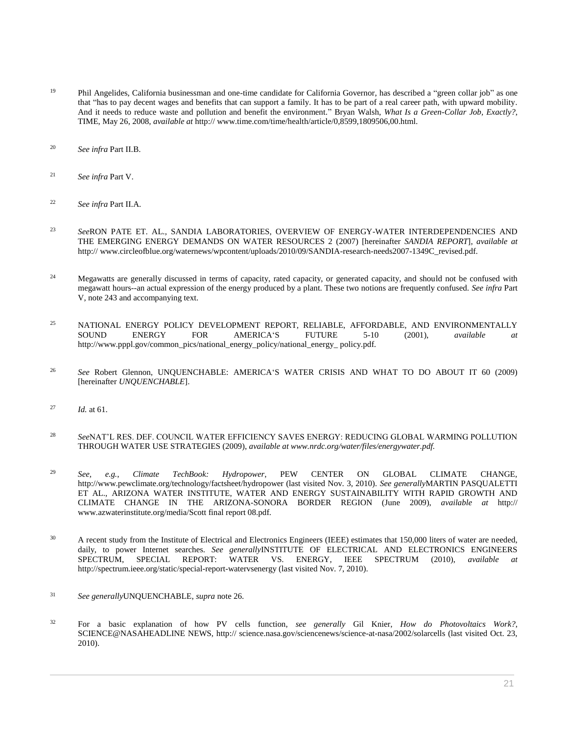19 Phil Angelides, California businessman and one-time candidate for California Governor, has described a "green collar job" as one that "has to pay decent wages and benefits that can support a family. It has to be part of a real career path, with upward mobility. And it needs to reduce waste and pollution and benefit the environment." Bryan Walsh, *What Is a Green-Collar Job, Exactly?*, TIME, May 26, 2008, *available at* http:// www.time.com/time/health/article/0,8599,1809506,00.html.

20 *See infra* Part II.B.

21 *See infra* Part V.

22 *See infra* Part II.A.

23 *See*RON PATE ET. AL., SANDIA LABORATORIES, OVERVIEW OF ENERGY-WATER INTERDEPENDENCIES AND THE EMERGING ENERGY DEMANDS ON WATER RESOURCES 2 (2007) [hereinafter *SANDIA REPORT*], *available at* http:// www.circleofblue.org/waternews/wpcontent/uploads/2010/09/SANDIA-research-needs2007-1349C_revised.pdf.

24 Megawatts are generally discussed in terms of capacity, rated capacity, or generated capacity, and should not be confused with megawatt hours--an actual expression of the energy produced by a plant. These two notions are frequently confused. *See infra* Part V, note 243 and accompanying text.

25 NATIONAL ENERGY POLICY DEVELOPMENT REPORT, RELIABLE, AFFORDABLE, AND ENVIRONMENTALLY SOUND ENERGY FOR AMERICA'S FUTURE 5-10 (2001), *available at* http://www.pppl.gov/common_pics/national_energy_policy/national_energy_ policy.pdf.

26 *See* Robert Glennon, UNQUENCHABLE: AMERICA'S WATER CRISIS AND WHAT TO DO ABOUT IT 60 (2009) [hereinafter *UNQUENCHABLE*].

27 *Id.* at 61.

28 *See*NAT'L RES. DEF. COUNCIL WATER EFFICIENCY SAVES ENERGY: REDUCING GLOBAL WARMING POLLUTION THROUGH WATER USE STRATEGIES (2009), *available at www.nrdc.org/water/files/energywater.pdf.*

29 *See, e.g.*, *Climate TechBook: Hydropower*, PEW CENTER ON GLOBAL CLIMATE CHANGE, http://www.pewclimate.org/technology/factsheet/hydropower (last visited Nov. 3, 2010). *See generally*MARTIN PASQUALETTI ET AL., ARIZONA WATER INSTITUTE, WATER AND ENERGY SUSTAINABILITY WITH RAPID GROWTH AND CLIMATE CHANGE IN THE ARIZONA-SONORA BORDER REGION (June 2009), *available at* http:// www.azwaterinstitute.org/media/Scott final report 08.pdf.

30 A recent study from the Institute of Electrical and Electronics Engineers (IEEE) estimates that 150,000 liters of water are needed, daily, to power Internet searches. *See generally*INSTITUTE OF ELECTRICAL AND ELECTRONICS ENGINEERS SPECTRUM, SPECIAL REPORT: WATER VS. ENERGY, IEEE SPECTRUM (2010), *available at* http://spectrum.ieee.org/static/special-report-watervsenergy (last visited Nov. 7, 2010).

31 *See generally*UNQUENCHABLE, *supra* note 26.

32 For a basic explanation of how PV cells function, *see generally* Gil Knier, *How do Photovoltaics Work?*, SCIENCE@NASAHEADLINE NEWS, http:// science.nasa.gov/sciencenews/science-at-nasa/2002/solarcells (last visited Oct. 23, 2010).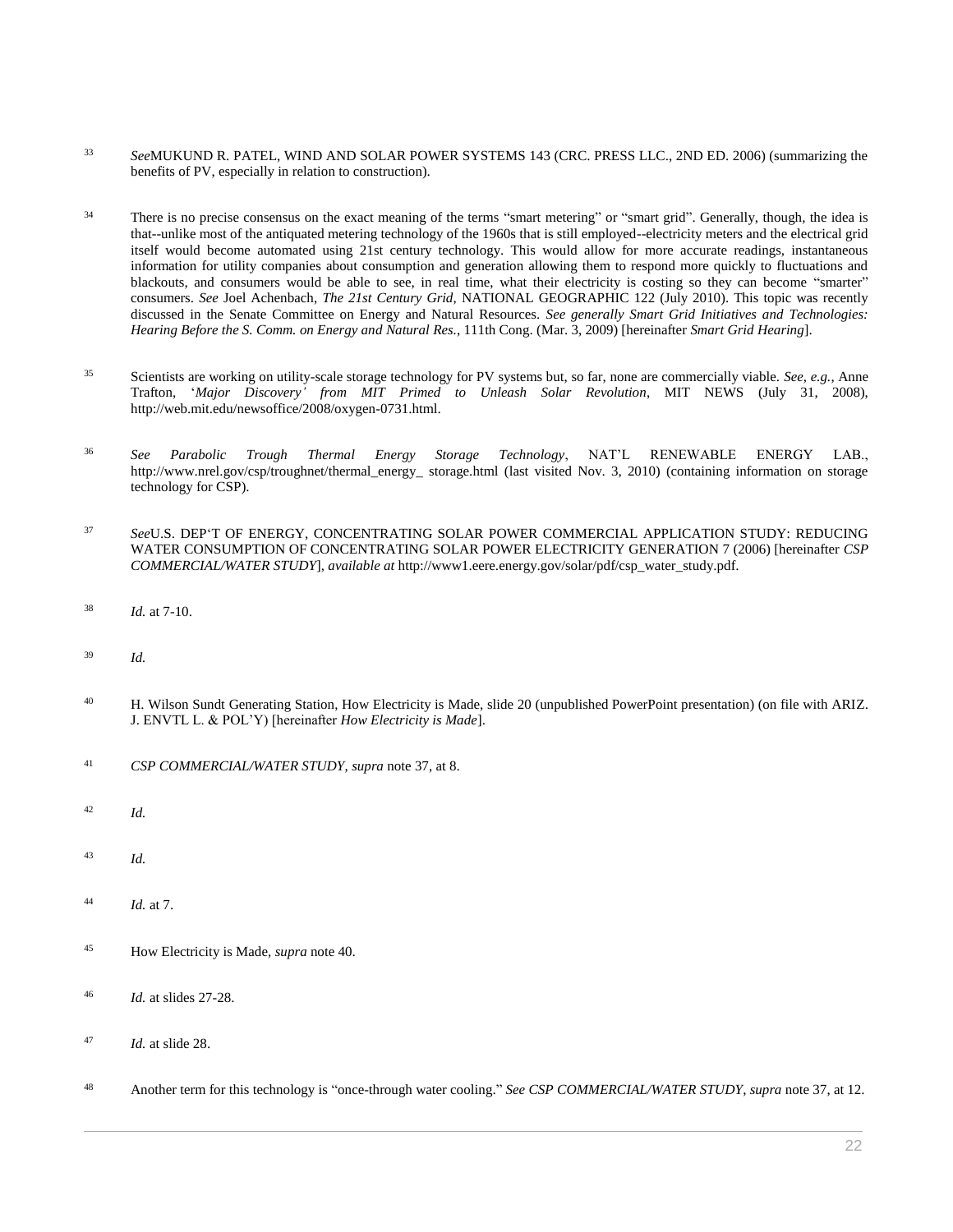[33] *See*MUKUND R. PATEL, WIND AND SOLAR POWER SYSTEMS 143 (CRC. PRESS LLC., 2ND ED. 2006) (summarizing the benefits of PV, especially in relation to construction).

[34] There is no precise consensus on the exact meaning of the terms "smart metering" or "smart grid". Generally, though, the idea is that--unlike most of the antiquated metering technology of the 1960s that is still employed--electricity meters and the electrical grid itself would become automated using 21st century technology. This would allow for more accurate readings, instantaneous information for utility companies about consumption and generation allowing them to respond more quickly to fluctuations and blackouts, and consumers would be able to see, in real time, what their electricity is costing so they can become "smarter" consumers. *See* Joel Achenbach, *The 21st Century Grid*, NATIONAL GEOGRAPHIC 122 (July 2010). This topic was recently discussed in the Senate Committee on Energy and Natural Resources. *See generally Smart Grid Initiatives and Technologies: Hearing Before the S. Comm. on Energy and Natural Res.*, 111th Cong. (Mar. 3, 2009) [hereinafter *Smart Grid Hearing*].

[35] Scientists are working on utility-scale storage technology for PV systems but, so far, none are commercially viable. *See, e.g.*, Anne Trafton, '*Major Discovery' from MIT Primed to Unleash Solar Revolution*, MIT NEWS (July 31, 2008), http://web.mit.edu/newsoffice/2008/oxygen-0731.html.

[36] *See Parabolic Trough Thermal Energy Storage Technology*, NAT'L RENEWABLE ENERGY LAB., http://www.nrel.gov/csp/troughnet/thermal_energy_ storage.html (last visited Nov. 3, 2010) (containing information on storage technology for CSP).

[37] *See*U.S. DEP'T OF ENERGY, CONCENTRATING SOLAR POWER COMMERCIAL APPLICATION STUDY: REDUCING WATER CONSUMPTION OF CONCENTRATING SOLAR POWER ELECTRICITY GENERATION 7 (2006) [hereinafter *CSP COMMERCIAL/WATER STUDY*], *available at* http://www1.eere.energy.gov/solar/pdf/csp_water_study.pdf.

[38] *Id.* at 7-10.

[39] *Id.*

[40] H. Wilson Sundt Generating Station, How Electricity is Made, slide 20 (unpublished PowerPoint presentation) (on file with ARIZ. J. ENVTL L. & POL'Y) [hereinafter *How Electricity is Made*].

[41] *CSP COMMERCIAL/WATER STUDY*, *supra* note 37, at 8.

[42] *Id.*

[43] *Id.*

[44] *Id.* at 7.

[45] How Electricity is Made, *supra* note 40.

[46] *Id.* at slides 27-28.

[47] *Id.* at slide 28.

[48] Another term for this technology is "once-through water cooling." *See CSP COMMERCIAL/WATER STUDY*, *supra* note 37, at 12.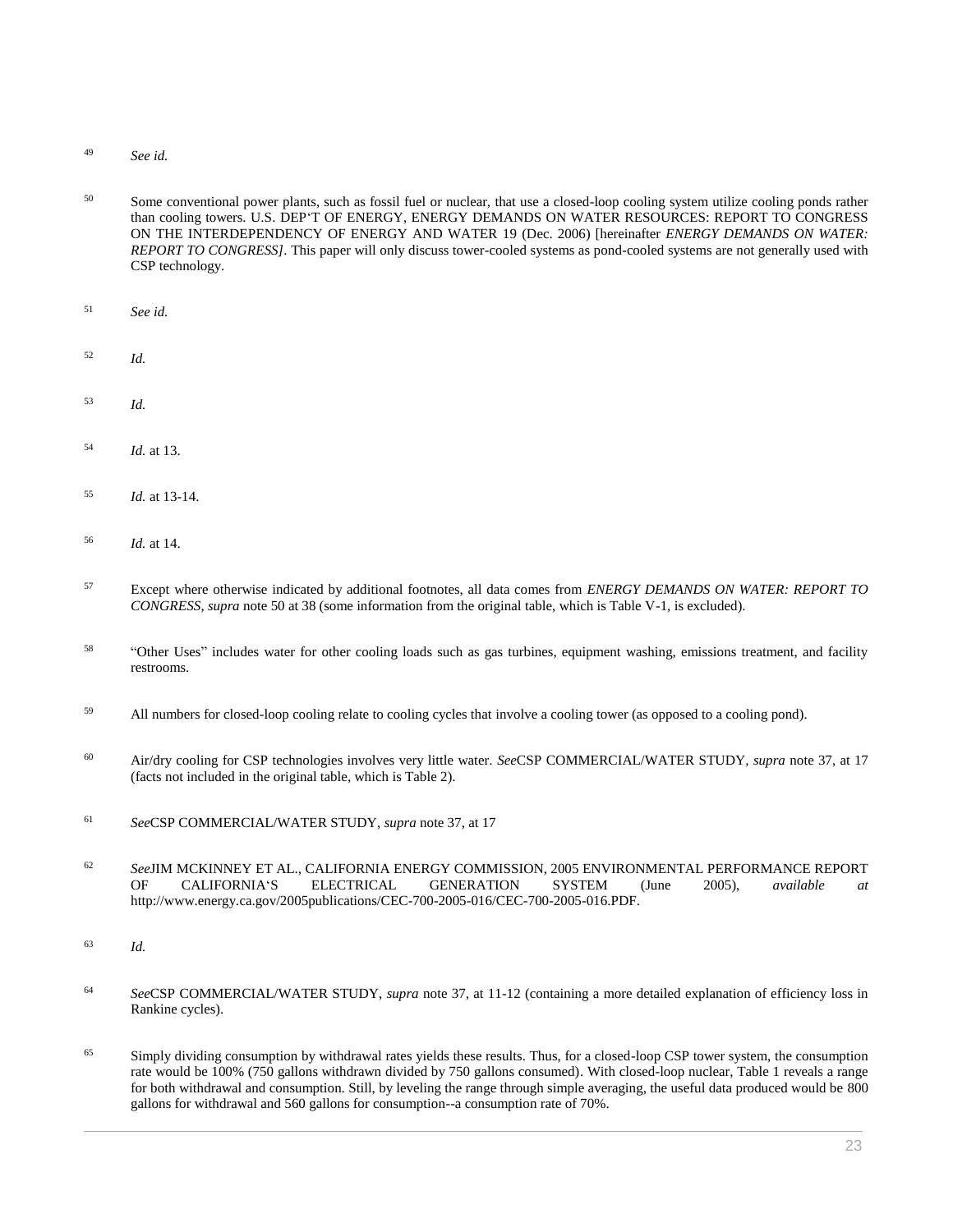[49] *See id.*

[50] Some conventional power plants, such as fossil fuel or nuclear, that use a closed-loop cooling system utilize cooling ponds rather than cooling towers. U.S. DEP'T OF ENERGY, ENERGY DEMANDS ON WATER RESOURCES: REPORT TO CONGRESS ON THE INTERDEPENDENCY OF ENERGY AND WATER 19 (Dec. 2006) [hereinafter *ENERGY DEMANDS ON WATER: REPORT TO CONGRESS]*. This paper will only discuss tower-cooled systems as pond-cooled systems are not generally used with CSP technology.

[51] *See id.*

[52] *Id.*

[53] *Id.*

[54] *Id.* at 13.

[55] *Id.* at 13-14.

[56] *Id.* at 14.

[57] Except where otherwise indicated by additional footnotes, all data comes from *ENERGY DEMANDS ON WATER: REPORT TO CONGRESS*, *supra* note 50 at 38 (some information from the original table, which is Table V-1, is excluded).

[58] "Other Uses" includes water for other cooling loads such as gas turbines, equipment washing, emissions treatment, and facility restrooms.

[59] All numbers for closed-loop cooling relate to cooling cycles that involve a cooling tower (as opposed to a cooling pond).

[60] Air/dry cooling for CSP technologies involves very little water. *See*CSP COMMERCIAL/WATER STUDY, *supra* note 37, at 17 (facts not included in the original table, which is Table 2).

[61] *See*CSP COMMERCIAL/WATER STUDY, *supra* note 37, at 17

[62] *See*JIM MCKINNEY ET AL., CALIFORNIA ENERGY COMMISSION, 2005 ENVIRONMENTAL PERFORMANCE REPORT OF CALIFORNIA'S ELECTRICAL GENERATION SYSTEM (June 2005), *available at* http://www.energy.ca.gov/2005publications/CEC-700-2005-016/CEC-700-2005-016.PDF.

[63] *Id.*

[64] *See*CSP COMMERCIAL/WATER STUDY, *supra* note 37, at 11-12 (containing a more detailed explanation of efficiency loss in Rankine cycles).

[65] Simply dividing consumption by withdrawal rates yields these results. Thus, for a closed-loop CSP tower system, the consumption rate would be 100% (750 gallons withdrawn divided by 750 gallons consumed). With closed-loop nuclear, Table 1 reveals a range for both withdrawal and consumption. Still, by leveling the range through simple averaging, the useful data produced would be 800 gallons for withdrawal and 560 gallons for consumption--a consumption rate of 70%.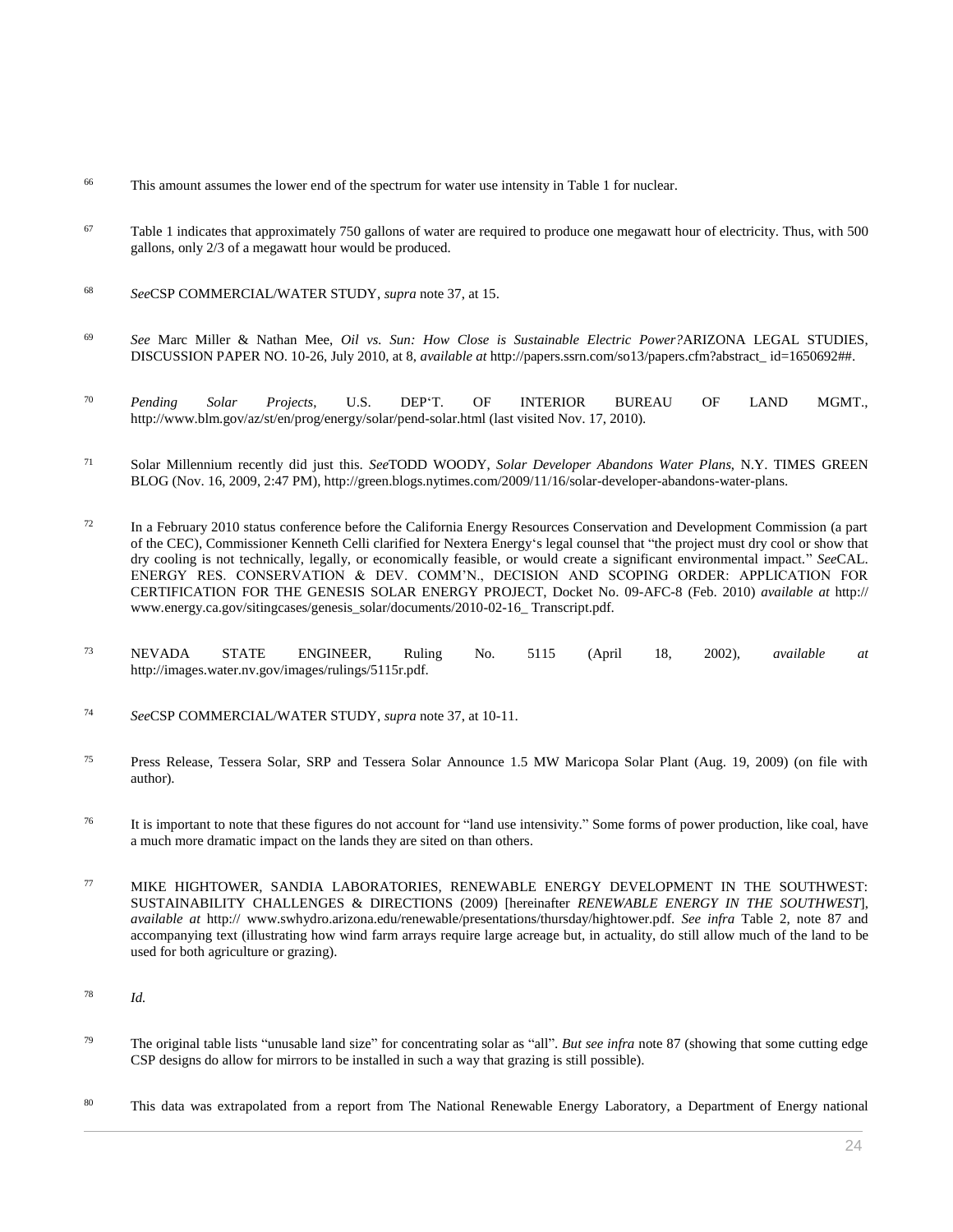66 This amount assumes the lower end of the spectrum for water use intensity in Table 1 for nuclear.

67 Table 1 indicates that approximately 750 gallons of water are required to produce one megawatt hour of electricity. Thus, with 500 gallons, only 2/3 of a megawatt hour would be produced.

68 *See*CSP COMMERCIAL/WATER STUDY, *supra* note 37, at 15.

69 *See* Marc Miller & Nathan Mee, *Oil vs. Sun: How Close is Sustainable Electric Power?*ARIZONA LEGAL STUDIES, DISCUSSION PAPER NO. 10-26, July 2010, at 8, *available at* http://papers.ssrn.com/so13/papers.cfm?abstract_ id=1650692##.

70 *Pending Solar Projects*, U.S. DEP'T. OF INTERIOR BUREAU OF LAND MGMT., http://www.blm.gov/az/st/en/prog/energy/solar/pend-solar.html (last visited Nov. 17, 2010).

71 Solar Millennium recently did just this. *See*TODD WOODY, *Solar Developer Abandons Water Plans*, N.Y. TIMES GREEN BLOG (Nov. 16, 2009, 2:47 PM), http://green.blogs.nytimes.com/2009/11/16/solar-developer-abandons-water-plans.

72 In a February 2010 status conference before the California Energy Resources Conservation and Development Commission (a part of the CEC), Commissioner Kenneth Celli clarified for Nextera Energy's legal counsel that "the project must dry cool or show that dry cooling is not technically, legally, or economically feasible, or would create a significant environmental impact." *See*CAL. ENERGY RES. CONSERVATION & DEV. COMM'N., DECISION AND SCOPING ORDER: APPLICATION FOR CERTIFICATION FOR THE GENESIS SOLAR ENERGY PROJECT, Docket No. 09-AFC-8 (Feb. 2010) *available at* http:// www.energy.ca.gov/sitingcases/genesis_solar/documents/2010-02-16_ Transcript.pdf.

73 NEVADA STATE ENGINEER, Ruling No. 5115 (April 18, 2002), *available at* http://images.water.nv.gov/images/rulings/5115r.pdf.

74 *See*CSP COMMERCIAL/WATER STUDY, *supra* note 37, at 10-11.

75 Press Release, Tessera Solar, SRP and Tessera Solar Announce 1.5 MW Maricopa Solar Plant (Aug. 19, 2009) (on file with author).

76 It is important to note that these figures do not account for "land use intensivity." Some forms of power production, like coal, have a much more dramatic impact on the lands they are sited on than others.

77 MIKE HIGHTOWER, SANDIA LABORATORIES, RENEWABLE ENERGY DEVELOPMENT IN THE SOUTHWEST: SUSTAINABILITY CHALLENGES & DIRECTIONS (2009) [hereinafter *RENEWABLE ENERGY IN THE SOUTHWEST*], *available at* http:// www.swhydro.arizona.edu/renewable/presentations/thursday/hightower.pdf. *See infra* Table 2, note 87 and accompanying text (illustrating how wind farm arrays require large acreage but, in actuality, do still allow much of the land to be used for both agriculture or grazing).

78 *Id.*

79 The original table lists "unusable land size" for concentrating solar as "all". *But see infra* note 87 (showing that some cutting edge CSP designs do allow for mirrors to be installed in such a way that grazing is still possible).

80 This data was extrapolated from a report from The National Renewable Energy Laboratory, a Department of Energy national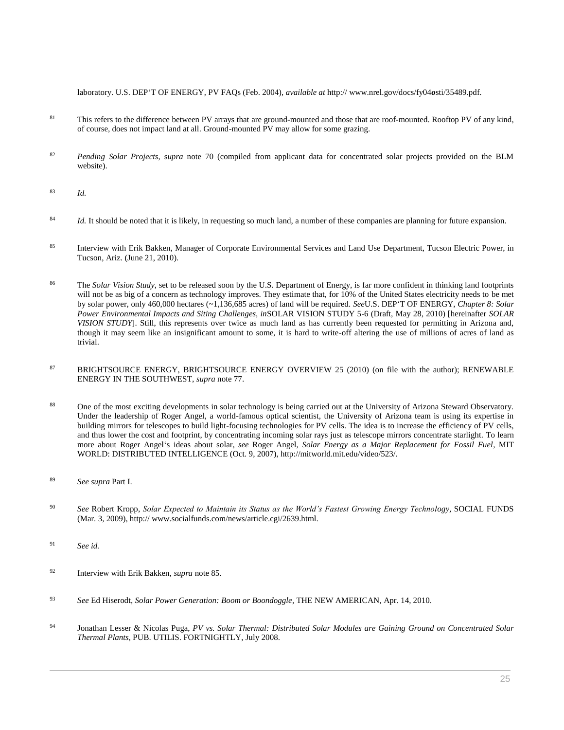laboratory. U.S. DEP'T OF ENERGY, PV FAQs (Feb. 2004), *available at* http:// www.nrel.gov/docs/fy04osti/35489.pdf.

81 This refers to the difference between PV arrays that are ground-mounted and those that are roof-mounted. Rooftop PV of any kind, of course, does not impact land at all. Ground-mounted PV may allow for some grazing.

82 *Pending Solar Projects*, *supra* note 70 (compiled from applicant data for concentrated solar projects provided on the BLM website).

83 *Id.*

84 *Id.* It should be noted that it is likely, in requesting so much land, a number of these companies are planning for future expansion.

85 Interview with Erik Bakken, Manager of Corporate Environmental Services and Land Use Department, Tucson Electric Power, in Tucson, Ariz. (June 21, 2010).

86 The *Solar Vision Study*, set to be released soon by the U.S. Department of Energy, is far more confident in thinking land footprints will not be as big of a concern as technology improves. They estimate that, for 10% of the United States electricity needs to be met by solar power, only 460,000 hectares (~1,136,685 acres) of land will be required. *See*U.S. DEP'T OF ENERGY, *Chapter 8: Solar Power Environmental Impacts and Siting Challenges*, *in*SOLAR VISION STUDY 5-6 (Draft, May 28, 2010) [hereinafter *SOLAR VISION STUDY*]. Still, this represents over twice as much land as has currently been requested for permitting in Arizona and, though it may seem like an insignificant amount to some, it is hard to write-off altering the use of millions of acres of land as trivial.

87 BRIGHTSOURCE ENERGY, BRIGHTSOURCE ENERGY OVERVIEW 25 (2010) (on file with the author); RENEWABLE ENERGY IN THE SOUTHWEST, *supra* note 77.

88 One of the most exciting developments in solar technology is being carried out at the University of Arizona Steward Observatory. Under the leadership of Roger Angel, a world-famous optical scientist, the University of Arizona team is using its expertise in building mirrors for telescopes to build light-focusing technologies for PV cells. The idea is to increase the efficiency of PV cells, and thus lower the cost and footprint, by concentrating incoming solar rays just as telescope mirrors concentrate starlight. To learn more about Roger Angel's ideas about solar, *see* Roger Angel, *Solar Energy as a Major Replacement for Fossil Fuel*, MIT WORLD: DISTRIBUTED INTELLIGENCE (Oct. 9, 2007), http://mitworld.mit.edu/video/523/.

89 *See supra* Part I.

90 *See* Robert Kropp, *Solar Expected to Maintain its Status as the World's Fastest Growing Energy Technology*, SOCIAL FUNDS (Mar. 3, 2009), http:// www.socialfunds.com/news/article.cgi/2639.html.

91 *See id.*

92 Interview with Erik Bakken, *supra* note 85.

93 *See* Ed Hiserodt, *Solar Power Generation: Boom or Boondoggle*, THE NEW AMERICAN, Apr. 14, 2010.

94 Jonathan Lesser & Nicolas Puga, *PV vs. Solar Thermal: Distributed Solar Modules are Gaining Ground on Concentrated Solar Thermal Plants*, PUB. UTILIS. FORTNIGHTLY, July 2008.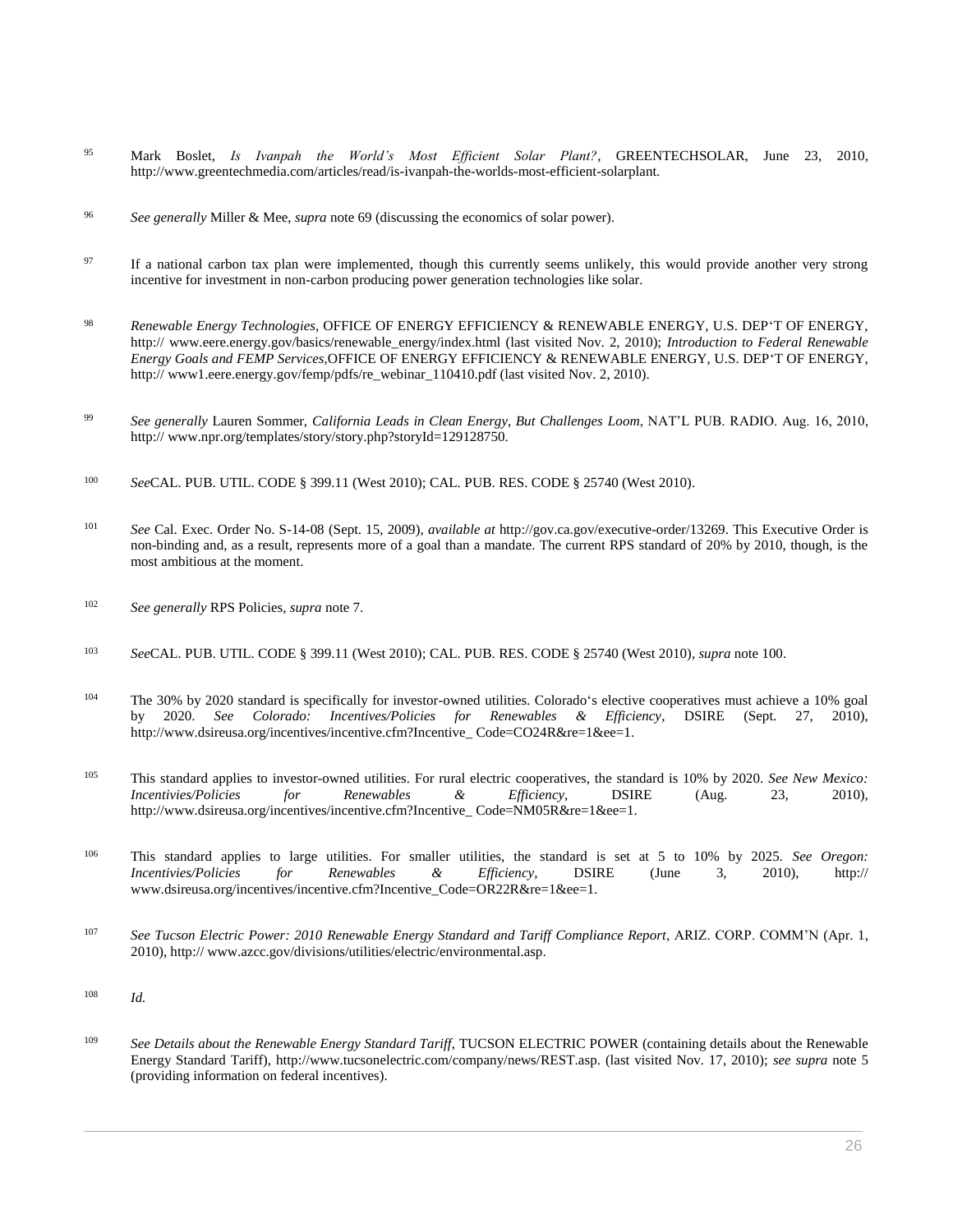95 Mark Boslet, *Is Ivanpah the World's Most Efficient Solar Plant?*, GREENTECHSOLAR, June 23, 2010, http://www.greentechmedia.com/articles/read/is-ivanpah-the-worlds-most-efficient-solarplant.

96 *See generally* Miller & Mee, *supra* note 69 (discussing the economics of solar power).

97 If a national carbon tax plan were implemented, though this currently seems unlikely, this would provide another very strong incentive for investment in non-carbon producing power generation technologies like solar.

98 *Renewable Energy Technologies*, OFFICE OF ENERGY EFFICIENCY & RENEWABLE ENERGY, U.S. DEP'T OF ENERGY, http:// www.eere.energy.gov/basics/renewable_energy/index.html (last visited Nov. 2, 2010); *Introduction to Federal Renewable Energy Goals and FEMP Services*,OFFICE OF ENERGY EFFICIENCY & RENEWABLE ENERGY, U.S. DEP'T OF ENERGY, http:// www1.eere.energy.gov/femp/pdfs/re_webinar_110410.pdf (last visited Nov. 2, 2010).

99 *See generally* Lauren Sommer, *California Leads in Clean Energy, But Challenges Loom*, NAT'L PUB. RADIO. Aug. 16, 2010, http:// www.npr.org/templates/story/story.php?storyId=129128750.

100 *See*CAL. PUB. UTIL. CODE § 399.11 (West 2010); CAL. PUB. RES. CODE § 25740 (West 2010).

101 *See* Cal. Exec. Order No. S-14-08 (Sept. 15, 2009), *available at* http://gov.ca.gov/executive-order/13269. This Executive Order is non-binding and, as a result, represents more of a goal than a mandate. The current RPS standard of 20% by 2010, though, is the most ambitious at the moment.

102 *See generally* RPS Policies, *supra* note 7.

103 *See*CAL. PUB. UTIL. CODE § 399.11 (West 2010); CAL. PUB. RES. CODE § 25740 (West 2010), *supra* note 100.

104 The 30% by 2020 standard is specifically for investor-owned utilities. Colorado's elective cooperatives must achieve a 10% goal by 2020. *See Colorado: Incentives/Policies for Renewables & Efficiency*, DSIRE (Sept. 27, 2010), http://www.dsireusa.org/incentives/incentive.cfm?Incentive_ Code=CO24R&re=1&ee=1.

105 This standard applies to investor-owned utilities. For rural electric cooperatives, the standard is 10% by 2020. *See New Mexico: Incentivies/Policies for Renewables & Efficiency*, DSIRE (Aug. 23, 2010), http://www.dsireusa.org/incentives/incentive.cfm?Incentive_ Code=NM05R&re=1&ee=1.

106 This standard applies to large utilities. For smaller utilities, the standard is set at 5 to 10% by 2025. *See Oregon: Incentivies/Policies for Renewables & Efficiency*, DSIRE (June 3, 2010), http:// www.dsireusa.org/incentives/incentive.cfm?Incentive_Code=OR22R&re=1&ee=1.

107 *See Tucson Electric Power: 2010 Renewable Energy Standard and Tariff Compliance Report*, ARIZ. CORP. COMM'N (Apr. 1, 2010), http:// www.azcc.gov/divisions/utilities/electric/environmental.asp.

108 *Id.*

109 *See Details about the Renewable Energy Standard Tariff*, TUCSON ELECTRIC POWER (containing details about the Renewable Energy Standard Tariff), http://www.tucsonelectric.com/company/news/REST.asp. (last visited Nov. 17, 2010); *see supra* note 5 (providing information on federal incentives).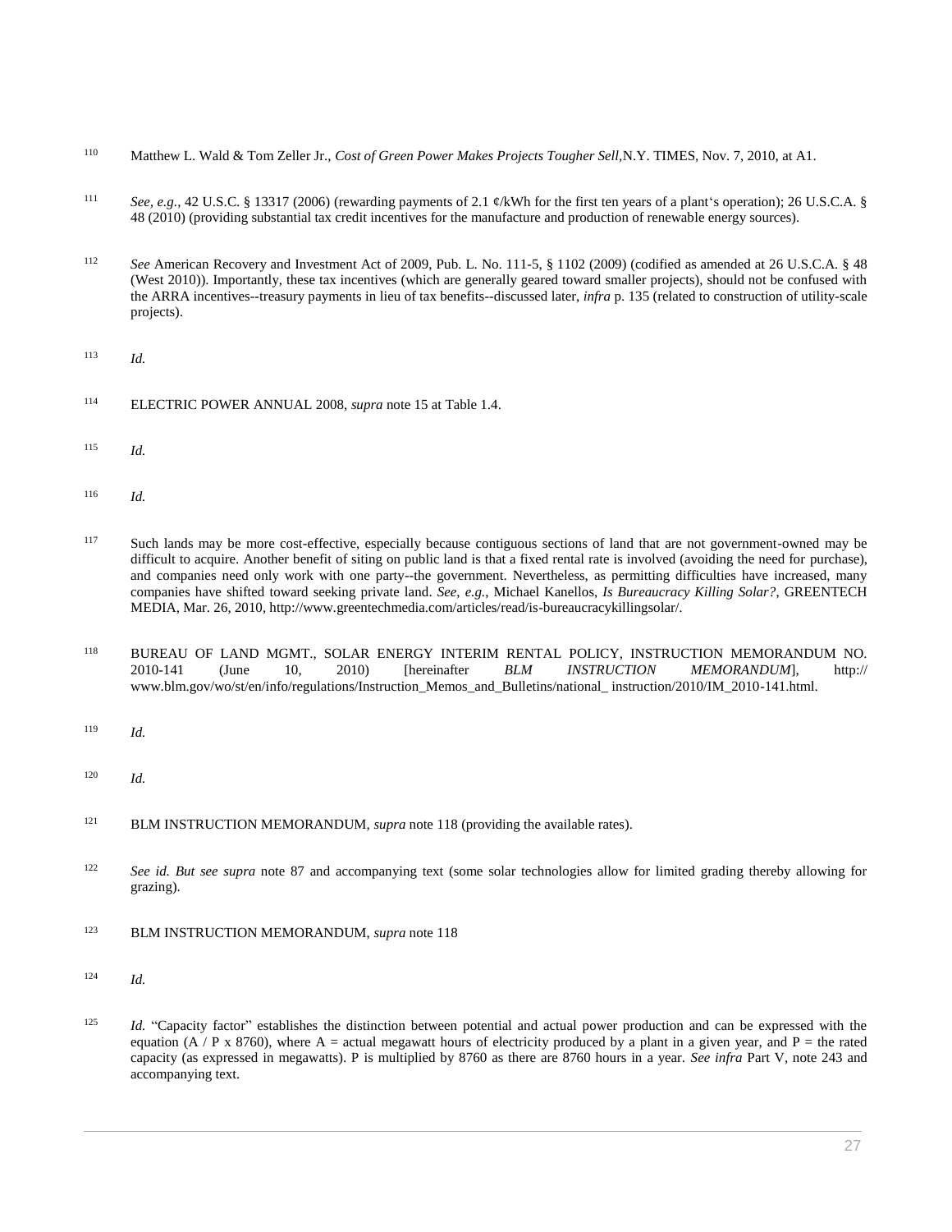[110] Matthew L. Wald & Tom Zeller Jr., *Cost of Green Power Makes Projects Tougher Sell*,N.Y. TIMES, Nov. 7, 2010, at A1.

[111] *See, e.g.*, 42 U.S.C. § 13317 (2006) (rewarding payments of 2.1 ¢/kWh for the first ten years of a plant's operation); 26 U.S.C.A. § 48 (2010) (providing substantial tax credit incentives for the manufacture and production of renewable energy sources).

[112] *See* American Recovery and Investment Act of 2009, Pub. L. No. 111-5, § 1102 (2009) (codified as amended at 26 U.S.C.A. § 48 (West 2010)). Importantly, these tax incentives (which are generally geared toward smaller projects), should not be confused with the ARRA incentives--treasury payments in lieu of tax benefits--discussed later, *infra* p. 135 (related to construction of utility-scale projects).

[113] *Id.*

[114] ELECTRIC POWER ANNUAL 2008, *supra* note 15 at Table 1.4.

[115] *Id.*

[116] *Id.*

[117] Such lands may be more cost-effective, especially because contiguous sections of land that are not government-owned may be difficult to acquire. Another benefit of siting on public land is that a fixed rental rate is involved (avoiding the need for purchase), and companies need only work with one party--the government. Nevertheless, as permitting difficulties have increased, many companies have shifted toward seeking private land. *See, e.g.*, Michael Kanellos, *Is Bureaucracy Killing Solar?*, GREENTECH MEDIA, Mar. 26, 2010, http://www.greentechmedia.com/articles/read/is-bureaucracykillingsolar/.

[118] BUREAU OF LAND MGMT., SOLAR ENERGY INTERIM RENTAL POLICY, INSTRUCTION MEMORANDUM NO. 2010-141 (June 10, 2010) [hereinafter *BLM INSTRUCTION MEMORANDUM*], http:// www.blm.gov/wo/st/en/info/regulations/Instruction_Memos_and_Bulletins/national_ instruction/2010/IM_2010-141.html.

[119] *Id.*

[120] *Id.*

[121] BLM INSTRUCTION MEMORANDUM, *supra* note 118 (providing the available rates).

[122] *See id. But see supra* note 87 and accompanying text (some solar technologies allow for limited grading thereby allowing for grazing).

[123] BLM INSTRUCTION MEMORANDUM, *supra* note 118

[124] *Id.*

[125] *Id.* "Capacity factor" establishes the distinction between potential and actual power production and can be expressed with the equation ($A / P \times 8760$), where $A$ = actual megawatt hours of electricity produced by a plant in a given year, and $P$ = the rated capacity (as expressed in megawatts). P is multiplied by 8760 as there are 8760 hours in a year. *See infra* Part V, note 243 and accompanying text.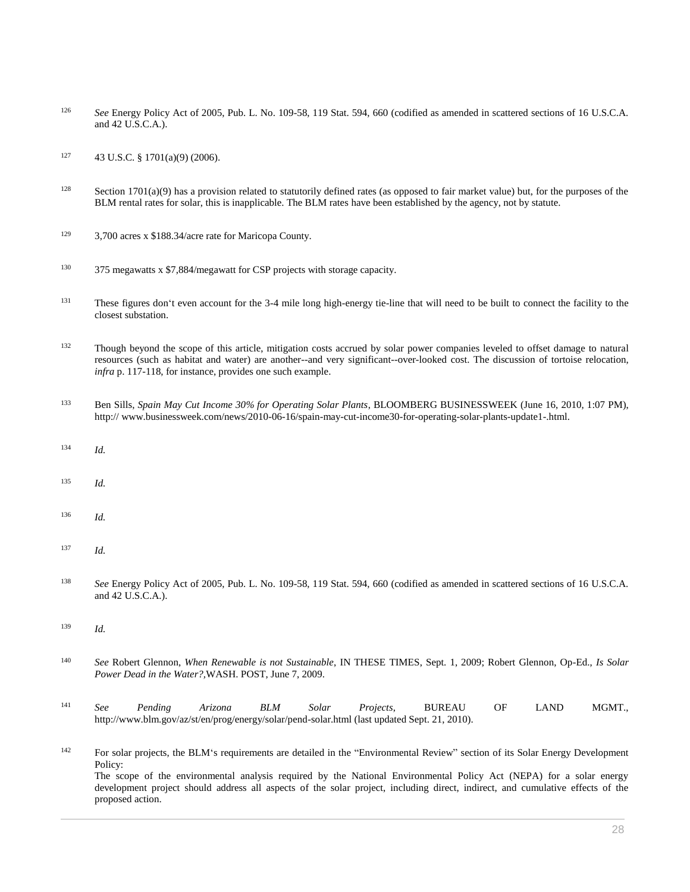126 *See* Energy Policy Act of 2005, Pub. L. No. 109-58, 119 Stat. 594, 660 (codified as amended in scattered sections of 16 U.S.C.A. and 42 U.S.C.A.).

127 43 U.S.C. § 1701(a)(9) (2006).

128 Section 1701(a)(9) has a provision related to statutorily defined rates (as opposed to fair market value) but, for the purposes of the BLM rental rates for solar, this is inapplicable. The BLM rates have been established by the agency, not by statute.

129 3,700 acres x $188.34/acre rate for Maricopa County.

130 375 megawatts x $7,884/megawatt for CSP projects with storage capacity.

131 These figures don‘t even account for the 3-4 mile long high-energy tie-line that will need to be built to connect the facility to the closest substation.

132 Though beyond the scope of this article, mitigation costs accrued by solar power companies leveled to offset damage to natural resources (such as habitat and water) are another--and very significant--over-looked cost. The discussion of tortoise relocation, *infra* p. 117-118, for instance, provides one such example.

133 Ben Sills, *Spain May Cut Income 30% for Operating Solar Plants*, BLOOMBERG BUSINESSWEEK (June 16, 2010, 1:07 PM), http:// www.businessweek.com/news/2010-06-16/spain-may-cut-income30-for-operating-solar-plants-update1-.html.

134 *Id.*

135 *Id.*

136 *Id.*

137 *Id.*

138 *See* Energy Policy Act of 2005, Pub. L. No. 109-58, 119 Stat. 594, 660 (codified as amended in scattered sections of 16 U.S.C.A. and 42 U.S.C.A.).

139 *Id.*

140 *See* Robert Glennon, *When Renewable is not Sustainable*, IN THESE TIMES, Sept. 1, 2009; Robert Glennon, Op-Ed., *Is Solar Power Dead in the Water?*,WASH. POST, June 7, 2009.

141 *See Pending Arizona BLM Solar Projects*, BUREAU OF LAND MGMT., http://www.blm.gov/az/st/en/prog/energy/solar/pend-solar.html (last updated Sept. 21, 2010).

142 For solar projects, the BLM‘s requirements are detailed in the "Environmental Review" section of its Solar Energy Development Policy:
The scope of the environmental analysis required by the National Environmental Policy Act (NEPA) for a solar energy development project should address all aspects of the solar project, including direct, indirect, and cumulative effects of the proposed action.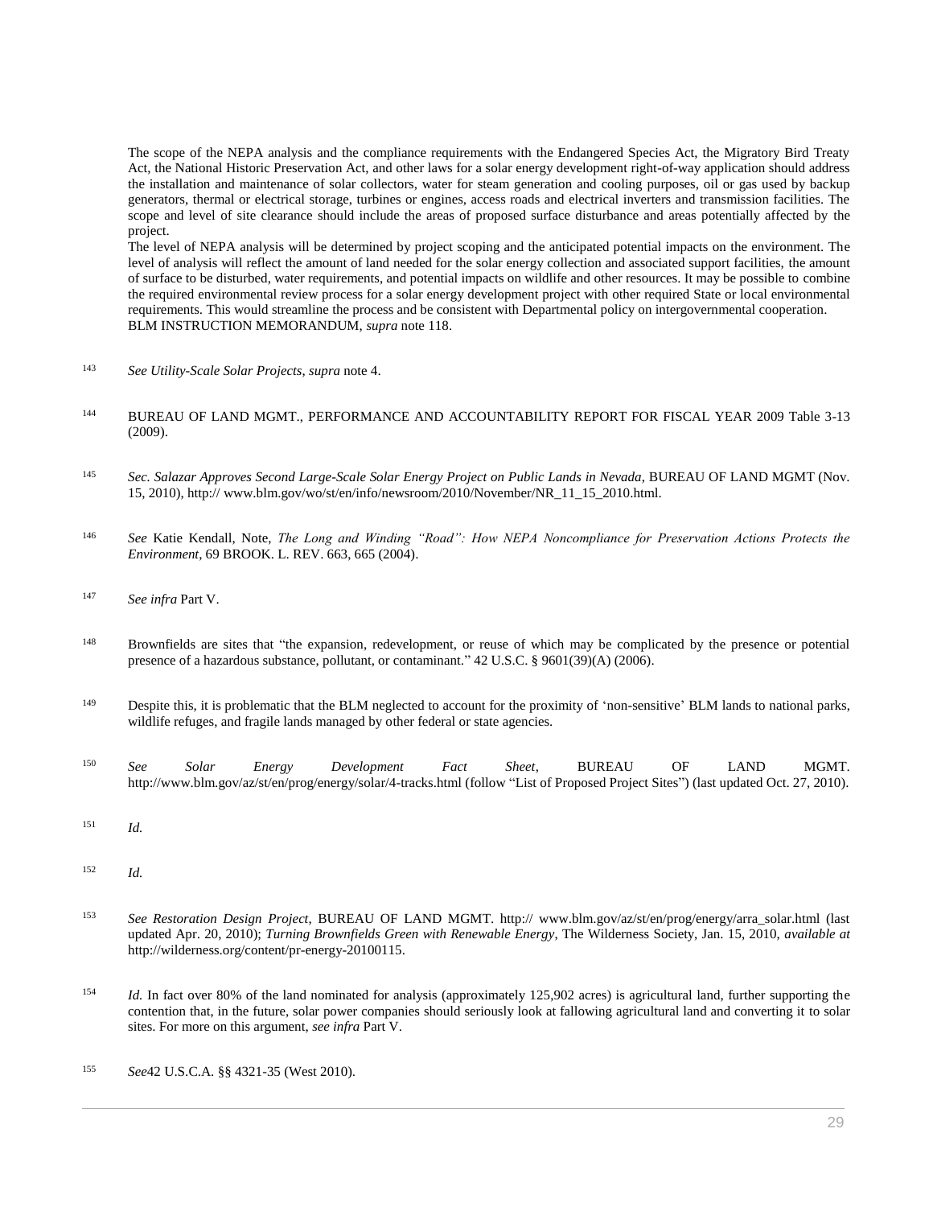The scope of the NEPA analysis and the compliance requirements with the Endangered Species Act, the Migratory Bird Treaty Act, the National Historic Preservation Act, and other laws for a solar energy development right-of-way application should address the installation and maintenance of solar collectors, water for steam generation and cooling purposes, oil or gas used by backup generators, thermal or electrical storage, turbines or engines, access roads and electrical inverters and transmission facilities. The scope and level of site clearance should include the areas of proposed surface disturbance and areas potentially affected by the project.

The level of NEPA analysis will be determined by project scoping and the anticipated potential impacts on the environment. The level of analysis will reflect the amount of land needed for the solar energy collection and associated support facilities, the amount of surface to be disturbed, water requirements, and potential impacts on wildlife and other resources. It may be possible to combine the required environmental review process for a solar energy development project with other required State or local environmental requirements. This would streamline the process and be consistent with Departmental policy on intergovernmental cooperation.

BLM INSTRUCTION MEMORANDUM, *supra* note 118.

143 *See Utility-Scale Solar Projects*, *supra* note 4.

144 BUREAU OF LAND MGMT., PERFORMANCE AND ACCOUNTABILITY REPORT FOR FISCAL YEAR 2009 Table 3-13 (2009).

145 *Sec. Salazar Approves Second Large-Scale Solar Energy Project on Public Lands in Nevada*, BUREAU OF LAND MGMT (Nov. 15, 2010), http:// www.blm.gov/wo/st/en/info/newsroom/2010/November/NR_11_15_2010.html.

146 *See* Katie Kendall, Note, *The Long and Winding "Road": How NEPA Noncompliance for Preservation Actions Protects the Environment*, 69 BROOK. L. REV. 663, 665 (2004).

147 *See infra* Part V.

148 Brownfields are sites that "the expansion, redevelopment, or reuse of which may be complicated by the presence or potential presence of a hazardous substance, pollutant, or contaminant." 42 U.S.C. § 9601(39)(A) (2006).

149 Despite this, it is problematic that the BLM neglected to account for the proximity of 'non-sensitive' BLM lands to national parks, wildlife refuges, and fragile lands managed by other federal or state agencies.

150 *See Solar Energy Development Fact Sheet*, BUREAU OF LAND MGMT. http://www.blm.gov/az/st/en/prog/energy/solar/4-tracks.html (follow "List of Proposed Project Sites") (last updated Oct. 27, 2010).

151 *Id.*

152 *Id.*

153 *See Restoration Design Project*, BUREAU OF LAND MGMT. http:// www.blm.gov/az/st/en/prog/energy/arra_solar.html (last updated Apr. 20, 2010); *Turning Brownfields Green with Renewable Energy*, The Wilderness Society, Jan. 15, 2010, *available at* http://wilderness.org/content/pr-energy-20100115.

154 *Id.* In fact over 80% of the land nominated for analysis (approximately 125,902 acres) is agricultural land, further supporting the contention that, in the future, solar power companies should seriously look at fallowing agricultural land and converting it to solar sites. For more on this argument, *see infra* Part V.

155 *See*42 U.S.C.A. §§ 4321-35 (West 2010).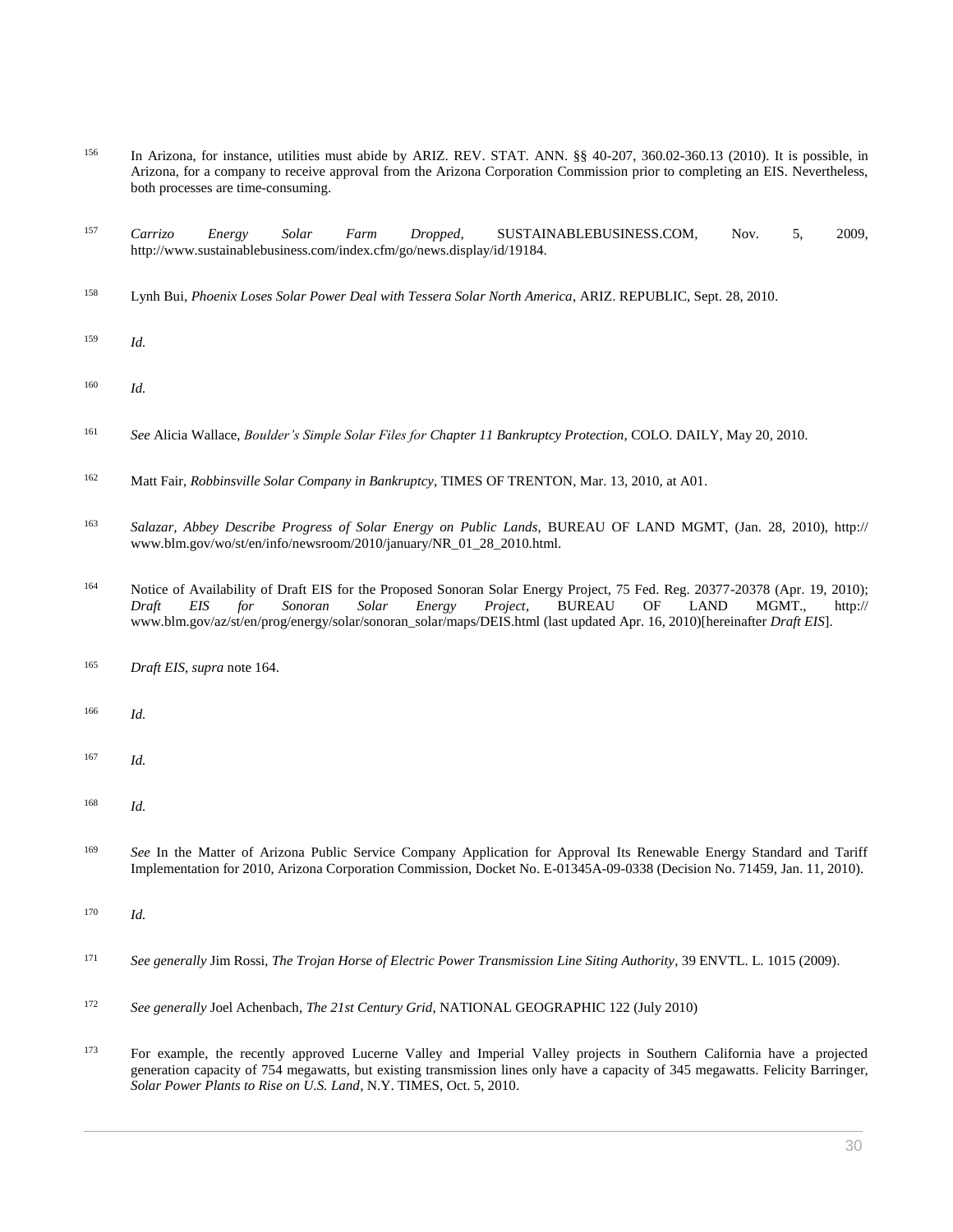156 In Arizona, for instance, utilities must abide by ARIZ. REV. STAT. ANN. §§ 40-207, 360.02-360.13 (2010). It is possible, in Arizona, for a company to receive approval from the Arizona Corporation Commission prior to completing an EIS. Nevertheless, both processes are time-consuming.

157 *Carrizo Energy Solar Farm Dropped*, SUSTAINABLEBUSINESS.COM, Nov. 5, 2009, http://www.sustainablebusiness.com/index.cfm/go/news.display/id/19184.

158 Lynh Bui, *Phoenix Loses Solar Power Deal with Tessera Solar North America*, ARIZ. REPUBLIC, Sept. 28, 2010.

159 *Id.*

160 *Id.*

161 *See* Alicia Wallace, *Boulder's Simple Solar Files for Chapter 11 Bankruptcy Protection*, COLO. DAILY, May 20, 2010.

162 Matt Fair, *Robbinsville Solar Company in Bankruptcy*, TIMES OF TRENTON, Mar. 13, 2010, at A01.

163 *Salazar, Abbey Describe Progress of Solar Energy on Public Lands*, BUREAU OF LAND MGMT, (Jan. 28, 2010), http:// www.blm.gov/wo/st/en/info/newsroom/2010/january/NR_01_28_2010.html.

164 Notice of Availability of Draft EIS for the Proposed Sonoran Solar Energy Project, 75 Fed. Reg. 20377-20378 (Apr. 19, 2010); *Draft EIS for Sonoran Solar Energy Project*, BUREAU OF LAND MGMT., http:// www.blm.gov/az/st/en/prog/energy/solar/sonoran_solar/maps/DEIS.html (last updated Apr. 16, 2010)[hereinafter *Draft EIS*].

165 *Draft EIS*, *supra* note 164.

166 *Id.*

167 *Id.*

168 *Id.*

169 *See* In the Matter of Arizona Public Service Company Application for Approval Its Renewable Energy Standard and Tariff Implementation for 2010, Arizona Corporation Commission, Docket No. E-01345A-09-0338 (Decision No. 71459, Jan. 11, 2010).

170 *Id.*

171 *See generally* Jim Rossi, *The Trojan Horse of Electric Power Transmission Line Siting Authority*, 39 ENVTL. L. 1015 (2009).

172 *See generally* Joel Achenbach, *The 21st Century Grid*, NATIONAL GEOGRAPHIC 122 (July 2010)

173 For example, the recently approved Lucerne Valley and Imperial Valley projects in Southern California have a projected generation capacity of 754 megawatts, but existing transmission lines only have a capacity of 345 megawatts. Felicity Barringer, *Solar Power Plants to Rise on U.S. Land*, N.Y. TIMES, Oct. 5, 2010.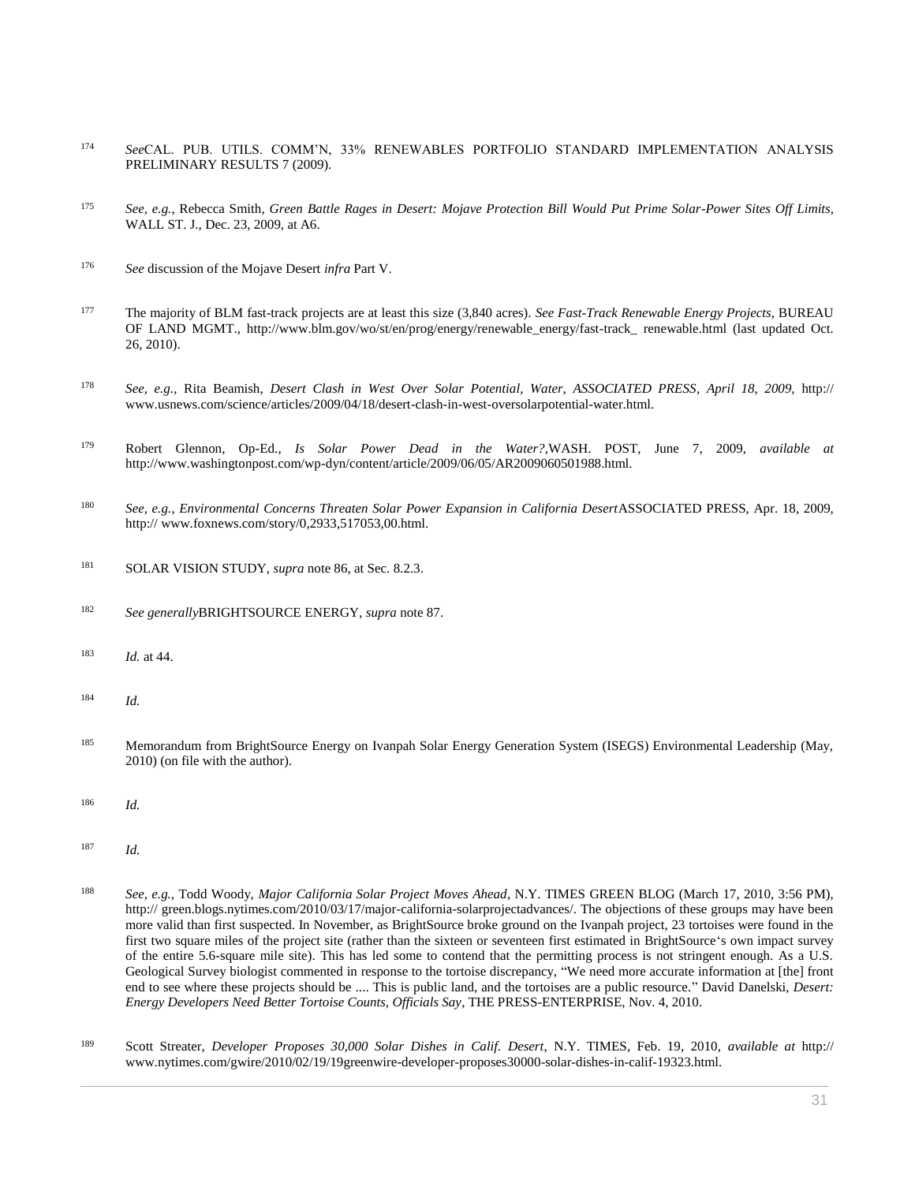[174] *See*CAL. PUB. UTILS. COMM'N, 33% RENEWABLES PORTFOLIO STANDARD IMPLEMENTATION ANALYSIS PRELIMINARY RESULTS 7 (2009).

[175] *See, e.g.*, Rebecca Smith, *Green Battle Rages in Desert: Mojave Protection Bill Would Put Prime Solar-Power Sites Off Limits*, WALL ST. J., Dec. 23, 2009, at A6.

[176] *See* discussion of the Mojave Desert *infra* Part V.

[177] The majority of BLM fast-track projects are at least this size (3,840 acres). *See Fast-Track Renewable Energy Projects*, BUREAU OF LAND MGMT., http://www.blm.gov/wo/st/en/prog/energy/renewable_energy/fast-track_ renewable.html (last updated Oct. 26, 2010).

[178] *See, e.g.*, Rita Beamish, *Desert Clash in West Over Solar Potential, Water, ASSOCIATED PRESS*, *April 18, 2009*, http:// www.usnews.com/science/articles/2009/04/18/desert-clash-in-west-oversolarpotential-water.html.

[179] Robert Glennon, Op-Ed., *Is Solar Power Dead in the Water?*,WASH. POST, June 7, 2009, *available at* http://www.washingtonpost.com/wp-dyn/content/article/2009/06/05/AR2009060501988.html.

[180] *See, e.g.*, *Environmental Concerns Threaten Solar Power Expansion in California Desert*ASSOCIATED PRESS, Apr. 18, 2009, http:// www.foxnews.com/story/0,2933,517053,00.html.

[181] SOLAR VISION STUDY, *supra* note 86, at Sec. 8.2.3.

[182] *See generally*BRIGHTSOURCE ENERGY, *supra* note 87.

[183] *Id.* at 44.

[184] *Id.*

[185] Memorandum from BrightSource Energy on Ivanpah Solar Energy Generation System (ISEGS) Environmental Leadership (May, 2010) (on file with the author).

[186] *Id.*

[187] *Id.*

[188] *See, e.g.*, Todd Woody, *Major California Solar Project Moves Ahead*, N.Y. TIMES GREEN BLOG (March 17, 2010, 3:56 PM), http:// green.blogs.nytimes.com/2010/03/17/major-california-solarprojectadvances/. The objections of these groups may have been more valid than first suspected. In November, as BrightSource broke ground on the Ivanpah project, 23 tortoises were found in the first two square miles of the project site (rather than the sixteen or seventeen first estimated in BrightSource's own impact survey of the entire 5.6-square mile site). This has led some to contend that the permitting process is not stringent enough. As a U.S. Geological Survey biologist commented in response to the tortoise discrepancy, "We need more accurate information at [the] front end to see where these projects should be .... This is public land, and the tortoises are a public resource." David Danelski, *Desert: Energy Developers Need Better Tortoise Counts, Officials Say*, THE PRESS-ENTERPRISE, Nov. 4, 2010.

[189] Scott Streater, *Developer Proposes 30,000 Solar Dishes in Calif. Desert*, N.Y. TIMES, Feb. 19, 2010, *available at* http:// www.nytimes.com/gwire/2010/02/19/19greenwire-developer-proposes30000-solar-dishes-in-calif-19323.html.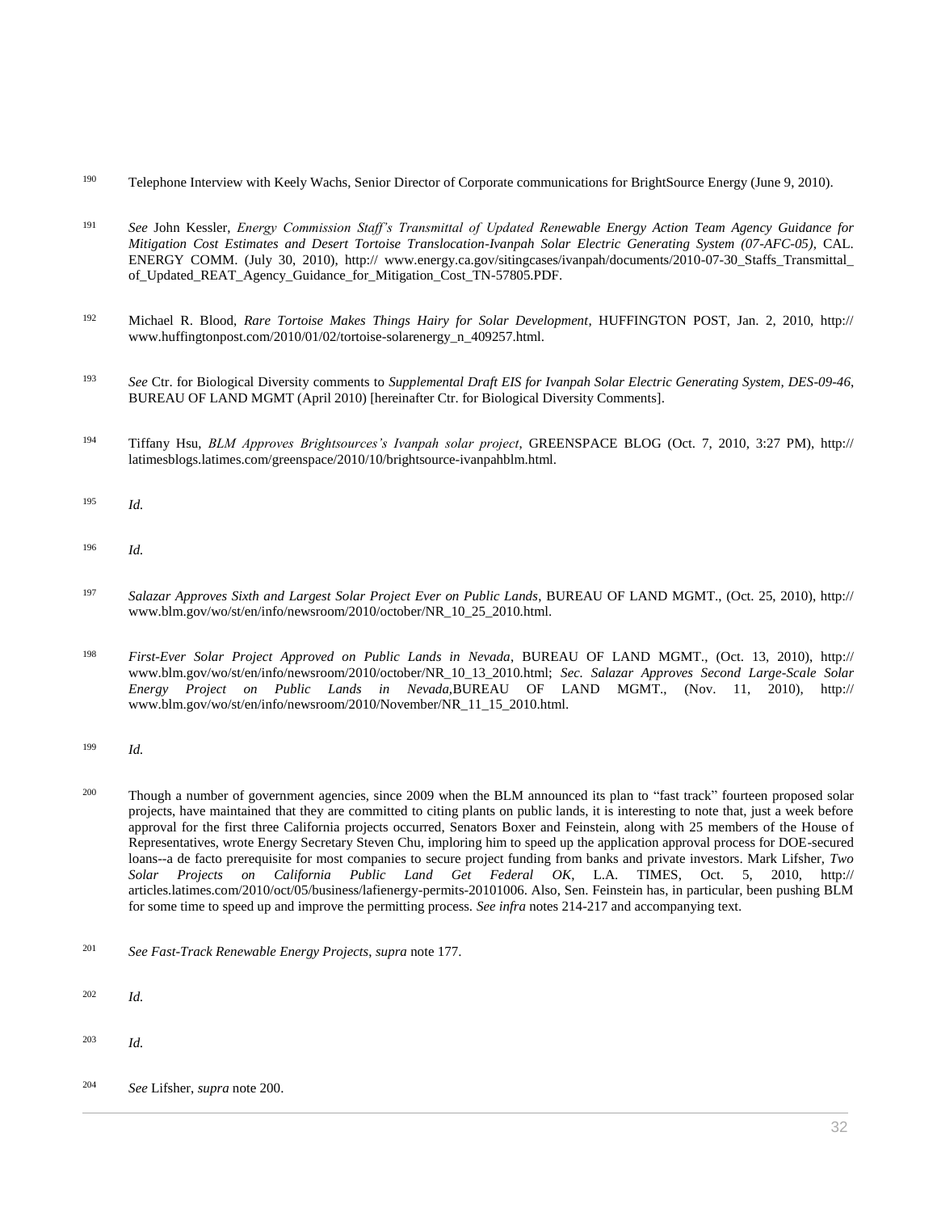190 Telephone Interview with Keely Wachs, Senior Director of Corporate communications for BrightSource Energy (June 9, 2010).

191 *See* John Kessler, *Energy Commission Staff's Transmittal of Updated Renewable Energy Action Team Agency Guidance for Mitigation Cost Estimates and Desert Tortoise Translocation-Ivanpah Solar Electric Generating System (07-AFC-05)*, CAL. ENERGY COMM. (July 30, 2010), http:// www.energy.ca.gov/sitingcases/ivanpah/documents/2010-07-30_Staffs_Transmittal_of_Updated_REAT_Agency_Guidance_for_Mitigation_Cost_TN-57805.PDF.

192 Michael R. Blood, *Rare Tortoise Makes Things Hairy for Solar Development*, HUFFINGTON POST, Jan. 2, 2010, http:// www.huffingtonpost.com/2010/01/02/tortoise-solarenergy_n_409257.html.

193 *See* Ctr. for Biological Diversity comments to *Supplemental Draft EIS for Ivanpah Solar Electric Generating System, DES-09-46*, BUREAU OF LAND MGMT (April 2010) [hereinafter Ctr. for Biological Diversity Comments].

194 Tiffany Hsu, *BLM Approves Brightsources's Ivanpah solar project*, GREENSPACE BLOG (Oct. 7, 2010, 3:27 PM), http:// latimesblogs.latimes.com/greenspace/2010/10/brightsource-ivanpahblm.html.

195 *Id.*

196 *Id.*

197 *Salazar Approves Sixth and Largest Solar Project Ever on Public Lands*, BUREAU OF LAND MGMT., (Oct. 25, 2010), http:// www.blm.gov/wo/st/en/info/newsroom/2010/october/NR_10_25_2010.html.

198 *First-Ever Solar Project Approved on Public Lands in Nevada*, BUREAU OF LAND MGMT., (Oct. 13, 2010), http:// www.blm.gov/wo/st/en/info/newsroom/2010/october/NR_10_13_2010.html; *Sec. Salazar Approves Second Large-Scale Solar Energy Project on Public Lands in Nevada*,BUREAU OF LAND MGMT., (Nov. 11, 2010), http:// www.blm.gov/wo/st/en/info/newsroom/2010/November/NR_11_15_2010.html.

199 *Id.*

200 Though a number of government agencies, since 2009 when the BLM announced its plan to "fast track" fourteen proposed solar projects, have maintained that they are committed to citing plants on public lands, it is interesting to note that, just a week before approval for the first three California projects occurred, Senators Boxer and Feinstein, along with 25 members of the House of Representatives, wrote Energy Secretary Steven Chu, imploring him to speed up the application approval process for DOE-secured loans--a de facto prerequisite for most companies to secure project funding from banks and private investors. Mark Lifsher, *Two Solar Projects on California Public Land Get Federal OK*, L.A. TIMES, Oct. 5, 2010, http:// articles.latimes.com/2010/oct/05/business/lafienergy-permits-20101006. Also, Sen. Feinstein has, in particular, been pushing BLM for some time to speed up and improve the permitting process. *See infra* notes 214-217 and accompanying text.

201 *See Fast-Track Renewable Energy Projects*, *supra* note 177.

202 *Id.*

203 *Id.*

204 *See* Lifsher, *supra* note 200.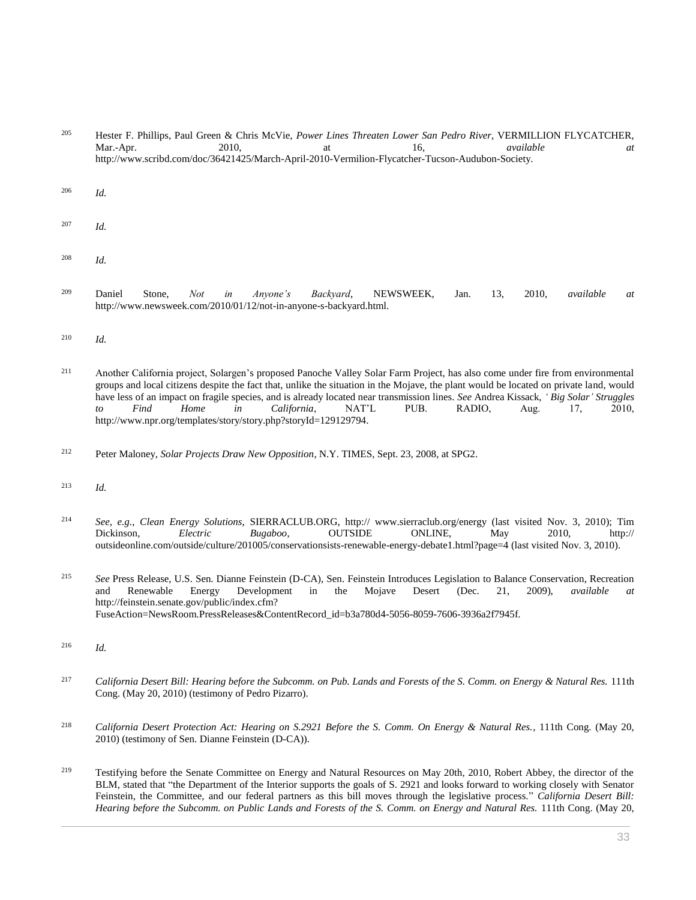[205] Hester F. Phillips, Paul Green & Chris McVie, *Power Lines Threaten Lower San Pedro River*, VERMILLION FLYCATCHER, Mar.-Apr. 2010, at 16, *available at* http://www.scribd.com/doc/36421425/March-April-2010-Vermilion-Flycatcher-Tucson-Audubon-Society.

[206] *Id.*

[207] *Id.*

[208] *Id.*

[209] Daniel Stone, *Not in Anyone's Backyard*, NEWSWEEK, Jan. 13, 2010, *available at* http://www.newsweek.com/2010/01/12/not-in-anyone-s-backyard.html.

[210] *Id.*

[211] Another California project, Solargen's proposed Panoche Valley Solar Farm Project, has also come under fire from environmental groups and local citizens despite the fact that, unlike the situation in the Mojave, the plant would be located on private land, would have less of an impact on fragile species, and is already located near transmission lines. *See* Andrea Kissack, *'Big Solar' Struggles to Find Home in California*, NAT'L PUB. RADIO, Aug. 17, 2010, http://www.npr.org/templates/story/story.php?storyId=129129794.

[212] Peter Maloney, *Solar Projects Draw New Opposition*, N.Y. TIMES, Sept. 23, 2008, at SPG2.

[213] *Id.*

[214] *See, e.g.*, *Clean Energy Solutions*, SIERRACLUB.ORG, http:// www.sierraclub.org/energy (last visited Nov. 3, 2010); Tim Dickinson, *Electric Bugaboo*, OUTSIDE ONLINE, May 2010, http:// outsideonline.com/outside/culture/201005/conservationsists-renewable-energy-debate1.html?page=4 (last visited Nov. 3, 2010).

[215] *See* Press Release, U.S. Sen. Dianne Feinstein (D-CA), Sen. Feinstein Introduces Legislation to Balance Conservation, Recreation and Renewable Energy Development in the Mojave Desert (Dec. 21, 2009), *available at* http://feinstein.senate.gov/public/index.cfm?FuseAction=NewsRoom.PressReleases&ContentRecord_id=b3a780d4-5056-8059-7606-3936a2f7945f.

[216] *Id.*

[217] *California Desert Bill: Hearing before the Subcomm. on Pub. Lands and Forests of the S. Comm. on Energy & Natural Res.* 111th Cong. (May 20, 2010) (testimony of Pedro Pizarro).

[218] *California Desert Protection Act: Hearing on S.2921 Before the S. Comm. On Energy & Natural Res.*, 111th Cong. (May 20, 2010) (testimony of Sen. Dianne Feinstein (D-CA)).

[219] Testifying before the Senate Committee on Energy and Natural Resources on May 20th, 2010, Robert Abbey, the director of the BLM, stated that "the Department of the Interior supports the goals of S. 2921 and looks forward to working closely with Senator Feinstein, the Committee, and our federal partners as this bill moves through the legislative process." *California Desert Bill: Hearing before the Subcomm. on Public Lands and Forests of the S. Comm. on Energy and Natural Res.* 111th Cong. (May 20,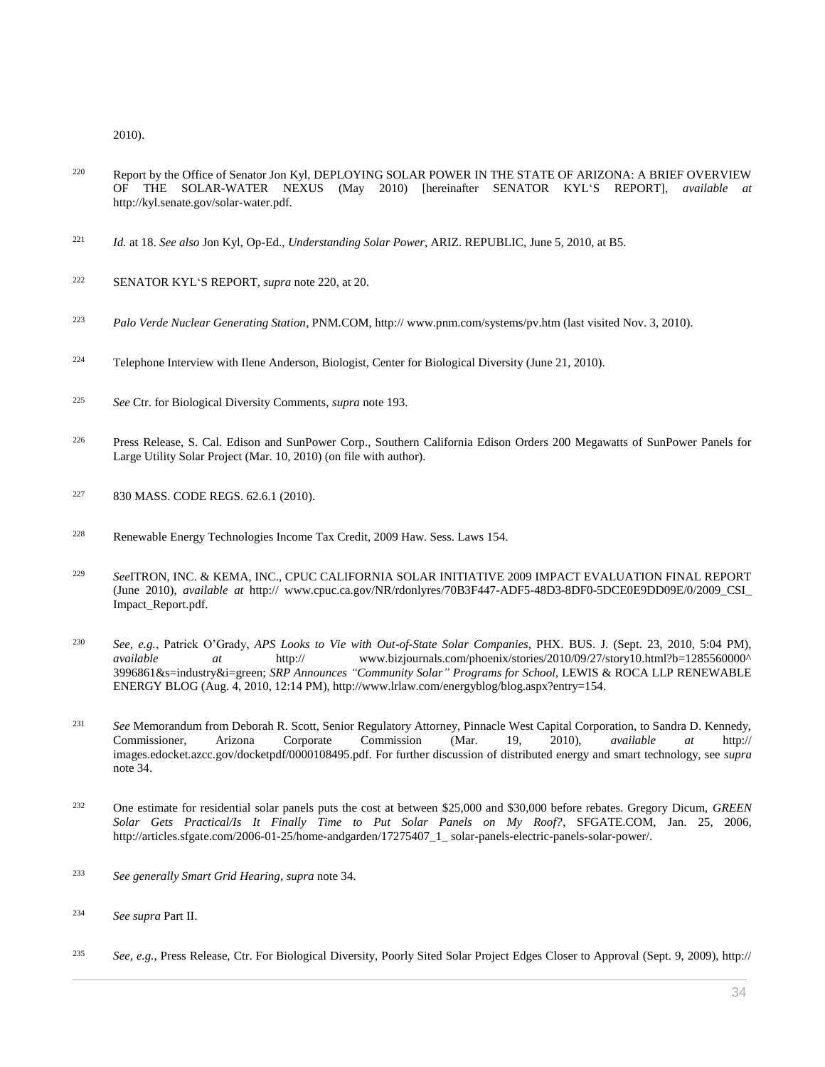2010).

[220] Report by the Office of Senator Jon Kyl, DEPLOYING SOLAR POWER IN THE STATE OF ARIZONA: A BRIEF OVERVIEW OF THE SOLAR-WATER NEXUS (May 2010) [hereinafter SENATOR KYL'S REPORT], *available at* http://kyl.senate.gov/solar-water.pdf.

[221] *Id.* at 18. *See also* Jon Kyl, Op-Ed., *Understanding Solar Power*, ARIZ. REPUBLIC, June 5, 2010, at B5.

[222] SENATOR KYL'S REPORT, *supra* note 220, at 20.

[223] *Palo Verde Nuclear Generating Station*, PNM.COM, http:// www.pnm.com/systems/pv.htm (last visited Nov. 3, 2010).

[224] Telephone Interview with Ilene Anderson, Biologist, Center for Biological Diversity (June 21, 2010).

[225] *See* Ctr. for Biological Diversity Comments, *supra* note 193.

[226] Press Release, S. Cal. Edison and SunPower Corp., Southern California Edison Orders 200 Megawatts of SunPower Panels for Large Utility Solar Project (Mar. 10, 2010) (on file with author).

[227] 830 MASS. CODE REGS. 62.6.1 (2010).

[228] Renewable Energy Technologies Income Tax Credit, 2009 Haw. Sess. Laws 154.

[229] *See*ITRON, INC. & KEMA, INC., CPUC CALIFORNIA SOLAR INITIATIVE 2009 IMPACT EVALUATION FINAL REPORT (June 2010), *available at* http:// www.cpuc.ca.gov/NR/rdonlyres/70B3F447-ADF5-48D3-8DF0-5DCE0E9DD09E/0/2009_CSI_Impact_Report.pdf.

[230] *See, e.g.*, Patrick O'Grady, *APS Looks to Vie with Out-of-State Solar Companies*, PHX. BUS. J. (Sept. 23, 2010, 5:04 PM), *available at* http:// www.bizjournals.com/phoenix/stories/2010/09/27/story10.html?b=1285560000^3996861&s=industry&i=green; *SRP Announces "Community Solar" Programs for School*, LEWIS & ROCA LLP RENEWABLE ENERGY BLOG (Aug. 4, 2010, 12:14 PM), http://www.lrlaw.com/energyblog/blog.aspx?entry=154.

[231] *See* Memorandum from Deborah R. Scott, Senior Regulatory Attorney, Pinnacle West Capital Corporation, to Sandra D. Kennedy, Commissioner, Arizona Corporate Commission (Mar. 19, 2010), *available at* http:// images.edocket.azcc.gov/docketpdf/0000108495.pdf. For further discussion of distributed energy and smart technology, see *supra* note 34.

[232] One estimate for residential solar panels puts the cost at between $25,000 and $30,000 before rebates. Gregory Dicum, *GREEN Solar Gets Practical/Is It Finally Time to Put Solar Panels on My Roof?*, SFGATE.COM, Jan. 25, 2006, http://articles.sfgate.com/2006-01-25/home-andgarden/17275407_1_ solar-panels-electric-panels-solar-power/.

[233] *See generally Smart Grid Hearing*, *supra* note 34.

[234] *See supra* Part II.

[235] *See, e.g.*, Press Release, Ctr. For Biological Diversity, Poorly Sited Solar Project Edges Closer to Approval (Sept. 9, 2009), http://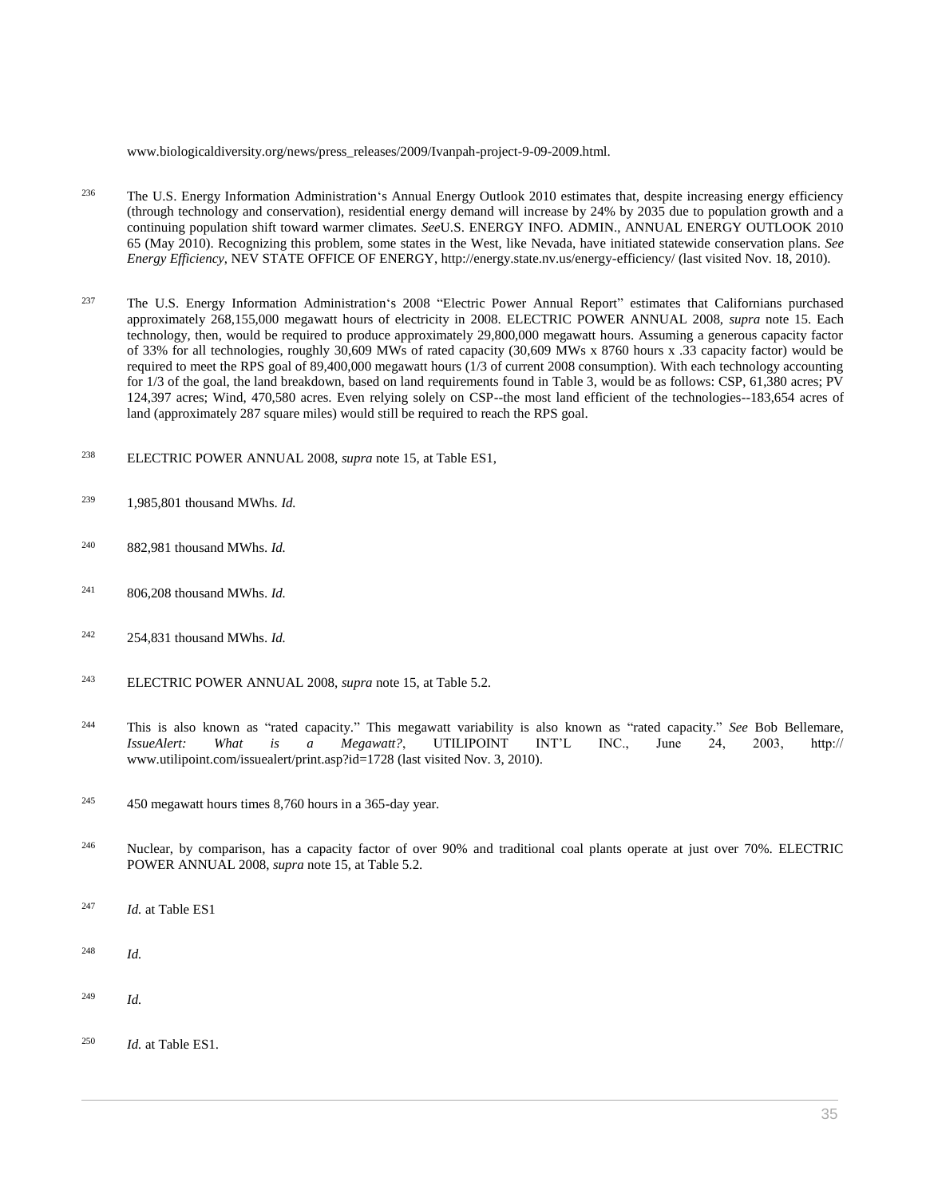www.biologicaldiversity.org/news/press_releases/2009/Ivanpah-project-9-09-2009.html.

[236] The U.S. Energy Information Administration's Annual Energy Outlook 2010 estimates that, despite increasing energy efficiency (through technology and conservation), residential energy demand will increase by 24% by 2035 due to population growth and a continuing population shift toward warmer climates. *See*U.S. ENERGY INFO. ADMIN., ANNUAL ENERGY OUTLOOK 2010 65 (May 2010). Recognizing this problem, some states in the West, like Nevada, have initiated statewide conservation plans. *See Energy Efficiency*, NEV STATE OFFICE OF ENERGY, http://energy.state.nv.us/energy-efficiency/ (last visited Nov. 18, 2010).

[237] The U.S. Energy Information Administration's 2008 "Electric Power Annual Report" estimates that Californians purchased approximately 268,155,000 megawatt hours of electricity in 2008. ELECTRIC POWER ANNUAL 2008, *supra* note 15. Each technology, then, would be required to produce approximately 29,800,000 megawatt hours. Assuming a generous capacity factor of 33% for all technologies, roughly 30,609 MWs of rated capacity (30,609 MWs x 8760 hours x .33 capacity factor) would be required to meet the RPS goal of 89,400,000 megawatt hours (1/3 of current 2008 consumption). With each technology accounting for 1/3 of the goal, the land breakdown, based on land requirements found in Table 3, would be as follows: CSP, 61,380 acres; PV 124,397 acres; Wind, 470,580 acres. Even relying solely on CSP--the most land efficient of the technologies--183,654 acres of land (approximately 287 square miles) would still be required to reach the RPS goal.

[238] ELECTRIC POWER ANNUAL 2008, *supra* note 15, at Table ES1,

[239] 1,985,801 thousand MWhs. *Id.*

[240] 882,981 thousand MWhs. *Id.*

[241] 806,208 thousand MWhs. *Id.*

[242] 254,831 thousand MWhs. *Id.*

[243] ELECTRIC POWER ANNUAL 2008, *supra* note 15, at Table 5.2.

[244] This is also known as "rated capacity." This megawatt variability is also known as "rated capacity." *See* Bob Bellemare, *IssueAlert: What is a Megawatt?*, UTILIPOINT INT'L INC., June 24, 2003, http:// www.utilipoint.com/issuealert/print.asp?id=1728 (last visited Nov. 3, 2010).

[245] 450 megawatt hours times 8,760 hours in a 365-day year.

[246] Nuclear, by comparison, has a capacity factor of over 90% and traditional coal plants operate at just over 70%. ELECTRIC POWER ANNUAL 2008, *supra* note 15, at Table 5.2.

[247] *Id.* at Table ES1

[248] *Id.*

[249] *Id.*

[250] *Id.* at Table ES1.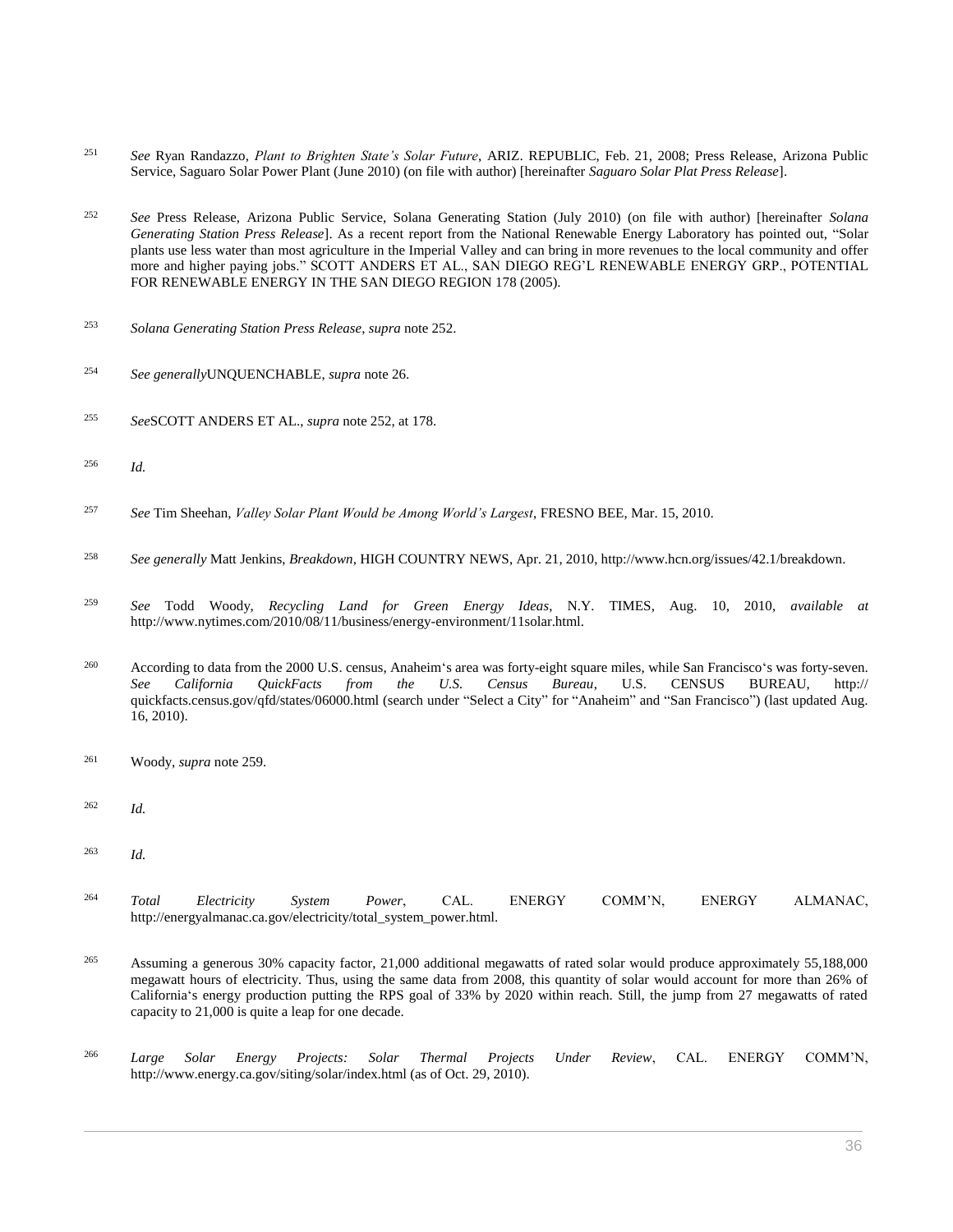[251] *See* Ryan Randazzo, *Plant to Brighten State's Solar Future*, ARIZ. REPUBLIC, Feb. 21, 2008; Press Release, Arizona Public Service, Saguaro Solar Power Plant (June 2010) (on file with author) [hereinafter *Saguaro Solar Plat Press Release*].

[252] *See* Press Release, Arizona Public Service, Solana Generating Station (July 2010) (on file with author) [hereinafter *Solana Generating Station Press Release*]. As a recent report from the National Renewable Energy Laboratory has pointed out, "Solar plants use less water than most agriculture in the Imperial Valley and can bring in more revenues to the local community and offer more and higher paying jobs." SCOTT ANDERS ET AL., SAN DIEGO REG'L RENEWABLE ENERGY GRP., POTENTIAL FOR RENEWABLE ENERGY IN THE SAN DIEGO REGION 178 (2005).

[253] *Solana Generating Station Press Release*, *supra* note 252.

[254] *See generally*UNQUENCHABLE, *supra* note 26.

[255] *See*SCOTT ANDERS ET AL., *supra* note 252, at 178.

[256] *Id.*

[257] *See* Tim Sheehan, *Valley Solar Plant Would be Among World's Largest*, FRESNO BEE, Mar. 15, 2010.

[258] *See generally* Matt Jenkins, *Breakdown*, HIGH COUNTRY NEWS, Apr. 21, 2010, http://www.hcn.org/issues/42.1/breakdown.

[259] *See* Todd Woody, *Recycling Land for Green Energy Ideas*, N.Y. TIMES, Aug. 10, 2010, *available at* http://www.nytimes.com/2010/08/11/business/energy-environment/11solar.html.

[260] According to data from the 2000 U.S. census, Anaheim's area was forty-eight square miles, while San Francisco's was forty-seven. *See California QuickFacts from the U.S. Census Bureau*, U.S. CENSUS BUREAU, http:// quickfacts.census.gov/qfd/states/06000.html (search under "Select a City" for "Anaheim" and "San Francisco") (last updated Aug. 16, 2010).

[261] Woody, *supra* note 259.

[262] *Id.*

[263] *Id.*

[264] *Total Electricity System Power*, CAL. ENERGY COMM'N, ENERGY ALMANAC, http://energyalmanac.ca.gov/electricity/total_system_power.html.

[265] Assuming a generous 30% capacity factor, 21,000 additional megawatts of rated solar would produce approximately 55,188,000 megawatt hours of electricity. Thus, using the same data from 2008, this quantity of solar would account for more than 26% of California's energy production putting the RPS goal of 33% by 2020 within reach. Still, the jump from 27 megawatts of rated capacity to 21,000 is quite a leap for one decade.

[266] *Large Solar Energy Projects: Solar Thermal Projects Under Review*, CAL. ENERGY COMM'N, http://www.energy.ca.gov/siting/solar/index.html (as of Oct. 29, 2010).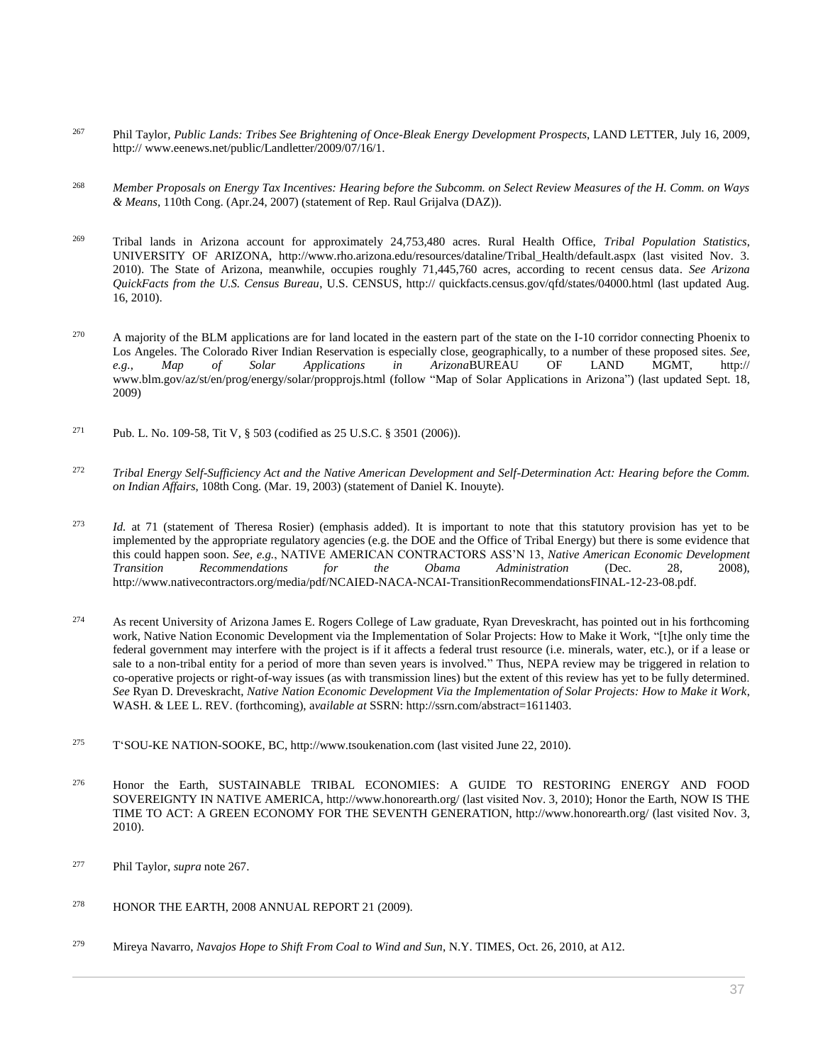[267] Phil Taylor, *Public Lands: Tribes See Brightening of Once-Bleak Energy Development Prospects*, LAND LETTER, July 16, 2009, http:// www.eenews.net/public/Landletter/2009/07/16/1.

[268] *Member Proposals on Energy Tax Incentives: Hearing before the Subcomm. on Select Review Measures of the H. Comm. on Ways & Means*, 110th Cong. (Apr.24, 2007) (statement of Rep. Raul Grijalva (DAZ)).

[269] Tribal lands in Arizona account for approximately 24,753,480 acres. Rural Health Office, *Tribal Population Statistics*, UNIVERSITY OF ARIZONA, http://www.rho.arizona.edu/resources/dataline/Tribal_Health/default.aspx (last visited Nov. 3. 2010). The State of Arizona, meanwhile, occupies roughly 71,445,760 acres, according to recent census data. *See Arizona QuickFacts from the U.S. Census Bureau*, U.S. CENSUS, http:// quickfacts.census.gov/qfd/states/04000.html (last updated Aug. 16, 2010).

[270] A majority of the BLM applications are for land located in the eastern part of the state on the I-10 corridor connecting Phoenix to Los Angeles. The Colorado River Indian Reservation is especially close, geographically, to a number of these proposed sites. *See, e.g.*, *Map of Solar Applications in Arizona*BUREAU OF LAND MGMT, http:// www.blm.gov/az/st/en/prog/energy/solar/propprojs.html (follow "Map of Solar Applications in Arizona") (last updated Sept. 18, 2009)

[271] Pub. L. No. 109-58, Tit V, § 503 (codified as 25 U.S.C. § 3501 (2006)).

[272] *Tribal Energy Self-Sufficiency Act and the Native American Development and Self-Determination Act: Hearing before the Comm. on Indian Affairs*, 108th Cong. (Mar. 19, 2003) (statement of Daniel K. Inouyte).

[273] *Id.* at 71 (statement of Theresa Rosier) (emphasis added). It is important to note that this statutory provision has yet to be implemented by the appropriate regulatory agencies (e.g. the DOE and the Office of Tribal Energy) but there is some evidence that this could happen soon. *See, e.g.*, NATIVE AMERICAN CONTRACTORS ASS'N 13, *Native American Economic Development Transition Recommendations for the Obama Administration* (Dec. 28, 2008), http://www.nativecontractors.org/media/pdf/NCAIED-NACA-NCAI-TransitionRecommendationsFINAL-12-23-08.pdf.

[274] As recent University of Arizona James E. Rogers College of Law graduate, Ryan Dreveskracht, has pointed out in his forthcoming work, Native Nation Economic Development via the Implementation of Solar Projects: How to Make it Work, "[t]he only time the federal government may interfere with the project is if it affects a federal trust resource (i.e. minerals, water, etc.), or if a lease or sale to a non-tribal entity for a period of more than seven years is involved." Thus, NEPA review may be triggered in relation to co-operative projects or right-of-way issues (as with transmission lines) but the extent of this review has yet to be fully determined. *See* Ryan D. Dreveskracht, *Native Nation Economic Development Via the Implementation of Solar Projects: How to Make it Work*, WASH. & LEE L. REV. (forthcoming), *available at* SSRN: http://ssrn.com/abstract=1611403.

[275] T'SOU-KE NATION-SOOKE, BC, http://www.tsoukenation.com (last visited June 22, 2010).

[276] Honor the Earth, SUSTAINABLE TRIBAL ECONOMIES: A GUIDE TO RESTORING ENERGY AND FOOD SOVEREIGNTY IN NATIVE AMERICA, http://www.honorearth.org/ (last visited Nov. 3, 2010); Honor the Earth, NOW IS THE TIME TO ACT: A GREEN ECONOMY FOR THE SEVENTH GENERATION, http://www.honorearth.org/ (last visited Nov. 3, 2010).

[277] Phil Taylor, *supra* note 267.

[278] HONOR THE EARTH, 2008 ANNUAL REPORT 21 (2009).

[279] Mireya Navarro, *Navajos Hope to Shift From Coal to Wind and Sun*, N.Y. TIMES, Oct. 26, 2010, at A12.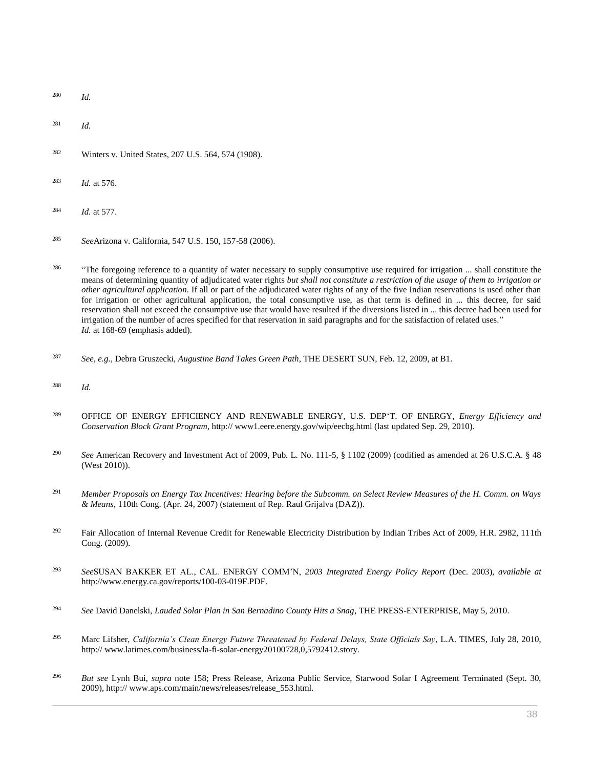280 *Id.*

281 *Id.*

282 Winters v. United States, 207 U.S. 564, 574 (1908).

283 *Id.* at 576.

284 *Id.* at 577.

285 *See*Arizona v. California, 547 U.S. 150, 157-58 (2006).

286 "The foregoing reference to a quantity of water necessary to supply consumptive use required for irrigation ... shall constitute the means of determining quantity of adjudicated water rights *but shall not constitute a restriction of the usage of them to irrigation or other agricultural application*. If all or part of the adjudicated water rights of any of the five Indian reservations is used other than for irrigation or other agricultural application, the total consumptive use, as that term is defined in ... this decree, for said reservation shall not exceed the consumptive use that would have resulted if the diversions listed in ... this decree had been used for irrigation of the number of acres specified for that reservation in said paragraphs and for the satisfaction of related uses." *Id.* at 168-69 (emphasis added).

287 *See, e.g.*, Debra Gruszecki, *Augustine Band Takes Green Path*, THE DESERT SUN, Feb. 12, 2009, at B1.

288 *Id.*

289 OFFICE OF ENERGY EFFICIENCY AND RENEWABLE ENERGY, U.S. DEP'T. OF ENERGY, *Energy Efficiency and Conservation Block Grant Program*, http:// www1.eere.energy.gov/wip/eecbg.html (last updated Sep. 29, 2010).

290 *See* American Recovery and Investment Act of 2009, Pub. L. No. 111-5, § 1102 (2009) (codified as amended at 26 U.S.C.A. § 48 (West 2010)).

291 *Member Proposals on Energy Tax Incentives: Hearing before the Subcomm. on Select Review Measures of the H. Comm. on Ways & Means*, 110th Cong. (Apr. 24, 2007) (statement of Rep. Raul Grijalva (DAZ)).

292 Fair Allocation of Internal Revenue Credit for Renewable Electricity Distribution by Indian Tribes Act of 2009, H.R. 2982, 111th Cong. (2009).

293 *See*SUSAN BAKKER ET AL., CAL. ENERGY COMM'N, *2003 Integrated Energy Policy Report* (Dec. 2003), *available at* http://www.energy.ca.gov/reports/100-03-019F.PDF.

294 *See* David Danelski, *Lauded Solar Plan in San Bernadino County Hits a Snag*, THE PRESS-ENTERPRISE, May 5, 2010.

295 Marc Lifsher, *California's Clean Energy Future Threatened by Federal Delays, State Officials Say*, L.A. TIMES, July 28, 2010, http:// www.latimes.com/business/la-fi-solar-energy20100728,0,5792412.story.

296 *But see* Lynh Bui, *supra* note 158; Press Release, Arizona Public Service, Starwood Solar I Agreement Terminated (Sept. 30, 2009), http:// www.aps.com/main/news/releases/release_553.html.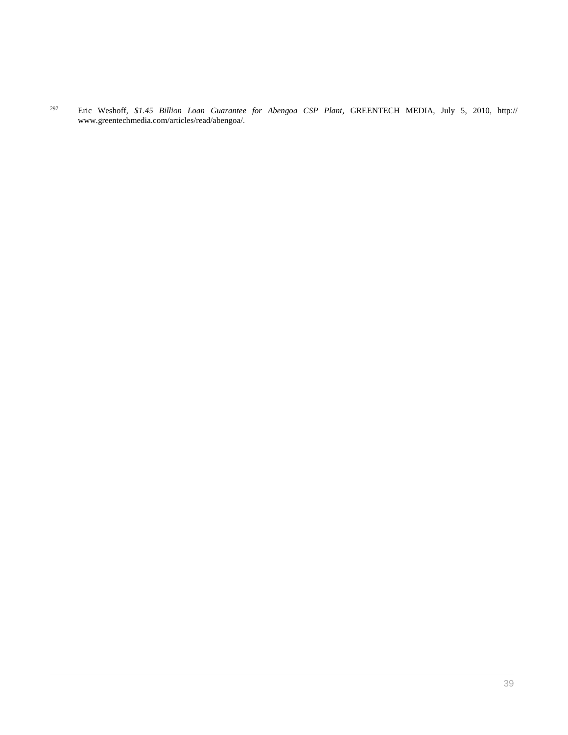[297] Eric Weshoff, *$1.45 Billion Loan Guarantee for Abengoa CSP Plant*, GREENTECH MEDIA, July 5, 2010, http://www.greentechmedia.com/articles/read/abengoa/.